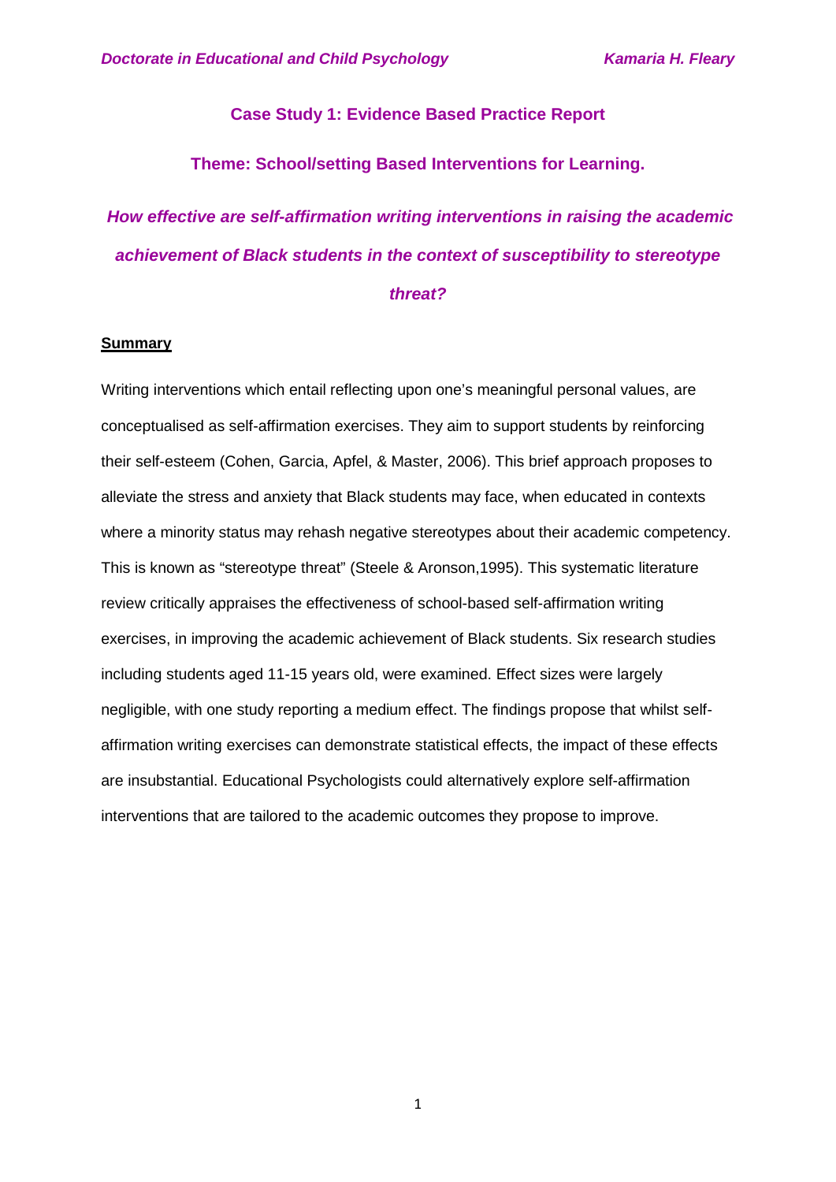## Case Study 1: Evidence Based Practice Report

## Theme: School/setting Based Interventions for Learning.

# *How effective are self-affirmation writing interventions in raising the academic achievement of Black students in the context of susceptibility to stereotype threat?*

### Summary

Writing interventions which entail reflecting upon one's meaningful personal values, are conceptualised as self-affirmation exercises. They aim to support students by reinforcing their self-esteem (Cohen, Garcia, Apfel, & Master, 2006). This brief approach proposes to alleviate the stress and anxiety that Black students may face, when educated in contexts where a minority status may rehash negative stereotypes about their academic competency. This is known as "stereotype threat" (Steele & Aronson,1995). This systematic literature review critically appraises the effectiveness of school-based self-affirmation writing exercises, in improving the academic achievement of Black students. Six research studies including students aged 11-15 years old, were examined. Effect sizes were largely negligible, with one study reporting a medium effect. The findings propose that whilst self-affirmation writing exercises can demonstrate statistical effects, the impact of these effects are insubstantial. Educational Psychologists could alternatively explore self-affirmation interventions that are tailored to the academic outcomes they propose to improve.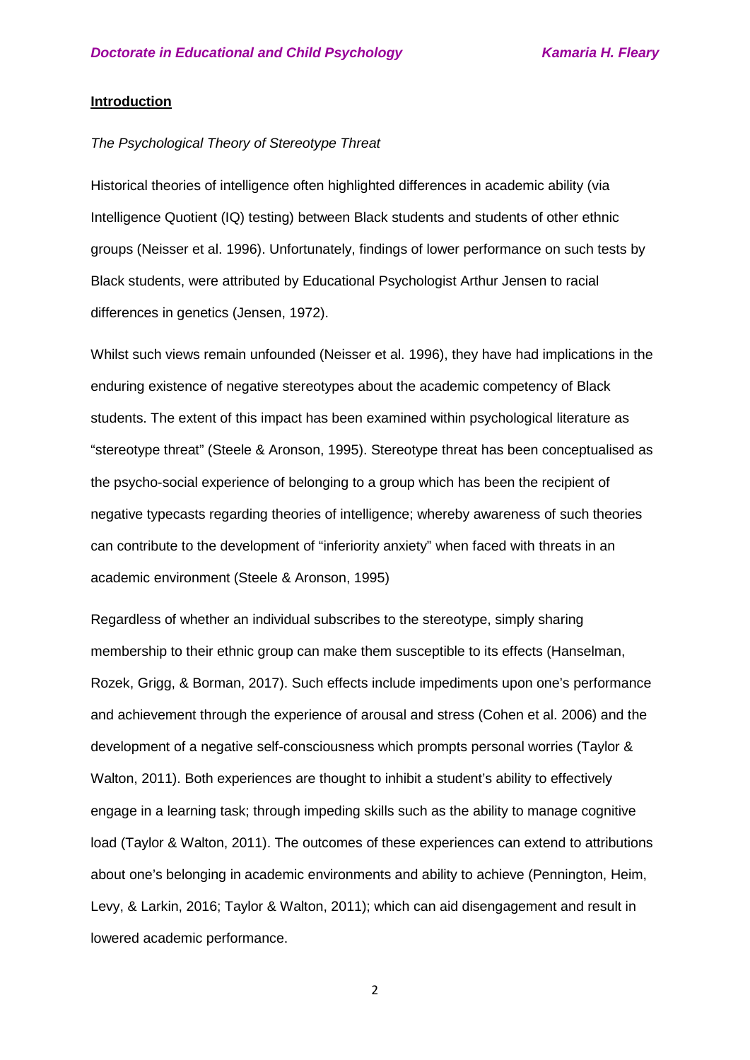## Introduction

*The Psychological Theory of Stereotype Threat*

Historical theories of intelligence often highlighted differences in academic ability (via Intelligence Quotient (IQ) testing) between Black students and students of other ethnic groups (Neisser et al. 1996). Unfortunately, findings of lower performance on such tests by Black students, were attributed by Educational Psychologist Arthur Jensen to racial differences in genetics (Jensen, 1972).

Whilst such views remain unfounded (Neisser et al. 1996), they have had implications in the enduring existence of negative stereotypes about the academic competency of Black students. The extent of this impact has been examined within psychological literature as "stereotype threat" (Steele & Aronson, 1995). Stereotype threat has been conceptualised as the psycho-social experience of belonging to a group which has been the recipient of negative typecasts regarding theories of intelligence; whereby awareness of such theories can contribute to the development of "inferiority anxiety" when faced with threats in an academic environment (Steele & Aronson, 1995)

Regardless of whether an individual subscribes to the stereotype, simply sharing membership to their ethnic group can make them susceptible to its effects (Hanselman, Rozek, Grigg, & Borman, 2017). Such effects include impediments upon one's performance and achievement through the experience of arousal and stress (Cohen et al. 2006) and the development of a negative self-consciousness which prompts personal worries (Taylor & Walton, 2011). Both experiences are thought to inhibit a student's ability to effectively engage in a learning task; through impeding skills such as the ability to manage cognitive load (Taylor & Walton, 2011). The outcomes of these experiences can extend to attributions about one's belonging in academic environments and ability to achieve (Pennington, Heim, Levy, & Larkin, 2016; Taylor & Walton, 2011); which can aid disengagement and result in lowered academic performance.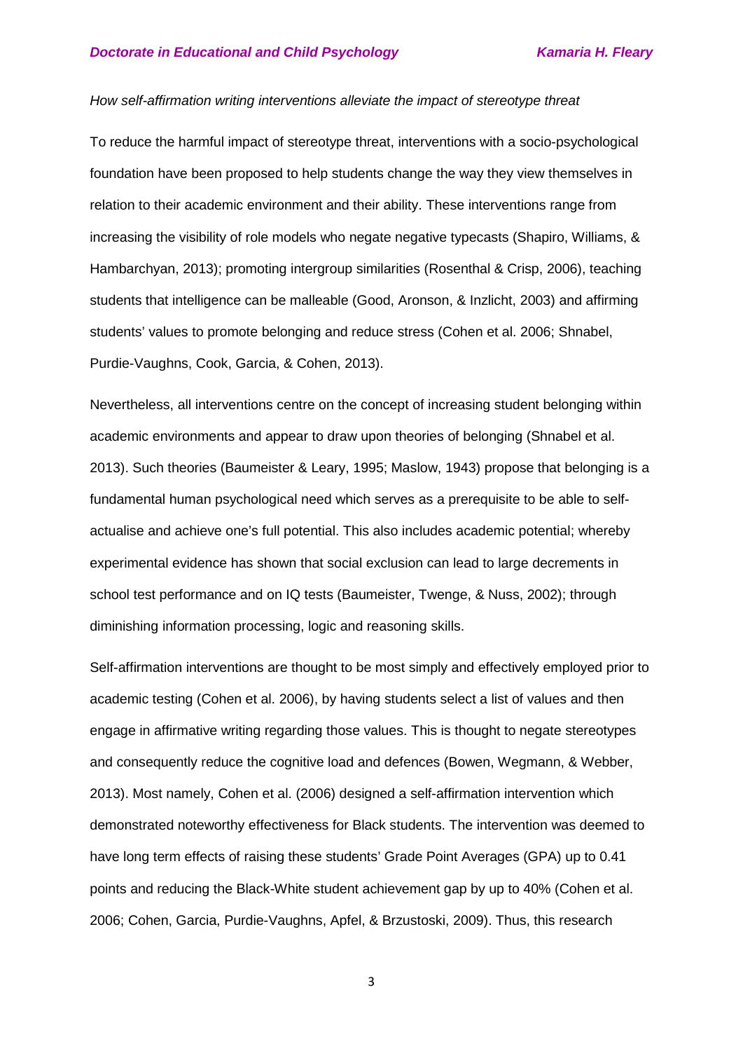*How self-affirmation writing interventions alleviate the impact of stereotype threat*

To reduce the harmful impact of stereotype threat, interventions with a socio-psychological foundation have been proposed to help students change the way they view themselves in relation to their academic environment and their ability. These interventions range from increasing the visibility of role models who negate negative typecasts (Shapiro, Williams, & Hambarchyan, 2013); promoting intergroup similarities (Rosenthal & Crisp, 2006), teaching students that intelligence can be malleable (Good, Aronson, & Inzlicht, 2003) and affirming students' values to promote belonging and reduce stress (Cohen et al. 2006; Shnabel, Purdie-Vaughns, Cook, Garcia, & Cohen, 2013).

Nevertheless, all interventions centre on the concept of increasing student belonging within academic environments and appear to draw upon theories of belonging (Shnabel et al. 2013). Such theories (Baumeister & Leary, 1995; Maslow, 1943) propose that belonging is a fundamental human psychological need which serves as a prerequisite to be able to self-actualise and achieve one's full potential. This also includes academic potential; whereby experimental evidence has shown that social exclusion can lead to large decrements in school test performance and on IQ tests (Baumeister, Twenge, & Nuss, 2002); through diminishing information processing, logic and reasoning skills.

Self-affirmation interventions are thought to be most simply and effectively employed prior to academic testing (Cohen et al. 2006), by having students select a list of values and then engage in affirmative writing regarding those values. This is thought to negate stereotypes and consequently reduce the cognitive load and defences (Bowen, Wegmann, & Webber, 2013). Most namely, Cohen et al. (2006) designed a self-affirmation intervention which demonstrated noteworthy effectiveness for Black students. The intervention was deemed to have long term effects of raising these students' Grade Point Averages (GPA) up to 0.41 points and reducing the Black-White student achievement gap by up to 40% (Cohen et al. 2006; Cohen, Garcia, Purdie-Vaughns, Apfel, & Brzustoski, 2009). Thus, this research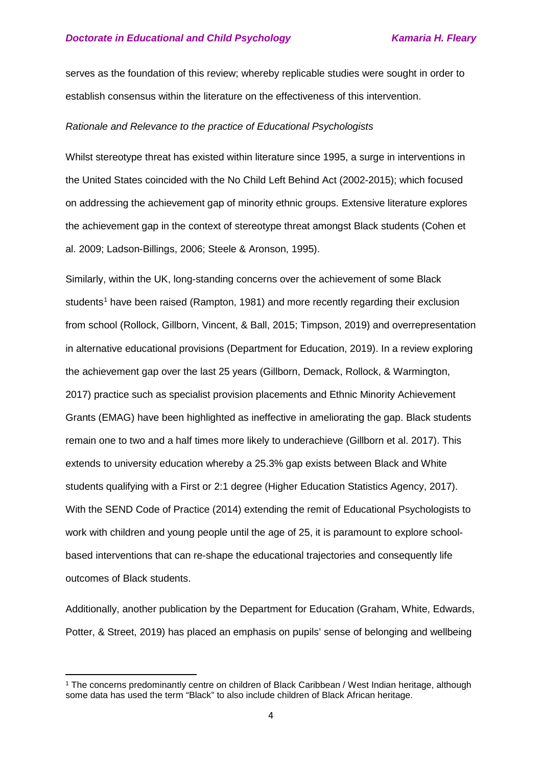serves as the foundation of this review; whereby replicable studies were sought in order to establish consensus within the literature on the effectiveness of this intervention.

*Rationale and Relevance to the practice of Educational Psychologists*

Whilst stereotype threat has existed within literature since 1995, a surge in interventions in the United States coincided with the No Child Left Behind Act (2002-2015); which focused on addressing the achievement gap of minority ethnic groups. Extensive literature explores the achievement gap in the context of stereotype threat amongst Black students (Cohen et al. 2009; Ladson-Billings, 2006; Steele & Aronson, 1995).

Similarly, within the UK, long-standing concerns over the achievement of some Black students[1] have been raised (Rampton, 1981) and more recently regarding their exclusion from school (Rollock, Gillborn, Vincent, & Ball, 2015; Timpson, 2019) and overrepresentation in alternative educational provisions (Department for Education, 2019). In a review exploring the achievement gap over the last 25 years (Gillborn, Demack, Rollock, & Warmington, 2017) practice such as specialist provision placements and Ethnic Minority Achievement Grants (EMAG) have been highlighted as ineffective in ameliorating the gap. Black students remain one to two and a half times more likely to underachieve (Gillborn et al. 2017). This extends to university education whereby a 25.3% gap exists between Black and White students qualifying with a First or 2:1 degree (Higher Education Statistics Agency, 2017). With the SEND Code of Practice (2014) extending the remit of Educational Psychologists to work with children and young people until the age of 25, it is paramount to explore school-based interventions that can re-shape the educational trajectories and consequently life outcomes of Black students.

Additionally, another publication by the Department for Education (Graham, White, Edwards, Potter, & Street, 2019) has placed an emphasis on pupils' sense of belonging and wellbeing

[1] The concerns predominantly centre on children of Black Caribbean / West Indian heritage, although some data has used the term "Black" to also include children of Black African heritage.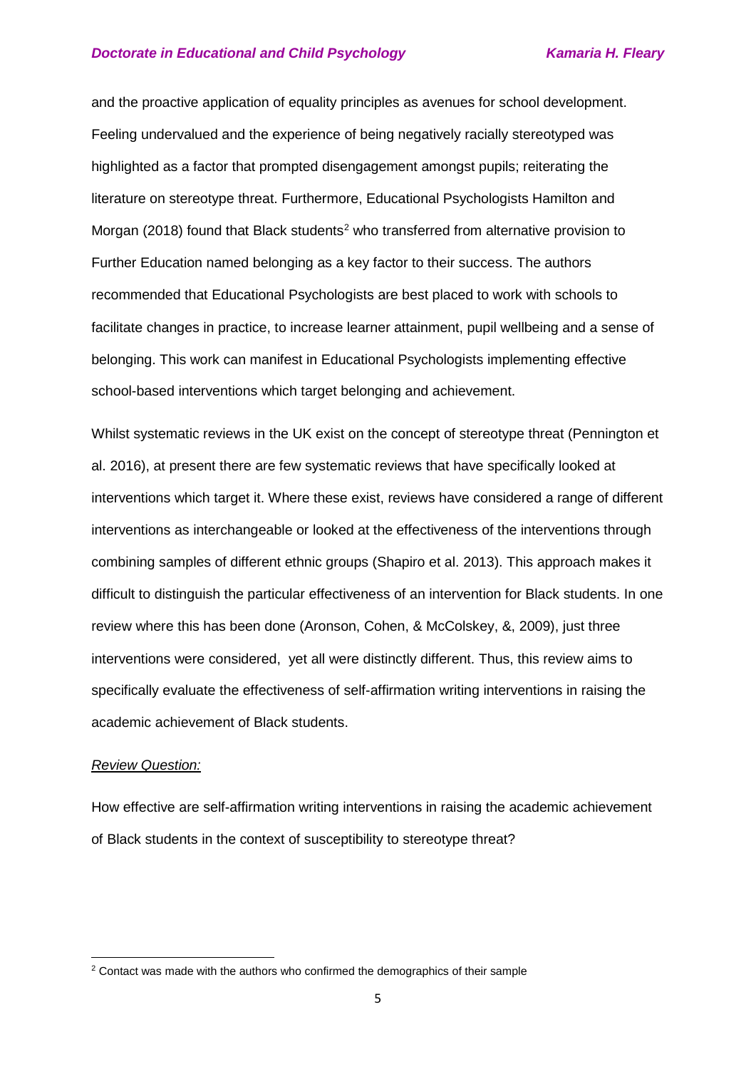and the proactive application of equality principles as avenues for school development. Feeling undervalued and the experience of being negatively racially stereotyped was highlighted as a factor that prompted disengagement amongst pupils; reiterating the literature on stereotype threat. Furthermore, Educational Psychologists Hamilton and Morgan (2018) found that Black students[2] who transferred from alternative provision to Further Education named belonging as a key factor to their success. The authors recommended that Educational Psychologists are best placed to work with schools to facilitate changes in practice, to increase learner attainment, pupil wellbeing and a sense of belonging. This work can manifest in Educational Psychologists implementing effective school-based interventions which target belonging and achievement.

Whilst systematic reviews in the UK exist on the concept of stereotype threat (Pennington et al. 2016), at present there are few systematic reviews that have specifically looked at interventions which target it. Where these exist, reviews have considered a range of different interventions as interchangeable or looked at the effectiveness of the interventions through combining samples of different ethnic groups (Shapiro et al. 2013). This approach makes it difficult to distinguish the particular effectiveness of an intervention for Black students. In one review where this has been done (Aronson, Cohen, & McColskey, &, 2009), just three interventions were considered,  yet all were distinctly different. Thus, this review aims to specifically evaluate the effectiveness of self-affirmation writing interventions in raising the academic achievement of Black students.

*Review Question:*

How effective are self-affirmation writing interventions in raising the academic achievement of Black students in the context of susceptibility to stereotype threat?

[2] Contact was made with the authors who confirmed the demographics of their sample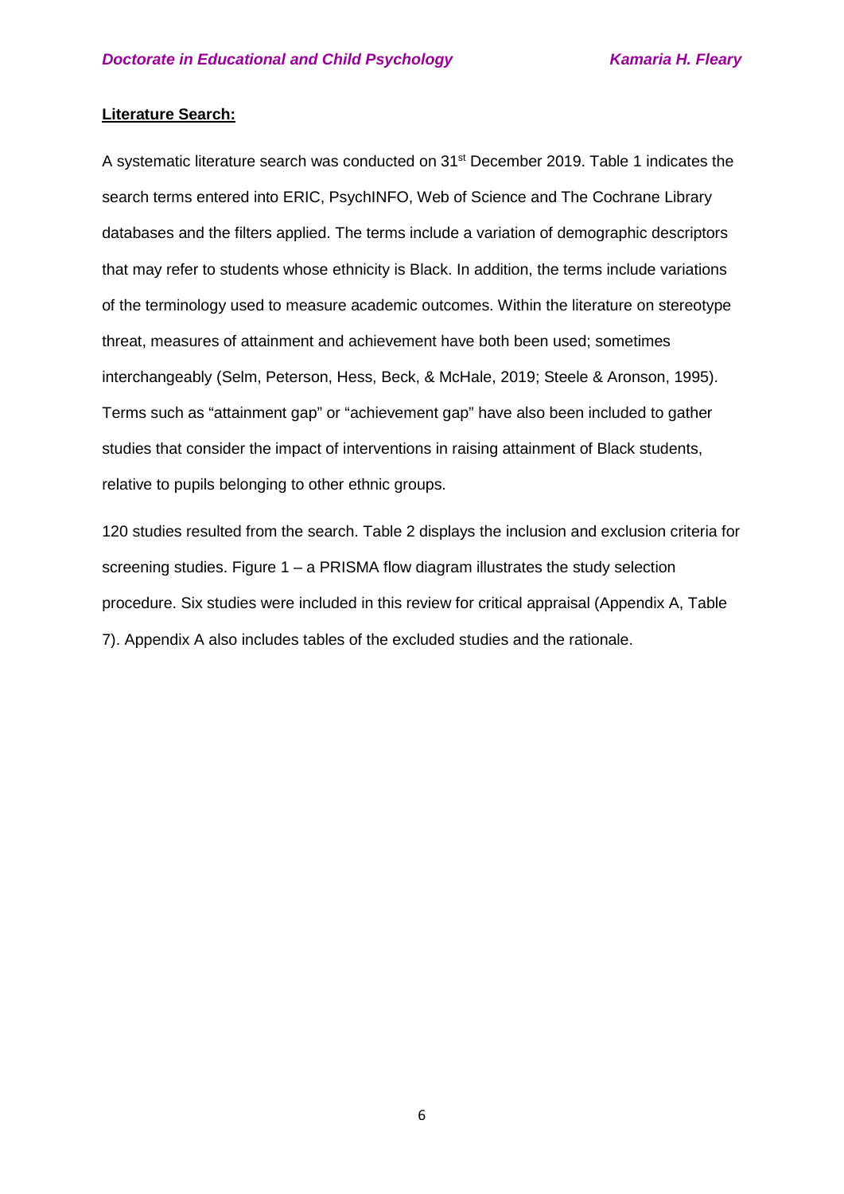## **Literature Search:**

A systematic literature search was conducted on 31st December 2019. Table 1 indicates the search terms entered into ERIC, PsychINFO, Web of Science and The Cochrane Library databases and the filters applied. The terms include a variation of demographic descriptors that may refer to students whose ethnicity is Black. In addition, the terms include variations of the terminology used to measure academic outcomes. Within the literature on stereotype threat, measures of attainment and achievement have both been used; sometimes interchangeably (Selm, Peterson, Hess, Beck, & McHale, 2019; Steele & Aronson, 1995). Terms such as "attainment gap" or "achievement gap" have also been included to gather studies that consider the impact of interventions in raising attainment of Black students, relative to pupils belonging to other ethnic groups.

120 studies resulted from the search. Table 2 displays the inclusion and exclusion criteria for screening studies. Figure 1 – a PRISMA flow diagram illustrates the study selection procedure. Six studies were included in this review for critical appraisal (Appendix A, Table 7). Appendix A also includes tables of the excluded studies and the rationale.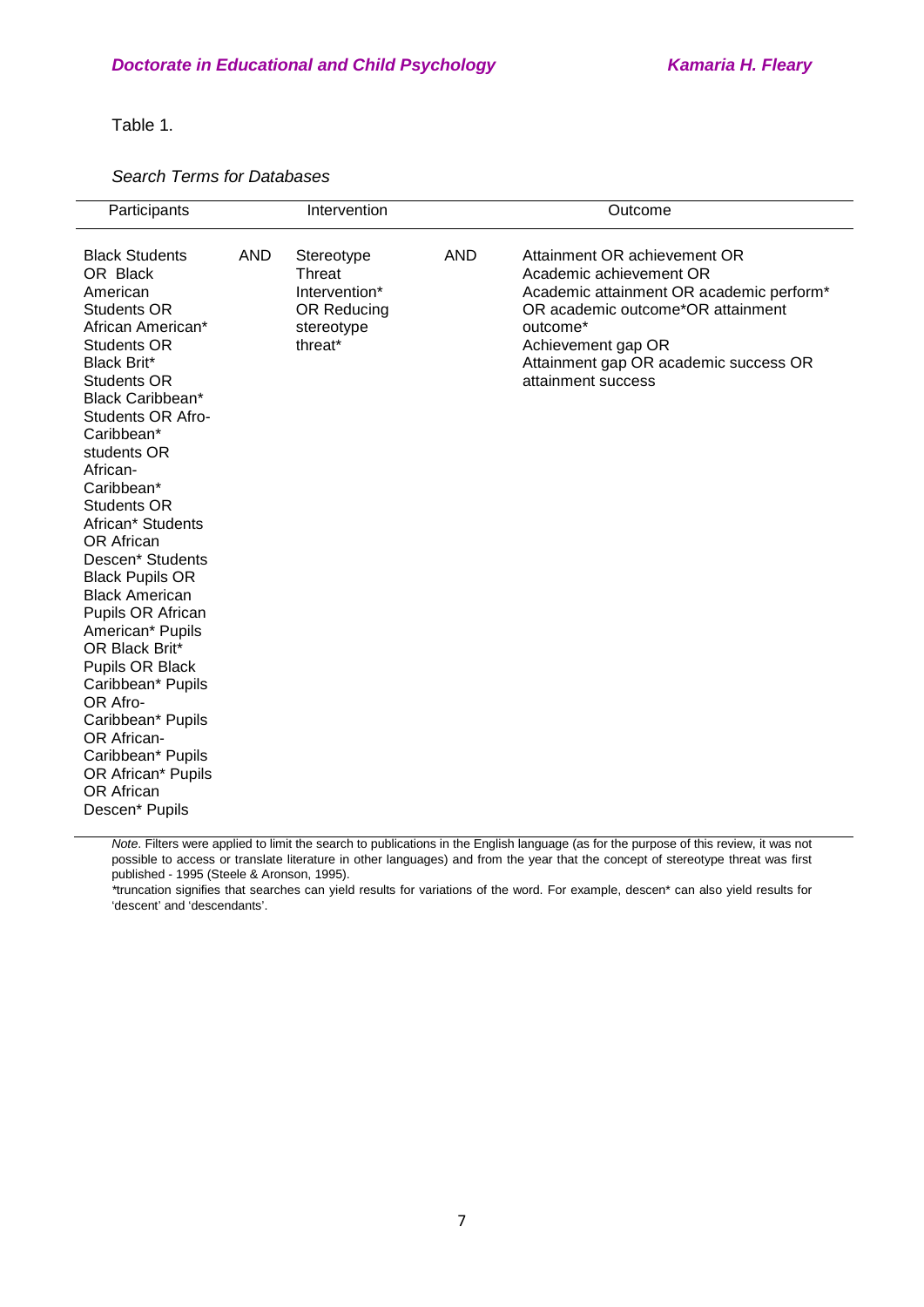Table 1.

*Search Terms for Databases*

| Participants | | Intervention | | Outcome |
|---|---|---|---|---|
| Black Students OR Black American Students OR African American* Students OR Black Brit* Students OR Black Caribbean* Students OR Afro-Caribbean* students OR African-Caribbean* Students OR African* Students OR African Descen* Students Black Pupils OR Black American Pupils OR African American* Pupils OR Black Brit* Pupils OR Black Caribbean* Pupils OR Afro-Caribbean* Pupils OR African-Caribbean* Pupils OR African* Pupils OR African Descen* Pupils | AND | Stereotype Threat Intervention* OR Reducing stereotype threat* | AND | Attainment OR achievement OR Academic achievement OR Academic attainment OR academic perform* OR academic outcome*OR attainment outcome* Achievement gap OR Attainment gap OR academic success OR attainment success |

*Note*. Filters were applied to limit the search to publications in the English language (as for the purpose of this review, it was not possible to access or translate literature in other languages) and from the year that the concept of stereotype threat was first published - 1995 (Steele & Aronson, 1995).
*truncation signifies that searches can yield results for variations of the word. For example, descen* can also yield results for 'descent' and 'descendants'.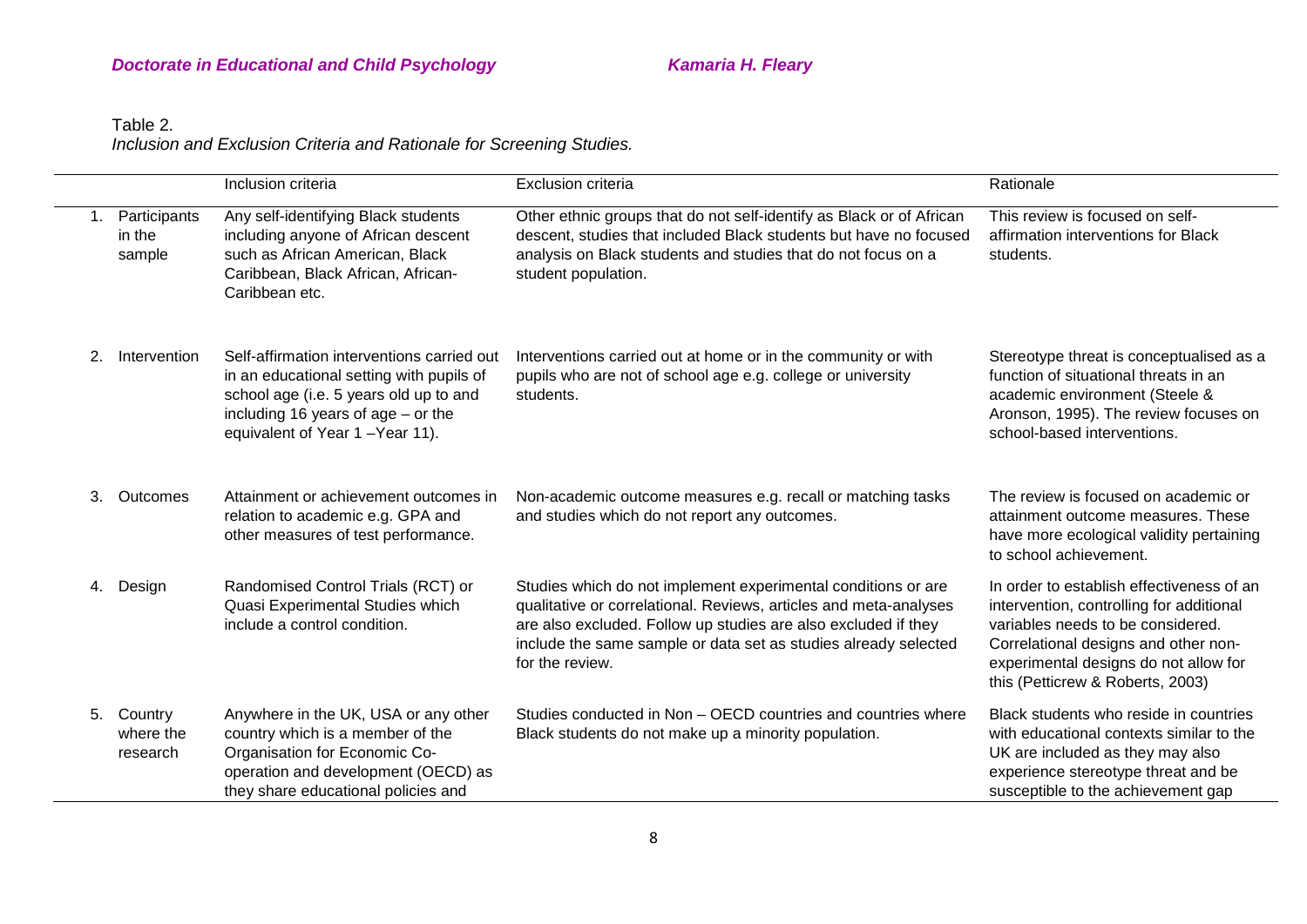Table 2.
*Inclusion and Exclusion Criteria and Rationale for Screening Studies.*

| | Inclusion criteria | Exclusion criteria | Rationale |
|---|---|---|---|
| 1. Participants in the sample | Any self-identifying Black students including anyone of African descent such as African American, Black Caribbean, Black African, African-Caribbean etc. | Other ethnic groups that do not self-identify as Black or of African descent, studies that included Black students but have no focused analysis on Black students and studies that do not focus on a student population. | This review is focused on self-affirmation interventions for Black students. |
| 2. Intervention | Self-affirmation interventions carried out in an educational setting with pupils of school age (i.e. 5 years old up to and including 16 years of age – or the equivalent of Year 1 –Year 11). | Interventions carried out at home or in the community or with pupils who are not of school age e.g. college or university students. | Stereotype threat is conceptualised as a function of situational threats in an academic environment (Steele & Aronson, 1995). The review focuses on school-based interventions. |
| 3. Outcomes | Attainment or achievement outcomes in relation to academic e.g. GPA and other measures of test performance. | Non-academic outcome measures e.g. recall or matching tasks and studies which do not report any outcomes. | The review is focused on academic or attainment outcome measures. These have more ecological validity pertaining to school achievement. |
| 4. Design | Randomised Control Trials (RCT) or Quasi Experimental Studies which include a control condition. | Studies which do not implement experimental conditions or are qualitative or correlational. Reviews, articles and meta-analyses are also excluded. Follow up studies are also excluded if they include the same sample or data set as studies already selected for the review. | In order to establish effectiveness of an intervention, controlling for additional variables needs to be considered. Correlational designs and other non-experimental designs do not allow for this (Petticrew & Roberts, 2003) |
| 5. Country where the research | Anywhere in the UK, USA or any other country which is a member of the Organisation for Economic Co-operation and development (OECD) as they share educational policies and | Studies conducted in Non – OECD countries and countries where Black students do not make up a minority population. | Black students who reside in countries with educational contexts similar to the UK are included as they may also experience stereotype threat and be susceptible to the achievement gap |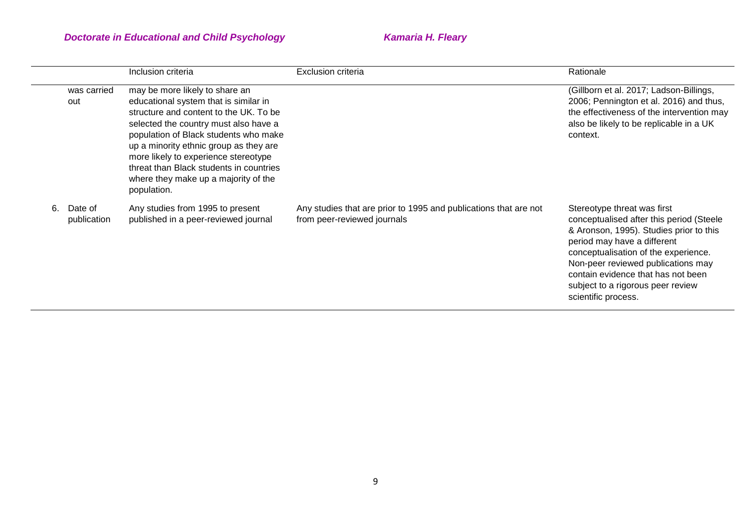| | Inclusion criteria | Exclusion criteria | Rationale |
|---|---|---|---|
| was carried out | may be more likely to share an educational system that is similar in structure and content to the UK. To be selected the country must also have a population of Black students who make up a minority ethnic group as they are more likely to experience stereotype threat than Black students in countries where they make up a majority of the population. | | (Gillborn et al. 2017; Ladson-Billings, 2006; Pennington et al. 2016) and thus, the effectiveness of the intervention may also be likely to be replicable in a UK context. |
| 6. Date of publication | Any studies from 1995 to present published in a peer-reviewed journal | Any studies that are prior to 1995 and publications that are not from peer-reviewed journals | Stereotype threat was first conceptualised after this period (Steele & Aronson, 1995). Studies prior to this period may have a different conceptualisation of the experience. Non-peer reviewed publications may contain evidence that has not been subject to a rigorous peer review scientific process. |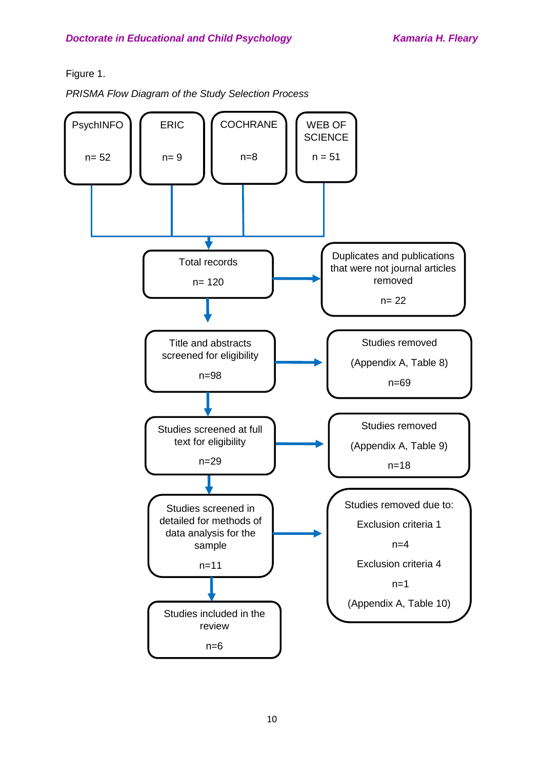Figure 1.

*PRISMA Flow Diagram of the Study Selection Process*

PsychINFO

n= 52

ERIC

n= 9

COCHRANE

n=8

WEB OF SCIENCE

n = 51

Total records

n= 120

Duplicates and publications that were not journal articles removed

n= 22

Title and abstracts screened for eligibility

n=98

Studies removed

(Appendix A, Table 8)

n=69

Studies screened at full text for eligibility

n=29

Studies removed

(Appendix A, Table 9)

n=18

Studies screened in detailed for methods of data analysis for the sample

n=11

Studies removed due to:

Exclusion criteria 1

n=4

Exclusion criteria 4

n=1

(Appendix A, Table 10)

Studies included in the review

n=6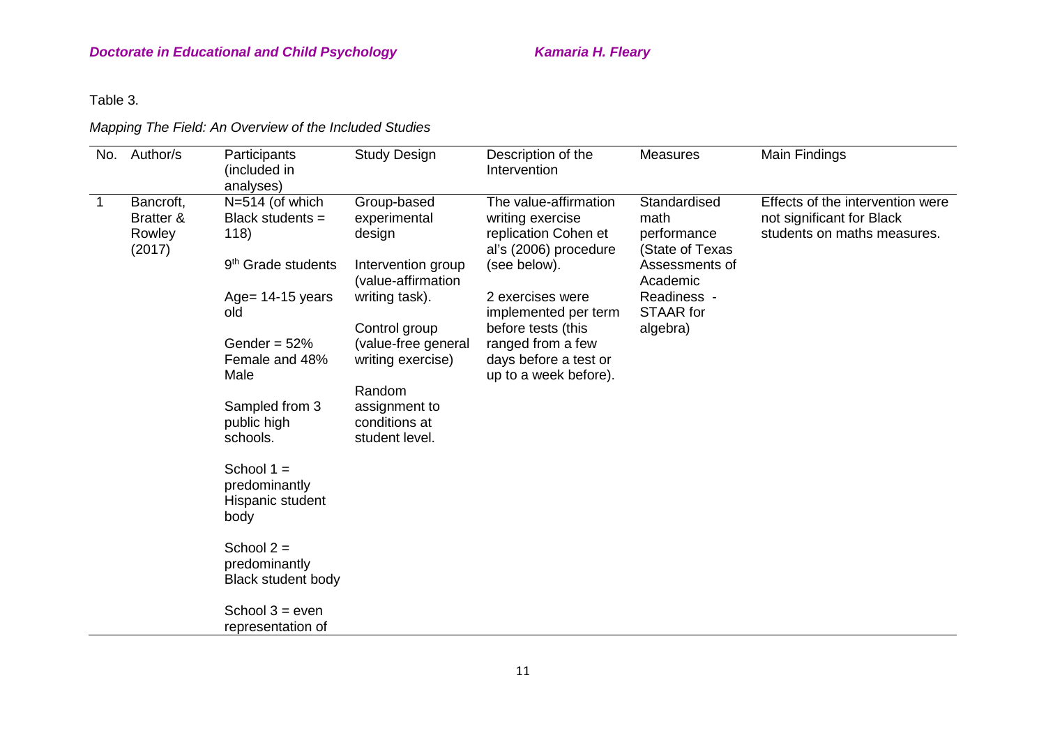Table 3.

*Mapping The Field: An Overview of the Included Studies*

| No. | Author/s | Participants (included in analyses) | Study Design | Description of the Intervention | Measures | Main Findings |
|---|---|---|---|---|---|---|
| 1 | Bancroft, Bratter & Rowley (2017) | N=514 (of which Black students = 118)<br><br>9th Grade students<br><br>Age= 14-15 years old<br><br>Gender = 52% Female and 48% Male<br><br>Sampled from 3 public high schools.<br><br>School 1 = predominantly Hispanic student body<br><br>School 2 = predominantly Black student body<br><br>School 3 = even representation of | Group-based experimental design<br><br>Intervention group (value-affirmation writing task).<br><br>Control group (value-free general writing exercise)<br><br>Random assignment to conditions at student level. | The value-affirmation writing exercise replication Cohen et al's (2006) procedure (see below).<br><br>2 exercises were implemented per term before tests (this ranged from a few days before a test or up to a week before). | Standardised math performance (State of Texas Assessments of Academic Readiness - STAAR for algebra) | Effects of the intervention were not significant for Black students on maths measures. |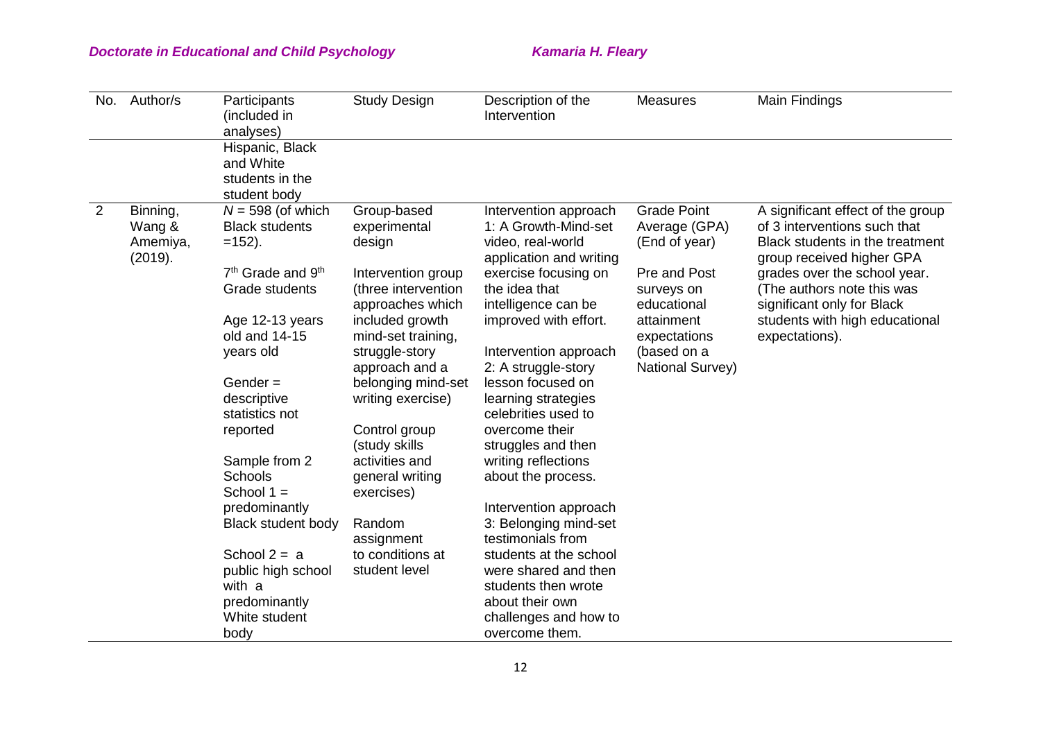| No. | Author/s | Participants (included in analyses) | Study Design | Description of the Intervention | Measures | Main Findings |
|---|---|---|---|---|---|---|
| | | Hispanic, Black and White students in the student body | | | | |
| 2 | Binning, Wang & Amemiya, (2019). | $N$ = 598 (of which Black students =152).<br><br>7th Grade and 9th Grade students<br><br>Age 12-13 years old and 14-15 years old<br><br>Gender = descriptive statistics not reported<br><br>Sample from 2 Schools<br>School 1 = predominantly Black student body<br><br>School 2 = a public high school with a predominantly White student body | Group-based experimental design<br><br>Intervention group (three intervention approaches which included growth mind-set training, struggle-story approach and a belonging mind-set writing exercise)<br><br>Control group (study skills activities and general writing exercises)<br><br>Random assignment to conditions at student level | Intervention approach 1: A Growth-Mind-set video, real-world application and writing exercise focusing on the idea that intelligence can be improved with effort.<br><br>Intervention approach 2: A struggle-story lesson focused on learning strategies celebrities used to overcome their struggles and then writing reflections about the process.<br><br>Intervention approach 3: Belonging mind-set testimonials from students at the school were shared and then students then wrote about their own challenges and how to overcome them. | Grade Point Average (GPA) (End of year)<br><br>Pre and Post surveys on educational attainment expectations (based on a National Survey) | A significant effect of the group of 3 interventions such that Black students in the treatment group received higher GPA grades over the school year. (The authors note this was significant only for Black students with high educational expectations). |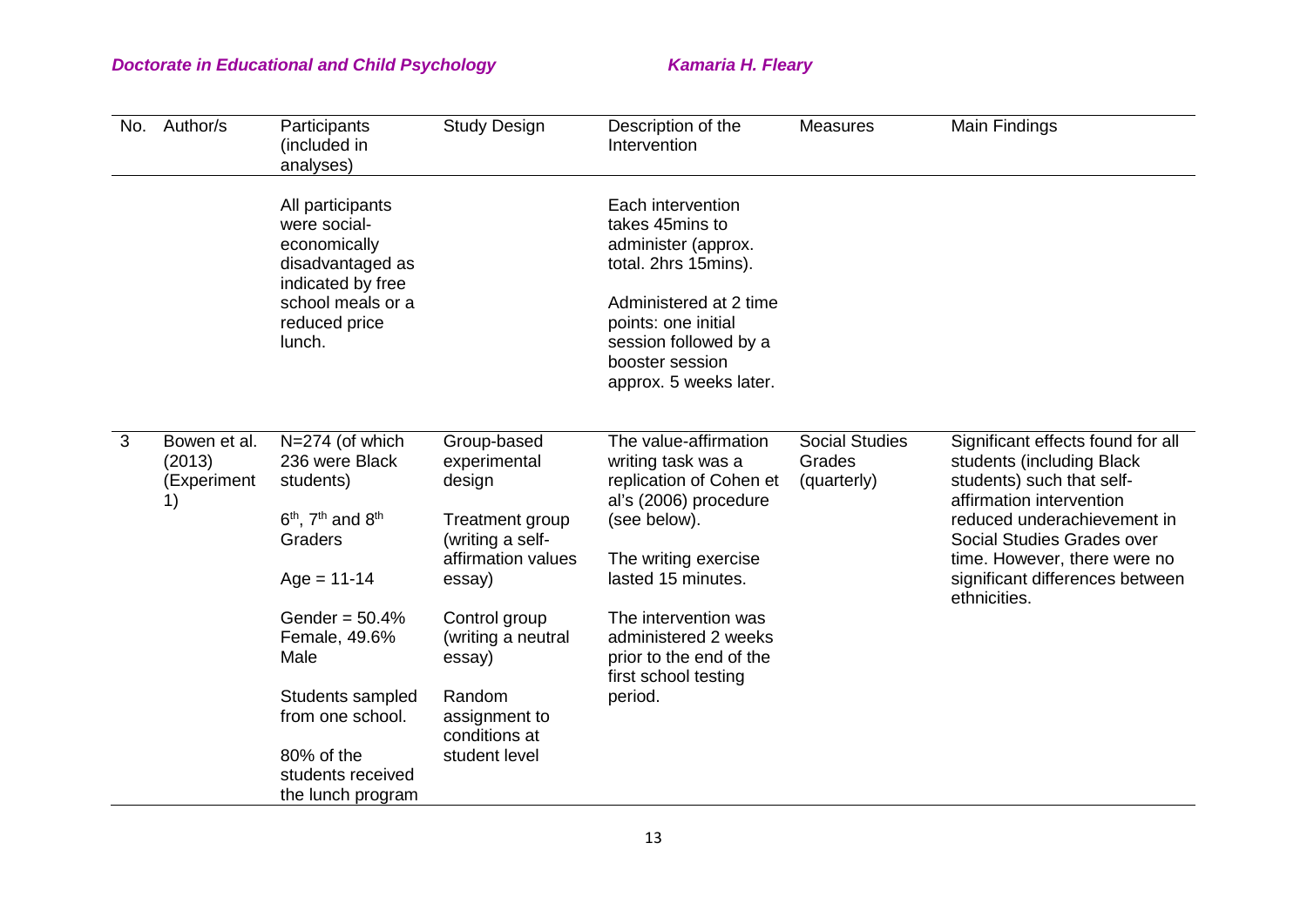| No. | Author/s | Participants (included in analyses) | Study Design | Description of the Intervention | Measures | Main Findings |
|---|---|---|---|---|---|---|
| | | All participants were social-economically disadvantaged as indicated by free school meals or a reduced price lunch. | | Each intervention takes 45mins to administer (approx. total. 2hrs 15mins).<br><br>Administered at 2 time points: one initial session followed by a booster session approx. 5 weeks later. | | |
| 3 | Bowen et al. (2013) (Experiment 1) | N=274 (of which 236 were Black students)<br><br>6th, 7th and 8th Graders<br><br>Age = 11-14<br><br>Gender = 50.4% Female, 49.6% Male<br><br>Students sampled from one school.<br><br>80% of the students received the lunch program | Group-based experimental design<br><br>Treatment group (writing a self-affirmation values essay)<br><br>Control group (writing a neutral essay)<br><br>Random assignment to conditions at student level | The value-affirmation writing task was a replication of Cohen et al's (2006) procedure (see below).<br><br>The writing exercise lasted 15 minutes.<br><br>The intervention was administered 2 weeks prior to the end of the first school testing period. | Social Studies Grades (quarterly) | Significant effects found for all students (including Black students) such that self-affirmation intervention reduced underachievement in Social Studies Grades over time. However, there were no significant differences between ethnicities. |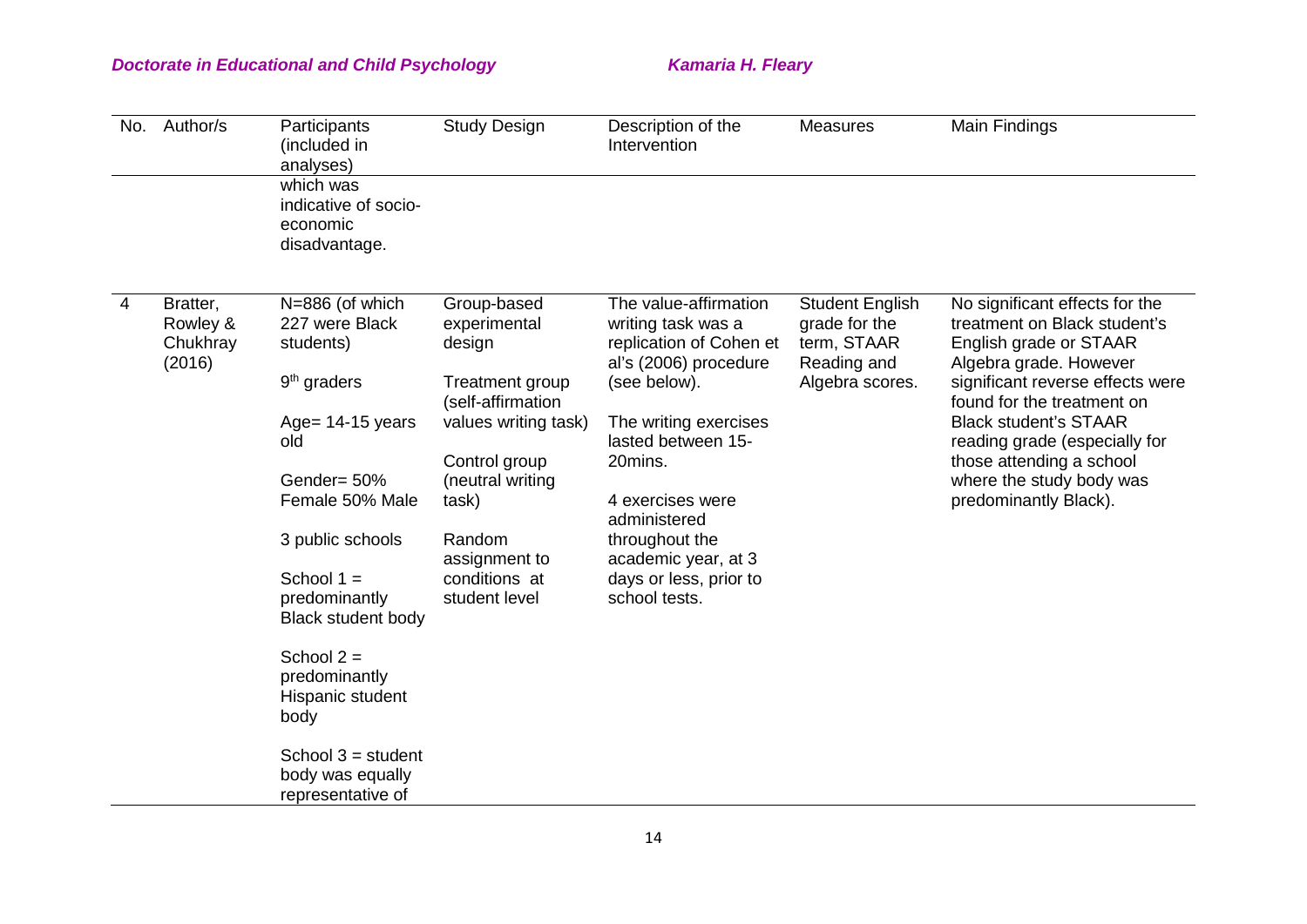| No. | Author/s | Participants (included in analyses) | Study Design | Description of the Intervention | Measures | Main Findings |
|---|---|---|---|---|---|---|
| | | which was indicative of socio-economic disadvantage. | | | | |
| 4 | Bratter, Rowley & Chukhray (2016) | N=886 (of which 227 were Black students)<br><br>9th graders<br><br>Age= 14-15 years old<br><br>Gender= 50% Female 50% Male<br><br>3 public schools<br><br>School 1 = predominantly Black student body<br><br>School 2 = predominantly Hispanic student body<br><br>School 3 = student body was equally representative of | Group-based experimental design<br><br>Treatment group (self-affirmation values writing task)<br><br>Control group (neutral writing task)<br><br>Random assignment to conditions at student level | The value-affirmation writing task was a replication of Cohen et al's (2006) procedure (see below).<br><br>The writing exercises lasted between 15-20mins.<br><br>4 exercises were administered throughout the academic year, at 3 days or less, prior to school tests. | Student English grade for the term, STAAR Reading and Algebra scores. | No significant effects for the treatment on Black student's English grade or STAAR Algebra grade. However significant reverse effects were found for the treatment on Black student's STAAR reading grade (especially for those attending a school where the study body was predominantly Black). |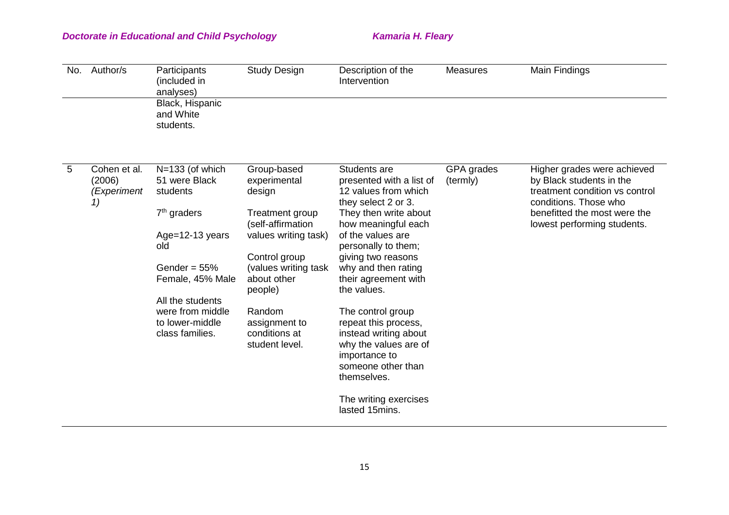| No. | Author/s | Participants (included in analyses) | Study Design | Description of the Intervention | Measures | Main Findings |
|---|---|---|---|---|---|---|
| | | Black, Hispanic and White students. | | | | |
| 5 | Cohen et al. (2006) *(Experiment 1)* | N=133 (of which 51 were Black students<br><br>7th graders<br><br>Age=12-13 years old<br><br>Gender = 55% Female, 45% Male<br><br>All the students were from middle to lower-middle class families. | Group-based experimental design<br><br>Treatment group (self-affirmation values writing task)<br><br>Control group (values writing task about other people)<br><br>Random assignment to conditions at student level. | Students are presented with a list of 12 values from which they select 2 or 3. They then write about how meaningful each of the values are personally to them; giving two reasons why and then rating their agreement with the values.<br><br>The control group repeat this process, instead writing about why the values are of importance to someone other than themselves.<br><br>The writing exercises lasted 15mins. | GPA grades (termly) | Higher grades were achieved by Black students in the treatment condition vs control conditions. Those who benefitted the most were the lowest performing students. |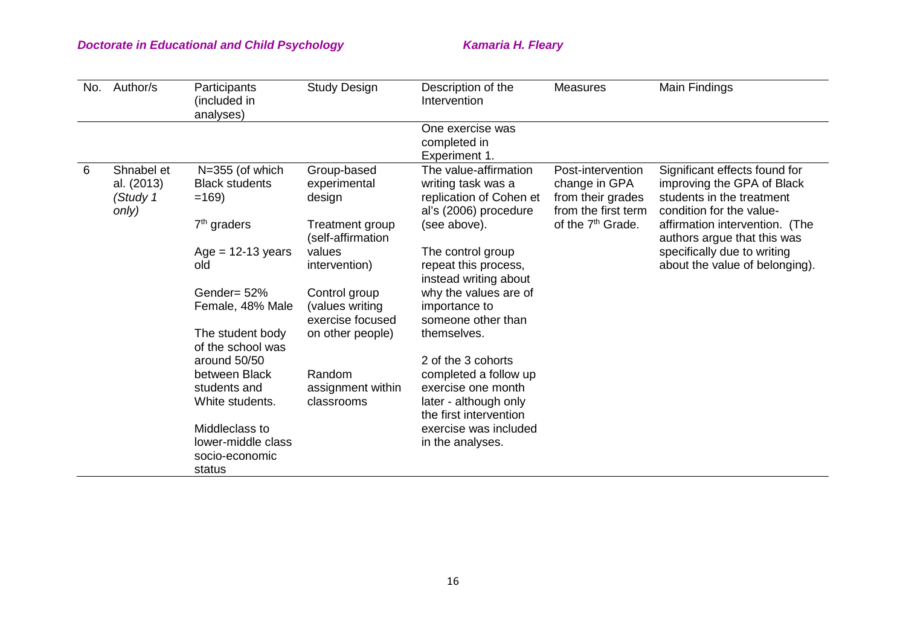| No. | Author/s | Participants (included in analyses) | Study Design | Description of the Intervention | Measures | Main Findings |
|---|---|---|---|---|---|---|
| | | | | One exercise was completed in Experiment 1. | | |
| 6 | Shnabel et al. (2013) *(Study 1 only)* | N=355 (of which Black students =169)<br><br>7th graders<br><br>Age = 12-13 years old<br><br>Gender= 52% Female, 48% Male<br><br>The student body of the school was around 50/50 between Black students and White students.<br><br>Middleclass to lower-middle class socio-economic status | Group-based experimental design<br><br>Treatment group (self-affirmation values intervention)<br><br>Control group (values writing exercise focused on other people)<br><br>Random assignment within classrooms | The value-affirmation writing task was a replication of Cohen et al's (2006) procedure (see above).<br><br>The control group repeat this process, instead writing about why the values are of importance to someone other than themselves.<br><br>2 of the 3 cohorts completed a follow up exercise one month later - although only the first intervention exercise was included in the analyses. | Post-intervention change in GPA from their grades from the first term of the 7th Grade. | Significant effects found for improving the GPA of Black students in the treatment condition for the value-affirmation intervention. (The authors argue that this was specifically due to writing about the value of belonging). |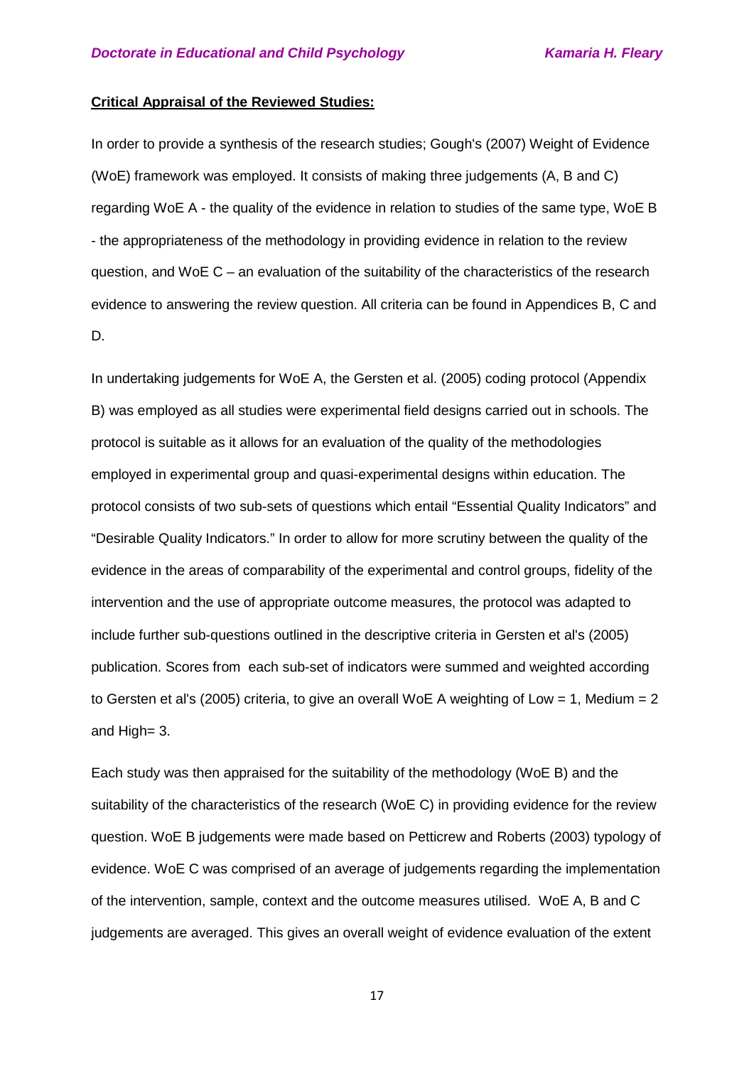**Critical Appraisal of the Reviewed Studies:**

In order to provide a synthesis of the research studies; Gough's (2007) Weight of Evidence (WoE) framework was employed. It consists of making three judgements (A, B and C) regarding WoE A - the quality of the evidence in relation to studies of the same type, WoE B - the appropriateness of the methodology in providing evidence in relation to the review question, and WoE C – an evaluation of the suitability of the characteristics of the research evidence to answering the review question. All criteria can be found in Appendices B, C and D.

In undertaking judgements for WoE A, the Gersten et al. (2005) coding protocol (Appendix B) was employed as all studies were experimental field designs carried out in schools. The protocol is suitable as it allows for an evaluation of the quality of the methodologies employed in experimental group and quasi-experimental designs within education. The protocol consists of two sub-sets of questions which entail "Essential Quality Indicators" and "Desirable Quality Indicators." In order to allow for more scrutiny between the quality of the evidence in the areas of comparability of the experimental and control groups, fidelity of the intervention and the use of appropriate outcome measures, the protocol was adapted to include further sub-questions outlined in the descriptive criteria in Gersten et al's (2005) publication. Scores from each sub-set of indicators were summed and weighted according to Gersten et al's (2005) criteria, to give an overall WoE A weighting of Low = 1, Medium = 2 and High= 3.

Each study was then appraised for the suitability of the methodology (WoE B) and the suitability of the characteristics of the research (WoE C) in providing evidence for the review question. WoE B judgements were made based on Petticrew and Roberts (2003) typology of evidence. WoE C was comprised of an average of judgements regarding the implementation of the intervention, sample, context and the outcome measures utilised. WoE A, B and C judgements are averaged. This gives an overall weight of evidence evaluation of the extent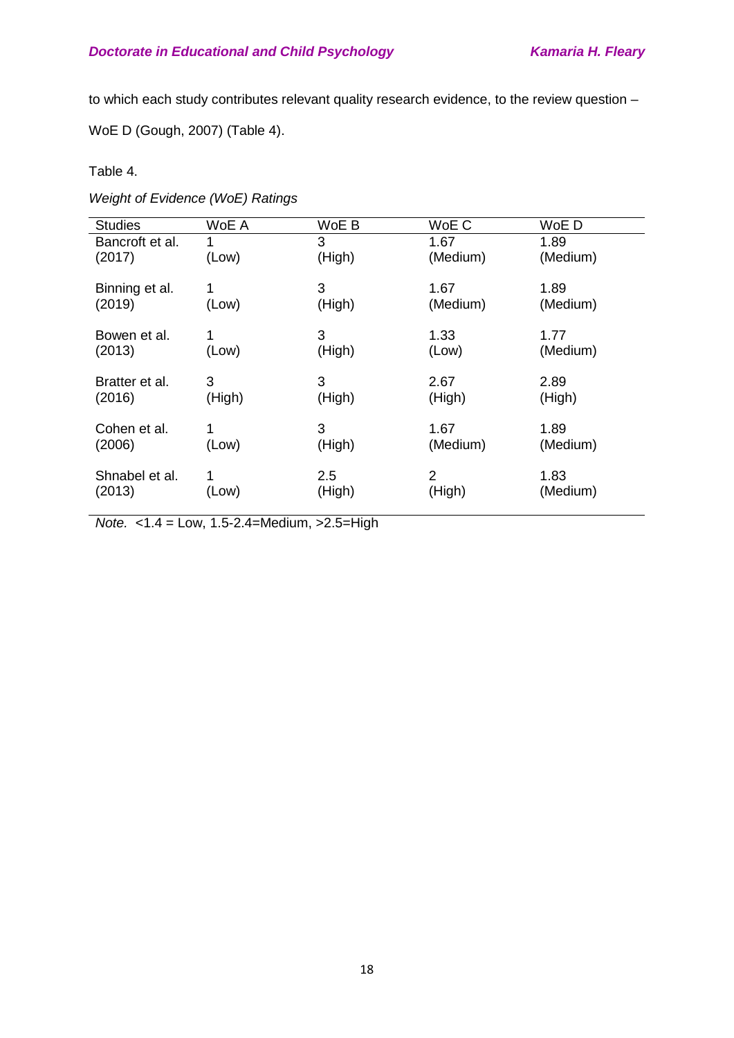to which each study contributes relevant quality research evidence, to the review question – WoE D (Gough, 2007) (Table 4).

Table 4.

*Weight of Evidence (WoE) Ratings*

| Studies | WoE A | WoE B | WoE C | WoE D |
|---|---|---|---|---|
| Bancroft et al. (2017) | 1 (Low) | 3 (High) | 1.67 (Medium) | 1.89 (Medium) |
| Binning et al. (2019) | 1 (Low) | 3 (High) | 1.67 (Medium) | 1.89 (Medium) |
| Bowen et al. (2013) | 1 (Low) | 3 (High) | 1.33 (Low) | 1.77 (Medium) |
| Bratter et al. (2016) | 3 (High) | 3 (High) | 2.67 (High) | 2.89 (High) |
| Cohen et al. (2006) | 1 (Low) | 3 (High) | 1.67 (Medium) | 1.89 (Medium) |
| Shnabel et al. (2013) | 1 (Low) | 2.5 (High) | 2 (High) | 1.83 (Medium) |

*Note.* <1.4 = Low, 1.5-2.4=Medium, >2.5=High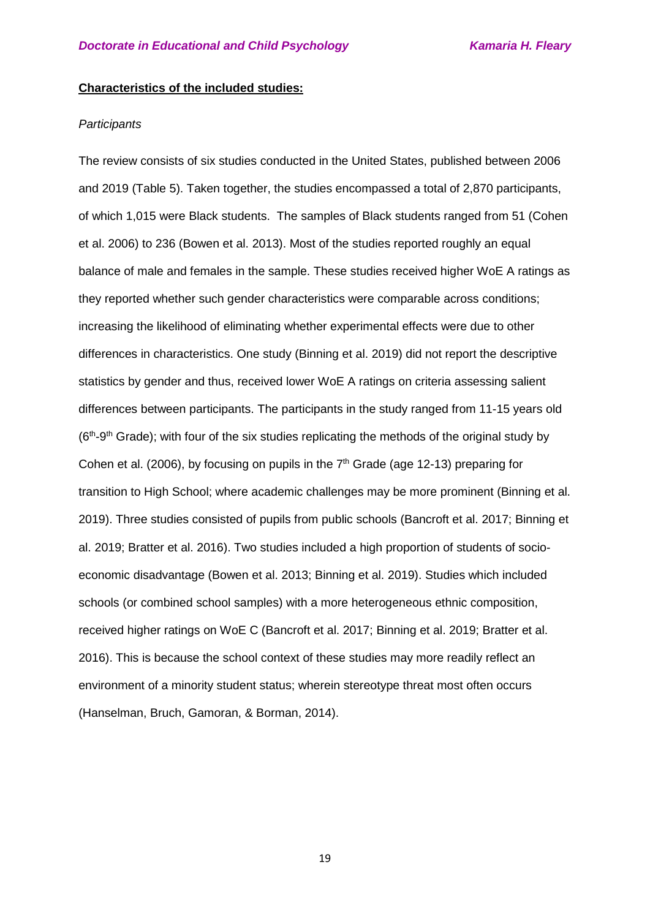**Characteristics of the included studies:**

*Participants*

The review consists of six studies conducted in the United States, published between 2006 and 2019 (Table 5). Taken together, the studies encompassed a total of 2,870 participants, of which 1,015 were Black students. The samples of Black students ranged from 51 (Cohen et al. 2006) to 236 (Bowen et al. 2013). Most of the studies reported roughly an equal balance of male and females in the sample. These studies received higher WoE A ratings as they reported whether such gender characteristics were comparable across conditions; increasing the likelihood of eliminating whether experimental effects were due to other differences in characteristics. One study (Binning et al. 2019) did not report the descriptive statistics by gender and thus, received lower WoE A ratings on criteria assessing salient differences between participants. The participants in the study ranged from 11-15 years old ($6^{th}$-$9^{th}$ Grade); with four of the six studies replicating the methods of the original study by Cohen et al. (2006), by focusing on pupils in the $7^{th}$ Grade (age 12-13) preparing for transition to High School; where academic challenges may be more prominent (Binning et al. 2019). Three studies consisted of pupils from public schools (Bancroft et al. 2017; Binning et al. 2019; Bratter et al. 2016). Two studies included a high proportion of students of socio-economic disadvantage (Bowen et al. 2013; Binning et al. 2019). Studies which included schools (or combined school samples) with a more heterogeneous ethnic composition, received higher ratings on WoE C (Bancroft et al. 2017; Binning et al. 2019; Bratter et al. 2016). This is because the school context of these studies may more readily reflect an environment of a minority student status; wherein stereotype threat most often occurs (Hanselman, Bruch, Gamoran, & Borman, 2014).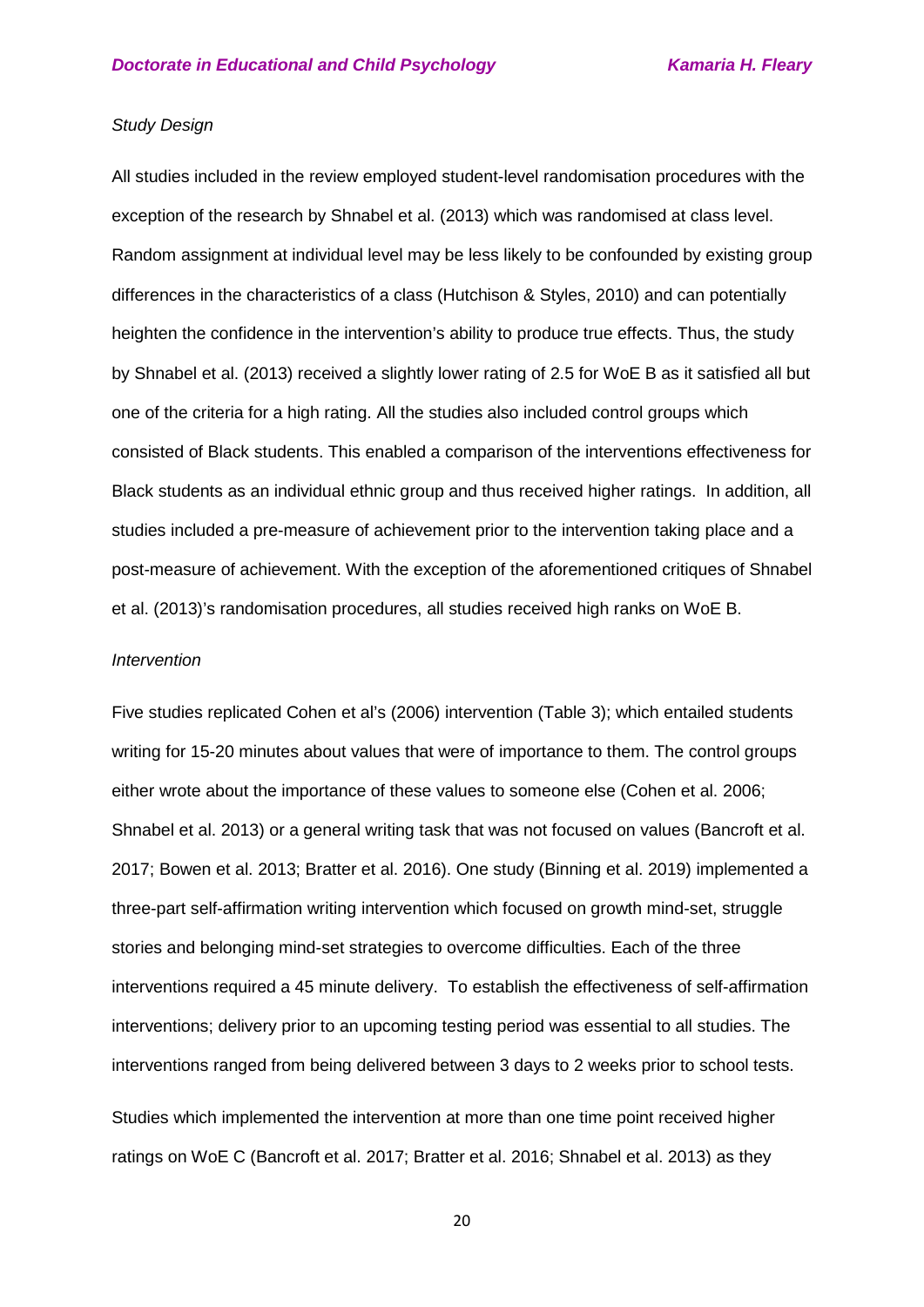*Study Design*

All studies included in the review employed student-level randomisation procedures with the exception of the research by Shnabel et al. (2013) which was randomised at class level. Random assignment at individual level may be less likely to be confounded by existing group differences in the characteristics of a class (Hutchison & Styles, 2010) and can potentially heighten the confidence in the intervention's ability to produce true effects. Thus, the study by Shnabel et al. (2013) received a slightly lower rating of 2.5 for WoE B as it satisfied all but one of the criteria for a high rating. All the studies also included control groups which consisted of Black students. This enabled a comparison of the interventions effectiveness for Black students as an individual ethnic group and thus received higher ratings. In addition, all studies included a pre-measure of achievement prior to the intervention taking place and a post-measure of achievement. With the exception of the aforementioned critiques of Shnabel et al. (2013)'s randomisation procedures, all studies received high ranks on WoE B.

*Intervention*

Five studies replicated Cohen et al's (2006) intervention (Table 3); which entailed students writing for 15-20 minutes about values that were of importance to them. The control groups either wrote about the importance of these values to someone else (Cohen et al. 2006; Shnabel et al. 2013) or a general writing task that was not focused on values (Bancroft et al. 2017; Bowen et al. 2013; Bratter et al. 2016). One study (Binning et al. 2019) implemented a three-part self-affirmation writing intervention which focused on growth mind-set, struggle stories and belonging mind-set strategies to overcome difficulties. Each of the three interventions required a 45 minute delivery. To establish the effectiveness of self-affirmation interventions; delivery prior to an upcoming testing period was essential to all studies. The interventions ranged from being delivered between 3 days to 2 weeks prior to school tests.

Studies which implemented the intervention at more than one time point received higher ratings on WoE C (Bancroft et al. 2017; Bratter et al. 2016; Shnabel et al. 2013) as they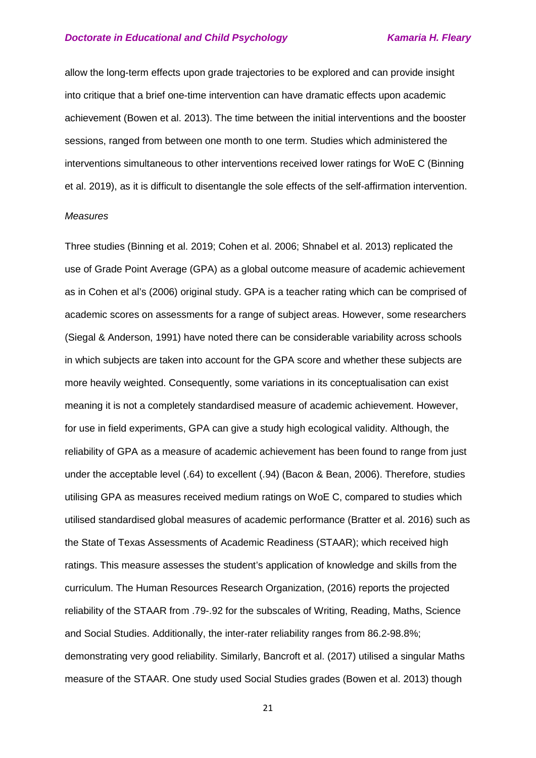allow the long-term effects upon grade trajectories to be explored and can provide insight into critique that a brief one-time intervention can have dramatic effects upon academic achievement (Bowen et al. 2013). The time between the initial interventions and the booster sessions, ranged from between one month to one term. Studies which administered the interventions simultaneous to other interventions received lower ratings for WoE C (Binning et al. 2019), as it is difficult to disentangle the sole effects of the self-affirmation intervention.

*Measures*

Three studies (Binning et al. 2019; Cohen et al. 2006; Shnabel et al. 2013) replicated the use of Grade Point Average (GPA) as a global outcome measure of academic achievement as in Cohen et al's (2006) original study. GPA is a teacher rating which can be comprised of academic scores on assessments for a range of subject areas. However, some researchers (Siegal & Anderson, 1991) have noted there can be considerable variability across schools in which subjects are taken into account for the GPA score and whether these subjects are more heavily weighted. Consequently, some variations in its conceptualisation can exist meaning it is not a completely standardised measure of academic achievement. However, for use in field experiments, GPA can give a study high ecological validity. Although, the reliability of GPA as a measure of academic achievement has been found to range from just under the acceptable level (.64) to excellent (.94) (Bacon & Bean, 2006). Therefore, studies utilising GPA as measures received medium ratings on WoE C, compared to studies which utilised standardised global measures of academic performance (Bratter et al. 2016) such as the State of Texas Assessments of Academic Readiness (STAAR); which received high ratings. This measure assesses the student's application of knowledge and skills from the curriculum. The Human Resources Research Organization, (2016) reports the projected reliability of the STAAR from .79-.92 for the subscales of Writing, Reading, Maths, Science and Social Studies. Additionally, the inter-rater reliability ranges from 86.2-98.8%; demonstrating very good reliability. Similarly, Bancroft et al. (2017) utilised a singular Maths measure of the STAAR. One study used Social Studies grades (Bowen et al. 2013) though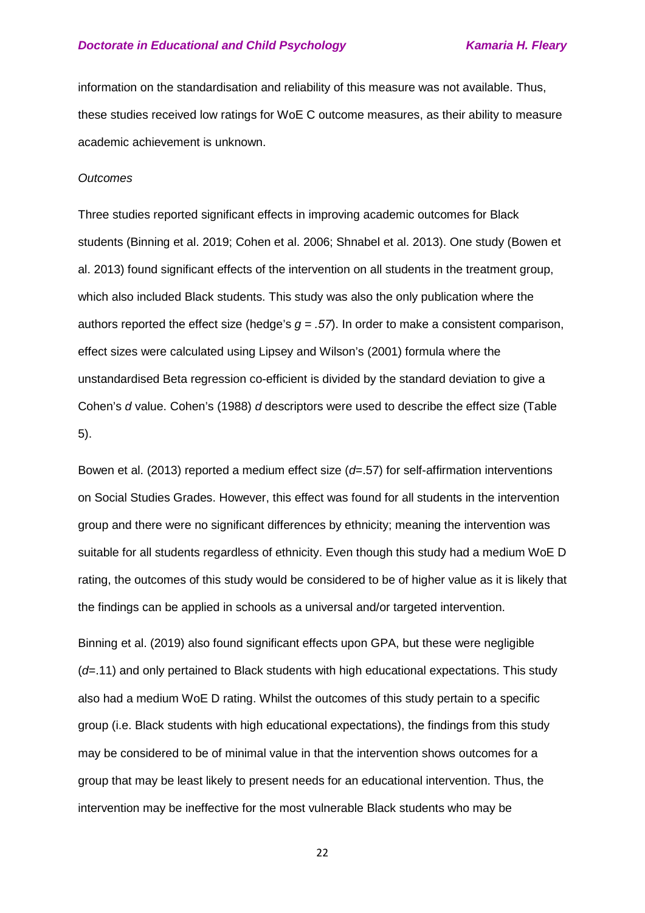information on the standardisation and reliability of this measure was not available. Thus, these studies received low ratings for WoE C outcome measures, as their ability to measure academic achievement is unknown.

*Outcomes*

Three studies reported significant effects in improving academic outcomes for Black students (Binning et al. 2019; Cohen et al. 2006; Shnabel et al. 2013). One study (Bowen et al. 2013) found significant effects of the intervention on all students in the treatment group, which also included Black students. This study was also the only publication where the authors reported the effect size (hedge's $g = .57$). In order to make a consistent comparison, effect sizes were calculated using Lipsey and Wilson's (2001) formula where the unstandardised Beta regression co-efficient is divided by the standard deviation to give a Cohen's $d$ value. Cohen's (1988) $d$ descriptors were used to describe the effect size (Table 5).

Bowen et al. (2013) reported a medium effect size ($d$=.57) for self-affirmation interventions on Social Studies Grades. However, this effect was found for all students in the intervention group and there were no significant differences by ethnicity; meaning the intervention was suitable for all students regardless of ethnicity. Even though this study had a medium WoE D rating, the outcomes of this study would be considered to be of higher value as it is likely that the findings can be applied in schools as a universal and/or targeted intervention.

Binning et al. (2019) also found significant effects upon GPA, but these were negligible ($d$=.11) and only pertained to Black students with high educational expectations. This study also had a medium WoE D rating. Whilst the outcomes of this study pertain to a specific group (i.e. Black students with high educational expectations), the findings from this study may be considered to be of minimal value in that the intervention shows outcomes for a group that may be least likely to present needs for an educational intervention. Thus, the intervention may be ineffective for the most vulnerable Black students who may be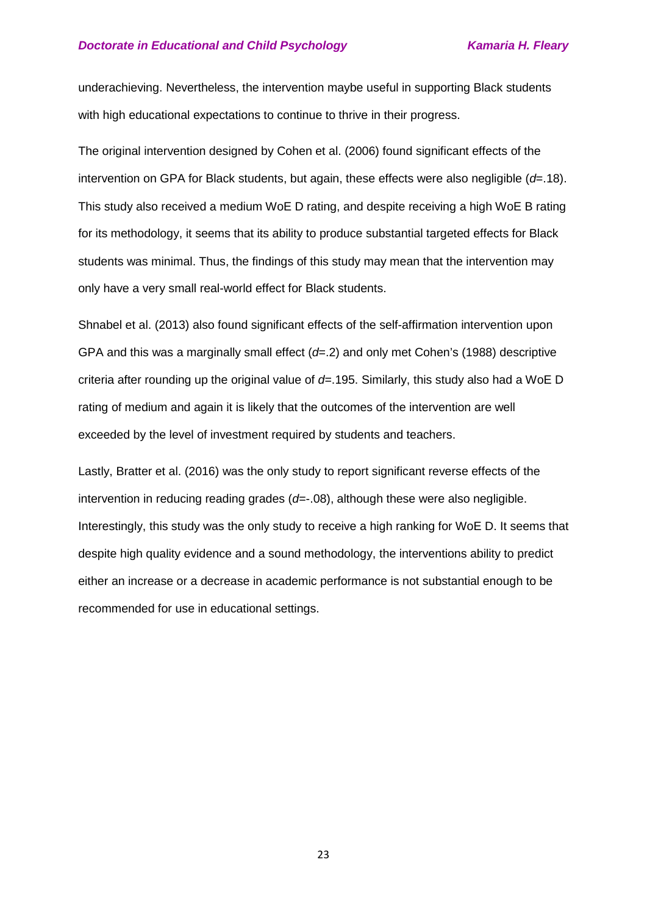underachieving. Nevertheless, the intervention maybe useful in supporting Black students with high educational expectations to continue to thrive in their progress.

The original intervention designed by Cohen et al. (2006) found significant effects of the intervention on GPA for Black students, but again, these effects were also negligible ($d$=.18). This study also received a medium WoE D rating, and despite receiving a high WoE B rating for its methodology, it seems that its ability to produce substantial targeted effects for Black students was minimal. Thus, the findings of this study may mean that the intervention may only have a very small real-world effect for Black students.

Shnabel et al. (2013) also found significant effects of the self-affirmation intervention upon GPA and this was a marginally small effect ($d$=.2) and only met Cohen's (1988) descriptive criteria after rounding up the original value of $d$=.195. Similarly, this study also had a WoE D rating of medium and again it is likely that the outcomes of the intervention are well exceeded by the level of investment required by students and teachers.

Lastly, Bratter et al. (2016) was the only study to report significant reverse effects of the intervention in reducing reading grades ($d$=-.08), although these were also negligible. Interestingly, this study was the only study to receive a high ranking for WoE D. It seems that despite high quality evidence and a sound methodology, the interventions ability to predict either an increase or a decrease in academic performance is not substantial enough to be recommended for use in educational settings.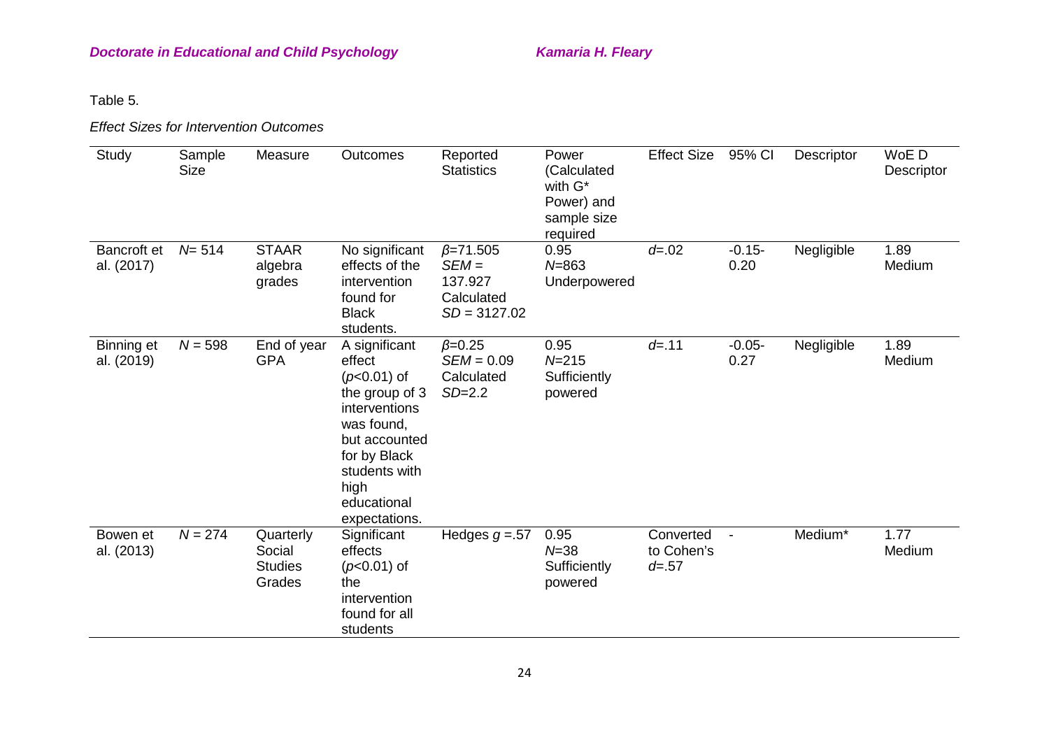Table 5.

*Effect Sizes for Intervention Outcomes*

| Study | Sample Size | Measure | Outcomes | Reported Statistics | Power (Calculated with G* Power) and sample size required | Effect Size | 95% CI | Descriptor | WoE D Descriptor |
|---|---|---|---|---|---|---|---|---|---|
| Bancroft et al. (2017) | $N = 514$ | STAAR algebra grades | No significant effects of the intervention found for Black students. | $\beta = 71.505$ $SEM = 137.927$ Calculated $SD = 3127.02$ | 0.95 $N = 863$ Underpowered | $d = .02$ | -0.15-0.20 | Negligible | 1.89 Medium |
| Binning et al. (2019) | $N = 598$ | End of year GPA | A significant effect ($p < 0.01$) of the group of 3 interventions was found, but accounted for by Black students with high educational expectations. | $\beta = 0.25$ $SEM = 0.09$ Calculated $SD = 2.2$ | 0.95 $N = 215$ Sufficiently powered | $d = .11$ | -0.05-0.27 | Negligible | 1.89 Medium |
| Bowen et al. (2013) | $N = 274$ | Quarterly Social Studies Grades | Significant effects ($p < 0.01$) of the intervention found for all students | Hedges $g = .57$ | 0.95 $N = 38$ Sufficiently powered | Converted to Cohen's $d = .57$ | - | Medium* | 1.77 Medium |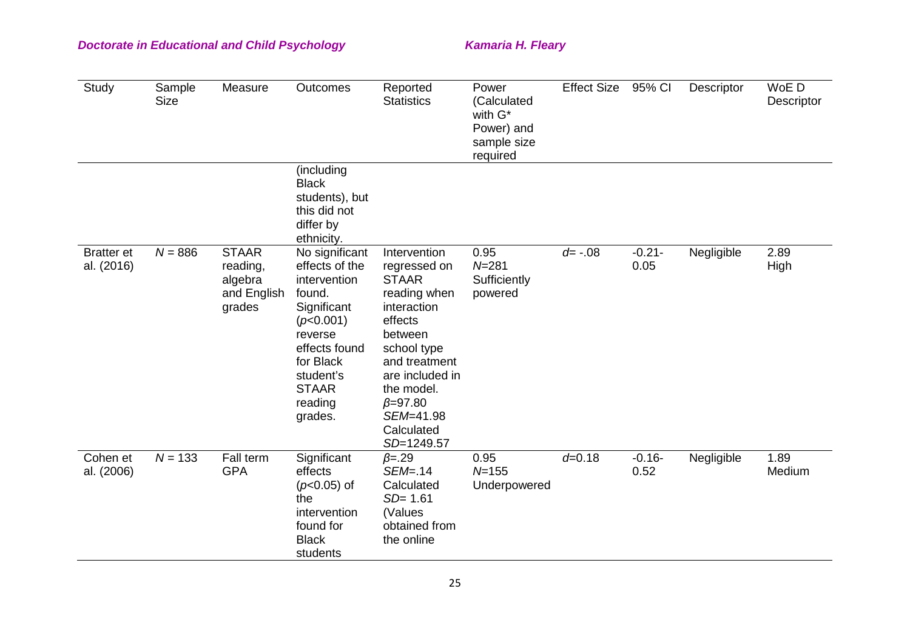| Study | Sample Size | Measure | Outcomes | Reported Statistics | Power (Calculated with G* Power) and sample size required | Effect Size | 95% CI | Descriptor | WoE D Descriptor |
|---|---|---|---|---|---|---|---|---|---|
| | | | (including Black students), but this did not differ by ethnicity. | | | | | | |
| Bratter et al. (2016) | $N$ = 886 | STAAR reading, algebra and English grades | No significant effects of the intervention found. Significant ($p$<0.001) reverse effects found for Black student's STAAR reading grades. | Intervention regressed on STAAR reading when interaction effects between school type and treatment are included in the model. $\beta$=97.80 $SEM$=41.98 Calculated $SD$=1249.57 | 0.95 $N$=281 Sufficiently powered | $d$= -.08 | -0.21-0.05 | Negligible | 2.89 High |
| Cohen et al. (2006) | $N$ = 133 | Fall term GPA | Significant effects ($p$<0.05) of the intervention found for Black students | $\beta$=.29 $SEM$=.14 Calculated $SD$= 1.61 (Values obtained from the online | 0.95 $N$=155 Underpowered | $d$=0.18 | -0.16-0.52 | Negligible | 1.89 Medium |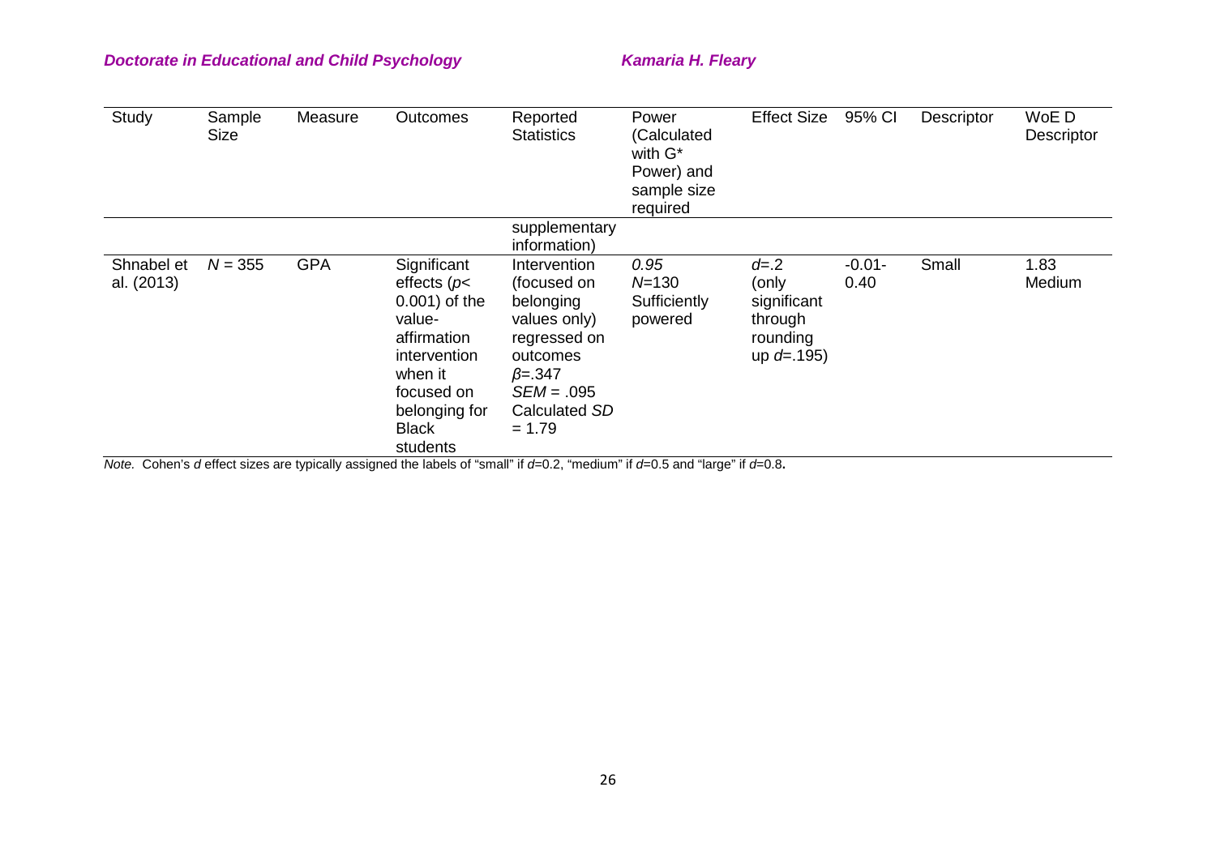| Study | Sample Size | Measure | Outcomes | Reported Statistics | Power (Calculated with G* Power) and sample size required | Effect Size | 95% CI | Descriptor | WoE D Descriptor |
|---|---|---|---|---|---|---|---|---|---|
| | | | | supplementary information) | | | | | |
| Shnabel et al. (2013) | $N = 355$ | GPA | Significant effects ($p <$ 0.001) of the value-affirmation intervention when it focused on belonging for Black students | Intervention (focused on belonging values only) regressed on outcomes $\beta$=.347 $SEM$ = .095 Calculated $SD$ = 1.79 | *0.95* $N$=130 Sufficiently powered | $d$=.2 (only significant through rounding up $d$=.195) | -0.01-0.40 | Small | 1.83 Medium |

*Note.* Cohen's *d* effect sizes are typically assigned the labels of "small" if *d*=0.2, "medium" if *d*=0.5 and "large" if *d*=0.8**.**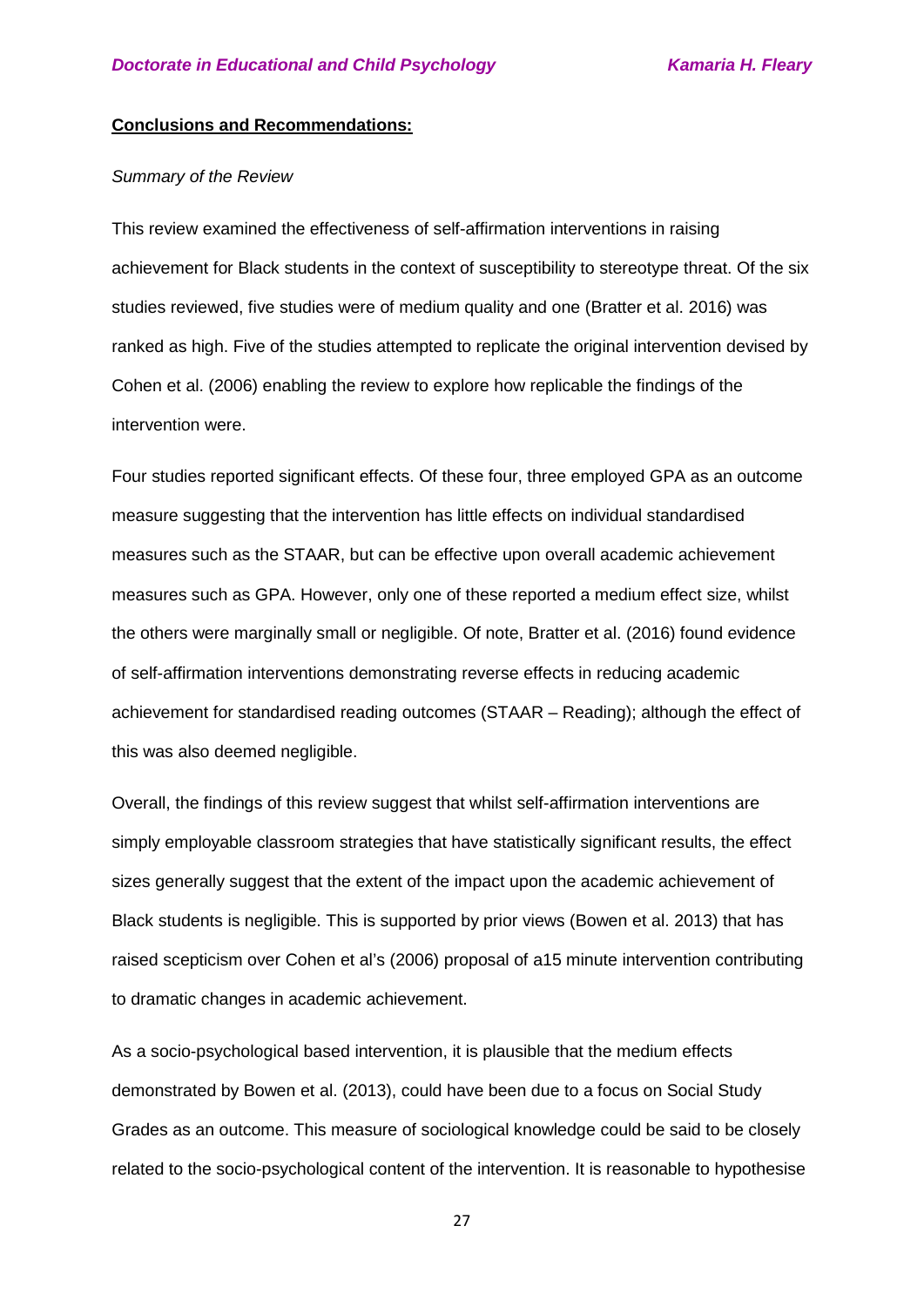**Conclusions and Recommendations:**

*Summary of the Review*

This review examined the effectiveness of self-affirmation interventions in raising achievement for Black students in the context of susceptibility to stereotype threat. Of the six studies reviewed, five studies were of medium quality and one (Bratter et al. 2016) was ranked as high. Five of the studies attempted to replicate the original intervention devised by Cohen et al. (2006) enabling the review to explore how replicable the findings of the intervention were.

Four studies reported significant effects. Of these four, three employed GPA as an outcome measure suggesting that the intervention has little effects on individual standardised measures such as the STAAR, but can be effective upon overall academic achievement measures such as GPA. However, only one of these reported a medium effect size, whilst the others were marginally small or negligible. Of note, Bratter et al. (2016) found evidence of self-affirmation interventions demonstrating reverse effects in reducing academic achievement for standardised reading outcomes (STAAR – Reading); although the effect of this was also deemed negligible.

Overall, the findings of this review suggest that whilst self-affirmation interventions are simply employable classroom strategies that have statistically significant results, the effect sizes generally suggest that the extent of the impact upon the academic achievement of Black students is negligible. This is supported by prior views (Bowen et al. 2013) that has raised scepticism over Cohen et al's (2006) proposal of a15 minute intervention contributing to dramatic changes in academic achievement.

As a socio-psychological based intervention, it is plausible that the medium effects demonstrated by Bowen et al. (2013), could have been due to a focus on Social Study Grades as an outcome. This measure of sociological knowledge could be said to be closely related to the socio-psychological content of the intervention. It is reasonable to hypothesise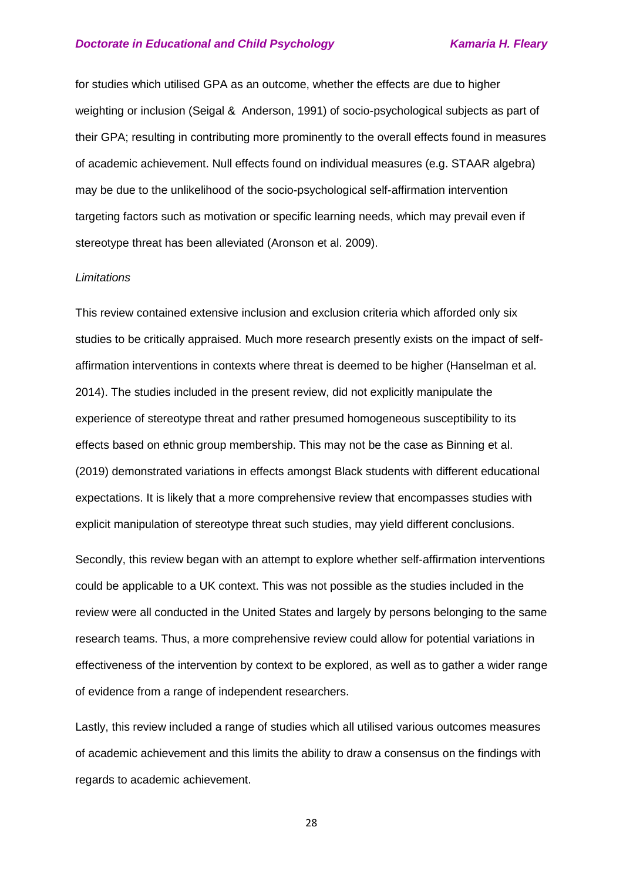for studies which utilised GPA as an outcome, whether the effects are due to higher weighting or inclusion (Seigal & Anderson, 1991) of socio-psychological subjects as part of their GPA; resulting in contributing more prominently to the overall effects found in measures of academic achievement. Null effects found on individual measures (e.g. STAAR algebra) may be due to the unlikelihood of the socio-psychological self-affirmation intervention targeting factors such as motivation or specific learning needs, which may prevail even if stereotype threat has been alleviated (Aronson et al. 2009).

*Limitations*

This review contained extensive inclusion and exclusion criteria which afforded only six studies to be critically appraised. Much more research presently exists on the impact of self-affirmation interventions in contexts where threat is deemed to be higher (Hanselman et al. 2014). The studies included in the present review, did not explicitly manipulate the experience of stereotype threat and rather presumed homogeneous susceptibility to its effects based on ethnic group membership. This may not be the case as Binning et al. (2019) demonstrated variations in effects amongst Black students with different educational expectations. It is likely that a more comprehensive review that encompasses studies with explicit manipulation of stereotype threat such studies, may yield different conclusions.

Secondly, this review began with an attempt to explore whether self-affirmation interventions could be applicable to a UK context. This was not possible as the studies included in the review were all conducted in the United States and largely by persons belonging to the same research teams. Thus, a more comprehensive review could allow for potential variations in effectiveness of the intervention by context to be explored, as well as to gather a wider range of evidence from a range of independent researchers.

Lastly, this review included a range of studies which all utilised various outcomes measures of academic achievement and this limits the ability to draw a consensus on the findings with regards to academic achievement.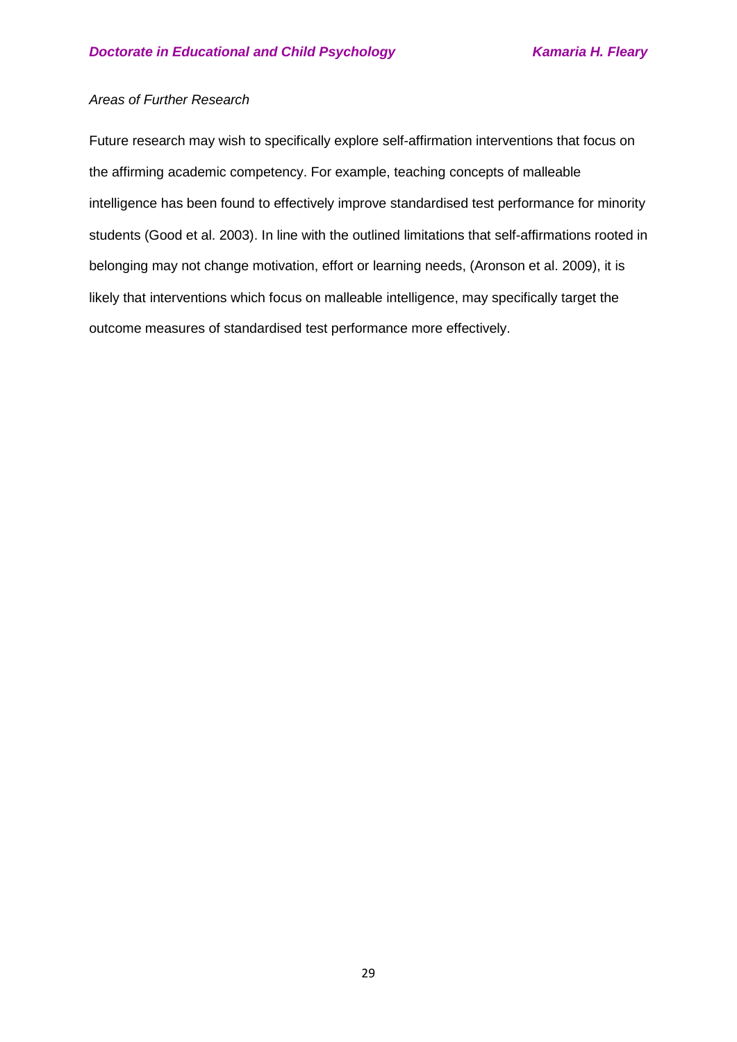*Areas of Further Research*

Future research may wish to specifically explore self-affirmation interventions that focus on the affirming academic competency. For example, teaching concepts of malleable intelligence has been found to effectively improve standardised test performance for minority students (Good et al. 2003). In line with the outlined limitations that self-affirmations rooted in belonging may not change motivation, effort or learning needs, (Aronson et al. 2009), it is likely that interventions which focus on malleable intelligence, may specifically target the outcome measures of standardised test performance more effectively.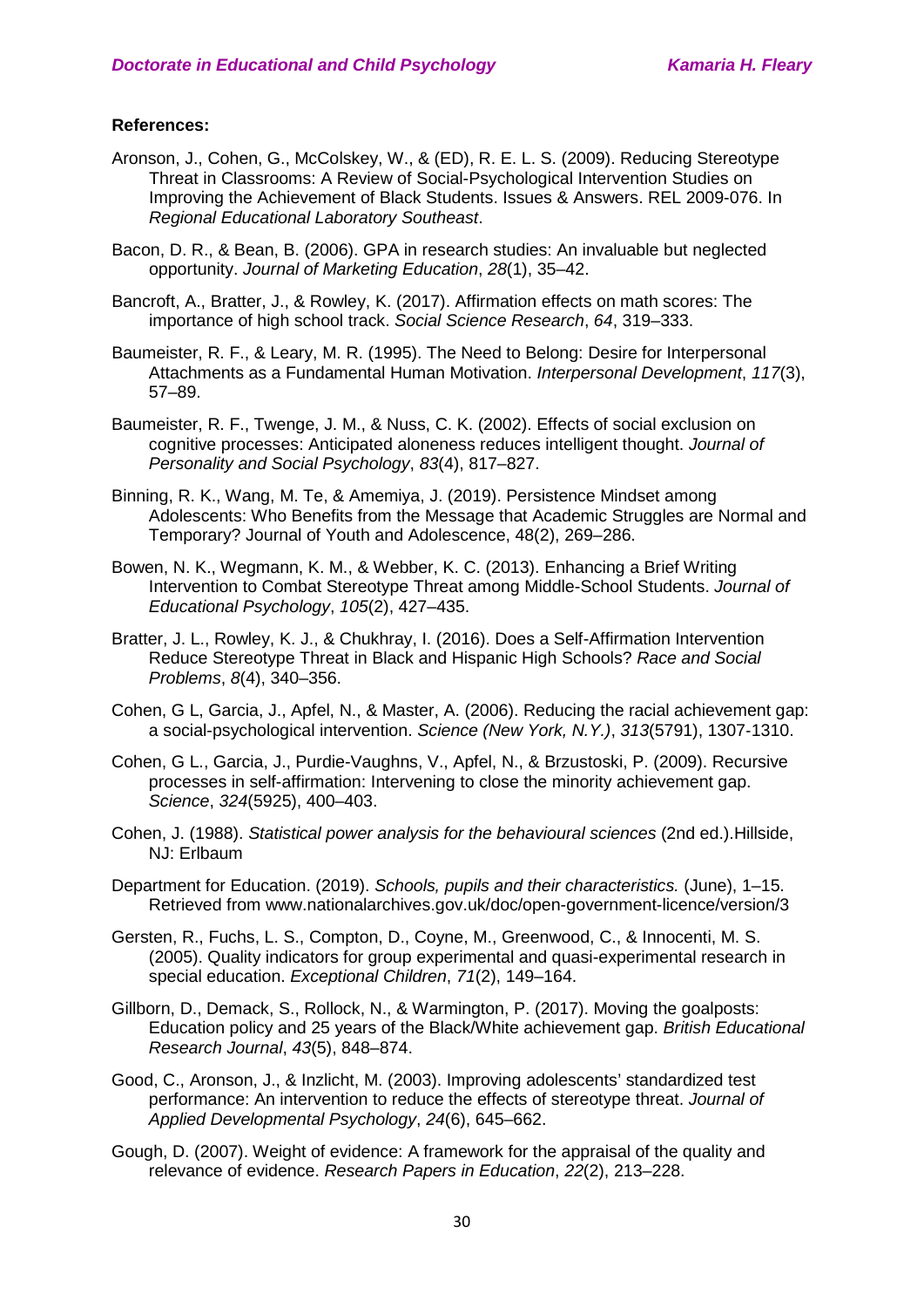**References:**

Aronson, J., Cohen, G., McColskey, W., & (ED), R. E. L. S. (2009). Reducing Stereotype Threat in Classrooms: A Review of Social-Psychological Intervention Studies on Improving the Achievement of Black Students. Issues & Answers. REL 2009-076. In *Regional Educational Laboratory Southeast*.

Bacon, D. R., & Bean, B. (2006). GPA in research studies: An invaluable but neglected opportunity. *Journal of Marketing Education*, *28*(1), 35–42.

Bancroft, A., Bratter, J., & Rowley, K. (2017). Affirmation effects on math scores: The importance of high school track. *Social Science Research*, *64*, 319–333.

Baumeister, R. F., & Leary, M. R. (1995). The Need to Belong: Desire for Interpersonal Attachments as a Fundamental Human Motivation. *Interpersonal Development*, *117*(3), 57–89.

Baumeister, R. F., Twenge, J. M., & Nuss, C. K. (2002). Effects of social exclusion on cognitive processes: Anticipated aloneness reduces intelligent thought. *Journal of Personality and Social Psychology*, *83*(4), 817–827.

Binning, R. K., Wang, M. Te, & Amemiya, J. (2019). Persistence Mindset among Adolescents: Who Benefits from the Message that Academic Struggles are Normal and Temporary? Journal of Youth and Adolescence, 48(2), 269–286.

Bowen, N. K., Wegmann, K. M., & Webber, K. C. (2013). Enhancing a Brief Writing Intervention to Combat Stereotype Threat among Middle-School Students. *Journal of Educational Psychology*, *105*(2), 427–435.

Bratter, J. L., Rowley, K. J., & Chukhray, I. (2016). Does a Self-Affirmation Intervention Reduce Stereotype Threat in Black and Hispanic High Schools? *Race and Social Problems*, *8*(4), 340–356.

Cohen, G L, Garcia, J., Apfel, N., & Master, A. (2006). Reducing the racial achievement gap: a social-psychological intervention. *Science (New York, N.Y.)*, *313*(5791), 1307-1310.

Cohen, G L., Garcia, J., Purdie-Vaughns, V., Apfel, N., & Brzustoski, P. (2009). Recursive processes in self-affirmation: Intervening to close the minority achievement gap. *Science*, *324*(5925), 400–403.

Cohen, J. (1988). *Statistical power analysis for the behavioural sciences* (2nd ed.).Hillside, NJ: Erlbaum

Department for Education. (2019). *Schools, pupils and their characteristics.* (June), 1–15. Retrieved from www.nationalarchives.gov.uk/doc/open-government-licence/version/3

Gersten, R., Fuchs, L. S., Compton, D., Coyne, M., Greenwood, C., & Innocenti, M. S. (2005). Quality indicators for group experimental and quasi-experimental research in special education. *Exceptional Children*, *71*(2), 149–164.

Gillborn, D., Demack, S., Rollock, N., & Warmington, P. (2017). Moving the goalposts: Education policy and 25 years of the Black/White achievement gap. *British Educational Research Journal*, *43*(5), 848–874.

Good, C., Aronson, J., & Inzlicht, M. (2003). Improving adolescents' standardized test performance: An intervention to reduce the effects of stereotype threat. *Journal of Applied Developmental Psychology*, *24*(6), 645–662.

Gough, D. (2007). Weight of evidence: A framework for the appraisal of the quality and relevance of evidence. *Research Papers in Education*, *22*(2), 213–228.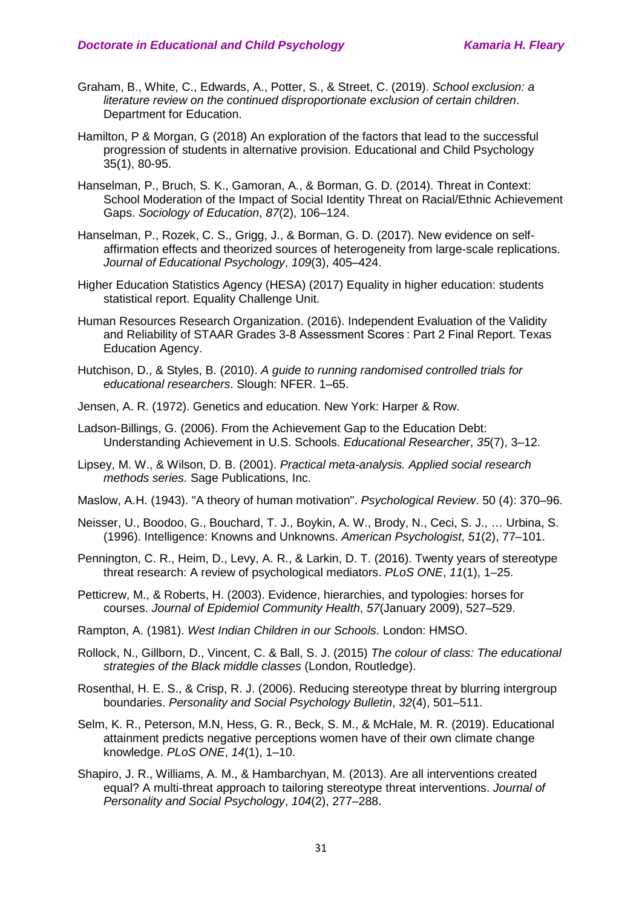Graham, B., White, C., Edwards, A., Potter, S., & Street, C. (2019). *School exclusion: a literature review on the continued disproportionate exclusion of certain children*. Department for Education.

Hamilton, P & Morgan, G (2018) An exploration of the factors that lead to the successful progression of students in alternative provision. Educational and Child Psychology 35(1), 80-95.

Hanselman, P., Bruch, S. K., Gamoran, A., & Borman, G. D. (2014). Threat in Context: School Moderation of the Impact of Social Identity Threat on Racial/Ethnic Achievement Gaps. *Sociology of Education*, *87*(2), 106–124.

Hanselman, P., Rozek, C. S., Grigg, J., & Borman, G. D. (2017). New evidence on self-affirmation effects and theorized sources of heterogeneity from large-scale replications. *Journal of Educational Psychology*, *109*(3), 405–424.

Higher Education Statistics Agency (HESA) (2017) Equality in higher education: students statistical report. Equality Challenge Unit.

Human Resources Research Organization. (2016). Independent Evaluation of the Validity and Reliability of STAAR Grades 3-8 Assessment Scores : Part 2 Final Report. Texas Education Agency.

Hutchison, D., & Styles, B. (2010). *A guide to running randomised controlled trials for educational researchers*. Slough: NFER. 1–65.

Jensen, A. R. (1972). Genetics and education. New York: Harper & Row.

Ladson-Billings, G. (2006). From the Achievement Gap to the Education Debt: Understanding Achievement in U.S. Schools. *Educational Researcher*, *35*(7), 3–12.

Lipsey, M. W., & Wilson, D. B. (2001). *Practical meta-analysis. Applied social research methods series.* Sage Publications, Inc.

Maslow, A.H. (1943). "A theory of human motivation". *Psychological Review*. 50 (4): 370–96.

Neisser, U., Boodoo, G., Bouchard, T. J., Boykin, A. W., Brody, N., Ceci, S. J., … Urbina, S. (1996). Intelligence: Knowns and Unknowns. *American Psychologist*, *51*(2), 77–101.

Pennington, C. R., Heim, D., Levy, A. R., & Larkin, D. T. (2016). Twenty years of stereotype threat research: A review of psychological mediators. *PLoS ONE*, *11*(1), 1–25.

Petticrew, M., & Roberts, H. (2003). Evidence, hierarchies, and typologies: horses for courses. *Journal of Epidemiol Community Health*, *57*(January 2009), 527–529.

Rampton, A. (1981). *West Indian Children in our Schools*. London: HMSO.

Rollock, N., Gillborn, D., Vincent, C. & Ball, S. J. (2015) *The colour of class: The educational strategies of the Black middle classes* (London, Routledge).

Rosenthal, H. E. S., & Crisp, R. J. (2006). Reducing stereotype threat by blurring intergroup boundaries. *Personality and Social Psychology Bulletin*, *32*(4), 501–511.

Selm, K. R., Peterson, M.N, Hess, G. R., Beck, S. M., & McHale, M. R. (2019). Educational attainment predicts negative perceptions women have of their own climate change knowledge. *PLoS ONE*, *14*(1), 1–10.

Shapiro, J. R., Williams, A. M., & Hambarchyan, M. (2013). Are all interventions created equal? A multi-threat approach to tailoring stereotype threat interventions. *Journal of Personality and Social Psychology*, *104*(2), 277–288.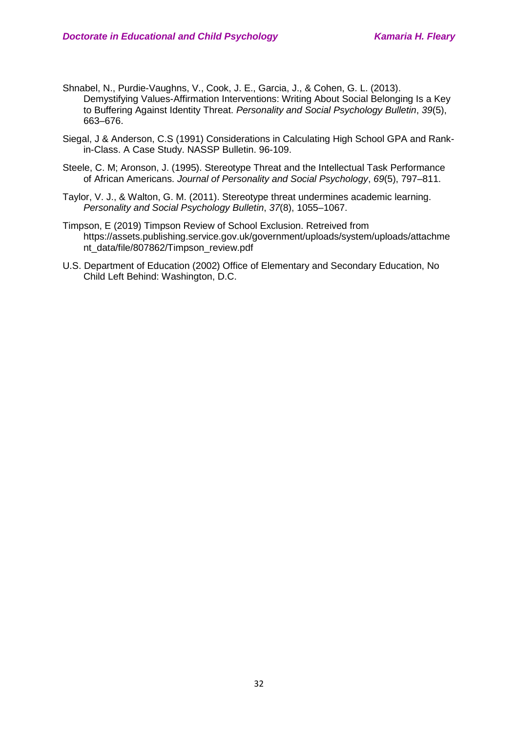Shnabel, N., Purdie-Vaughns, V., Cook, J. E., Garcia, J., & Cohen, G. L. (2013). Demystifying Values-Affirmation Interventions: Writing About Social Belonging Is a Key to Buffering Against Identity Threat. *Personality and Social Psychology Bulletin*, *39*(5), 663–676.

Siegal, J & Anderson, C.S (1991) Considerations in Calculating High School GPA and Rank-in-Class. A Case Study. NASSP Bulletin. 96-109.

Steele, C. M; Aronson, J. (1995). Stereotype Threat and the Intellectual Task Performance of African Americans. *Journal of Personality and Social Psychology*, *69*(5), 797–811.

Taylor, V. J., & Walton, G. M. (2011). Stereotype threat undermines academic learning. *Personality and Social Psychology Bulletin*, *37*(8), 1055–1067.

Timpson, E (2019) Timpson Review of School Exclusion. Retreived from https://assets.publishing.service.gov.uk/government/uploads/system/uploads/attachment_data/file/807862/Timpson_review.pdf

U.S. Department of Education (2002) Office of Elementary and Secondary Education, No Child Left Behind: Washington, D.C.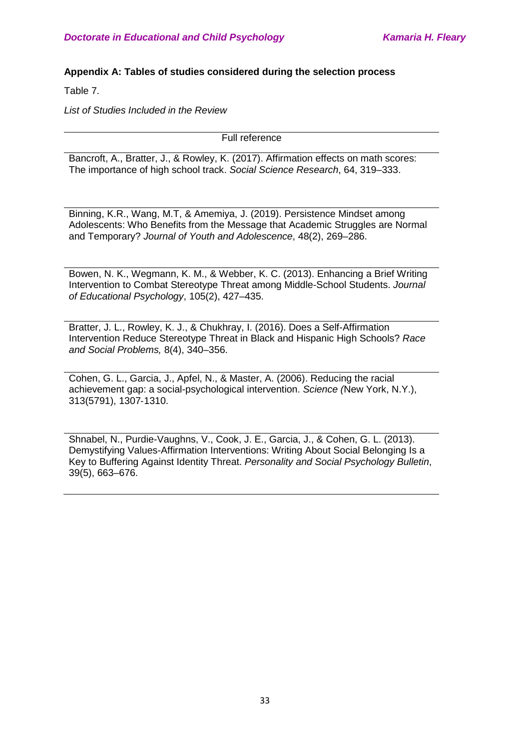**Appendix A: Tables of studies considered during the selection process**

Table 7.

*List of Studies Included in the Review*

| Full reference |
|---|
| Bancroft, A., Bratter, J., & Rowley, K. (2017). Affirmation effects on math scores: The importance of high school track. *Social Science Research*, 64, 319–333. |
| Binning, K.R., Wang, M.T, & Amemiya, J. (2019). Persistence Mindset among Adolescents: Who Benefits from the Message that Academic Struggles are Normal and Temporary? *Journal of Youth and Adolescence*, 48(2), 269–286. |
| Bowen, N. K., Wegmann, K. M., & Webber, K. C. (2013). Enhancing a Brief Writing Intervention to Combat Stereotype Threat among Middle-School Students. *Journal of Educational Psychology*, 105(2), 427–435. |
| Bratter, J. L., Rowley, K. J., & Chukhray, I. (2016). Does a Self-Affirmation Intervention Reduce Stereotype Threat in Black and Hispanic High Schools? *Race and Social Problems,* 8(4), 340–356. |
| Cohen, G. L., Garcia, J., Apfel, N., & Master, A. (2006). Reducing the racial achievement gap: a social-psychological intervention. *Science (*New York, N.Y.), 313(5791), 1307-1310. |
| Shnabel, N., Purdie-Vaughns, V., Cook, J. E., Garcia, J., & Cohen, G. L. (2013). Demystifying Values-Affirmation Interventions: Writing About Social Belonging Is a Key to Buffering Against Identity Threat. *Personality and Social Psychology Bulletin*, 39(5), 663–676. |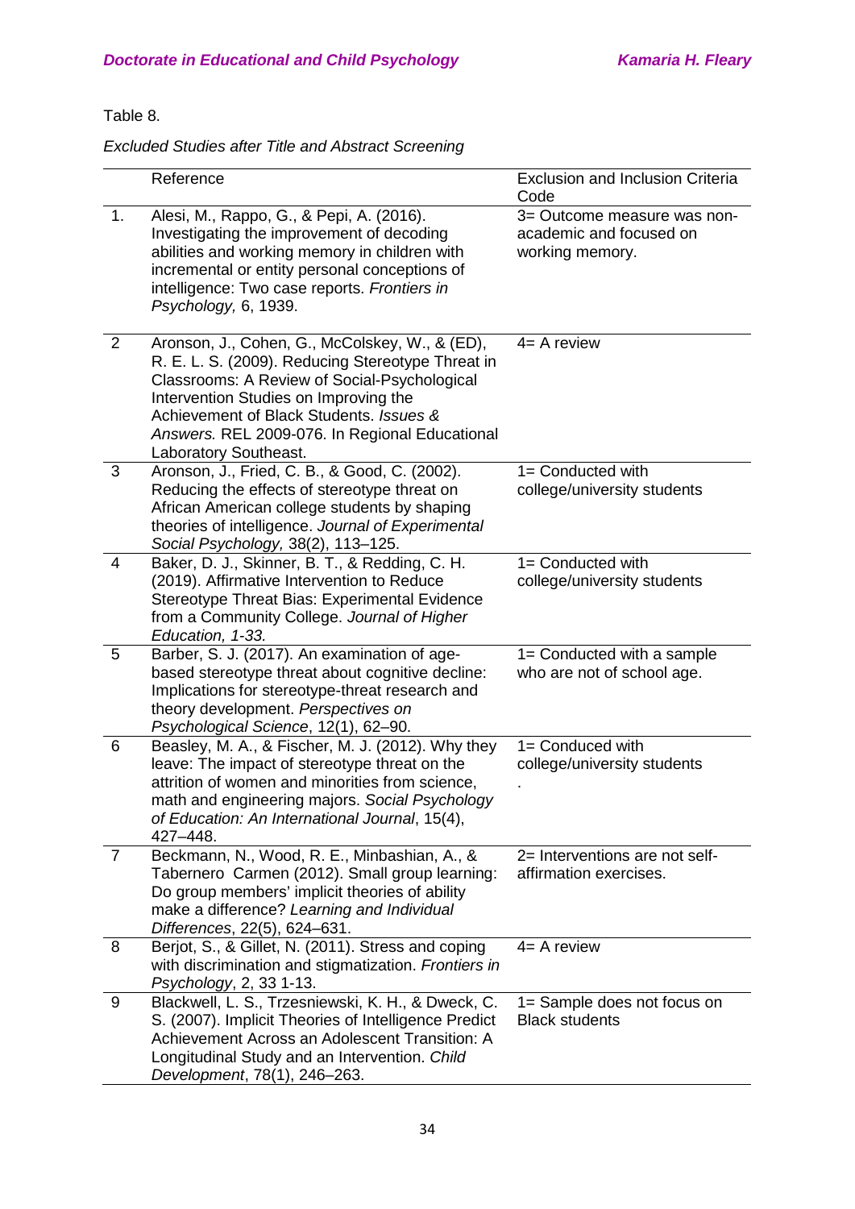Table 8.

*Excluded Studies after Title and Abstract Screening*

| | Reference | Exclusion and Inclusion Criteria Code |
|---|---|---|
| 1. | Alesi, M., Rappo, G., & Pepi, A. (2016). Investigating the improvement of decoding abilities and working memory in children with incremental or entity personal conceptions of intelligence: Two case reports. *Frontiers in Psychology,* 6, 1939. | 3= Outcome measure was non-academic and focused on working memory. |
| 2 | Aronson, J., Cohen, G., McColskey, W., & (ED), R. E. L. S. (2009). Reducing Stereotype Threat in Classrooms: A Review of Social-Psychological Intervention Studies on Improving the Achievement of Black Students. *Issues & Answers.* REL 2009-076. In Regional Educational Laboratory Southeast. | 4= A review |
| 3 | Aronson, J., Fried, C. B., & Good, C. (2002). Reducing the effects of stereotype threat on African American college students by shaping theories of intelligence. *Journal of Experimental Social Psychology,* 38(2), 113–125. | 1= Conducted with college/university students |
| 4 | Baker, D. J., Skinner, B. T., & Redding, C. H. (2019). Affirmative Intervention to Reduce Stereotype Threat Bias: Experimental Evidence from a Community College. *Journal of Higher Education, 1-33.* | 1= Conducted with college/university students |
| 5 | Barber, S. J. (2017). An examination of age-based stereotype threat about cognitive decline: Implications for stereotype-threat research and theory development. *Perspectives on Psychological Science*, 12(1), 62–90. | 1= Conducted with a sample who are not of school age. |
| 6 | Beasley, M. A., & Fischer, M. J. (2012). Why they leave: The impact of stereotype threat on the attrition of women and minorities from science, math and engineering majors. *Social Psychology of Education: An International Journal*, 15(4), 427–448. | 1= Conduced with college/university students . |
| 7 | Beckmann, N., Wood, R. E., Minbashian, A., & Tabernero Carmen (2012). Small group learning: Do group members' implicit theories of ability make a difference? *Learning and Individual Differences*, 22(5), 624–631. | 2= Interventions are not self-affirmation exercises. |
| 8 | Berjot, S., & Gillet, N. (2011). Stress and coping with discrimination and stigmatization. *Frontiers in Psychology*, 2, 33 1-13. | 4= A review |
| 9 | Blackwell, L. S., Trzesniewski, K. H., & Dweck, C. S. (2007). Implicit Theories of Intelligence Predict Achievement Across an Adolescent Transition: A Longitudinal Study and an Intervention. *Child Development*, 78(1), 246–263. | 1= Sample does not focus on Black students |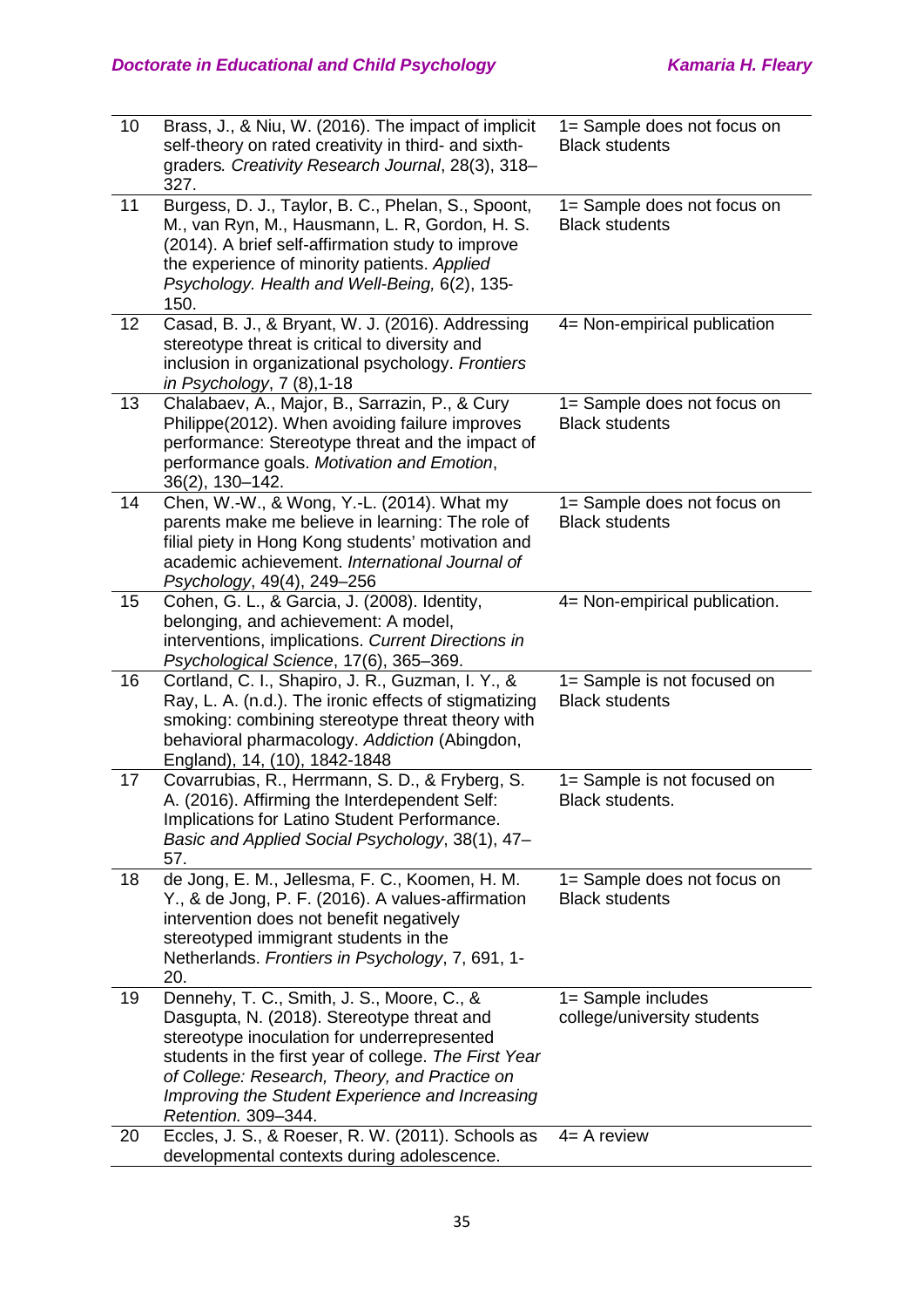| | | |
|---|---|---|
| 10 | Brass, J., & Niu, W. (2016). The impact of implicit self-theory on rated creativity in third- and sixth-graders*.* *Creativity Research Journal*, 28(3), 318–327. | 1= Sample does not focus on Black students |
| 11 | Burgess, D. J., Taylor, B. C., Phelan, S., Spoont, M., van Ryn, M., Hausmann, L. R, Gordon, H. S. (2014). A brief self-affirmation study to improve the experience of minority patients. *Applied Psychology. Health and Well-Being,* 6(2), 135-150. | 1= Sample does not focus on Black students |
| 12 | Casad, B. J., & Bryant, W. J. (2016). Addressing stereotype threat is critical to diversity and inclusion in organizational psychology. *Frontiers in Psychology*, 7 (8),1-18 | 4= Non-empirical publication |
| 13 | Chalabaev, A., Major, B., Sarrazin, P., & Cury Philippe(2012). When avoiding failure improves performance: Stereotype threat and the impact of performance goals. *Motivation and Emotion*, 36(2), 130–142. | 1= Sample does not focus on Black students |
| 14 | Chen, W.-W., & Wong, Y.-L. (2014). What my parents make me believe in learning: The role of filial piety in Hong Kong students' motivation and academic achievement. *International Journal of Psychology*, 49(4), 249–256 | 1= Sample does not focus on Black students |
| 15 | Cohen, G. L., & Garcia, J. (2008). Identity, belonging, and achievement: A model, interventions, implications. *Current Directions in Psychological Science*, 17(6), 365–369. | 4= Non-empirical publication. |
| 16 | Cortland, C. I., Shapiro, J. R., Guzman, I. Y., & Ray, L. A. (n.d.). The ironic effects of stigmatizing smoking: combining stereotype threat theory with behavioral pharmacology. *Addiction* (Abingdon, England), 14, (10), 1842-1848 | 1= Sample is not focused on Black students |
| 17 | Covarrubias, R., Herrmann, S. D., & Fryberg, S. A. (2016). Affirming the Interdependent Self: Implications for Latino Student Performance. *Basic and Applied Social Psychology*, 38(1), 47–57. | 1= Sample is not focused on Black students. |
| 18 | de Jong, E. M., Jellesma, F. C., Koomen, H. M. Y., & de Jong, P. F. (2016). A values-affirmation intervention does not benefit negatively stereotyped immigrant students in the Netherlands. *Frontiers in Psychology*, 7, 691, 1-20. | 1= Sample does not focus on Black students |
| 19 | Dennehy, T. C., Smith, J. S., Moore, C., & Dasgupta, N. (2018). Stereotype threat and stereotype inoculation for underrepresented students in the first year of college. *The First Year of College: Research, Theory, and Practice on Improving the Student Experience and Increasing Retention.* 309–344. | 1= Sample includes college/university students |
| 20 | Eccles, J. S., & Roeser, R. W. (2011). Schools as developmental contexts during adolescence. | 4= A review |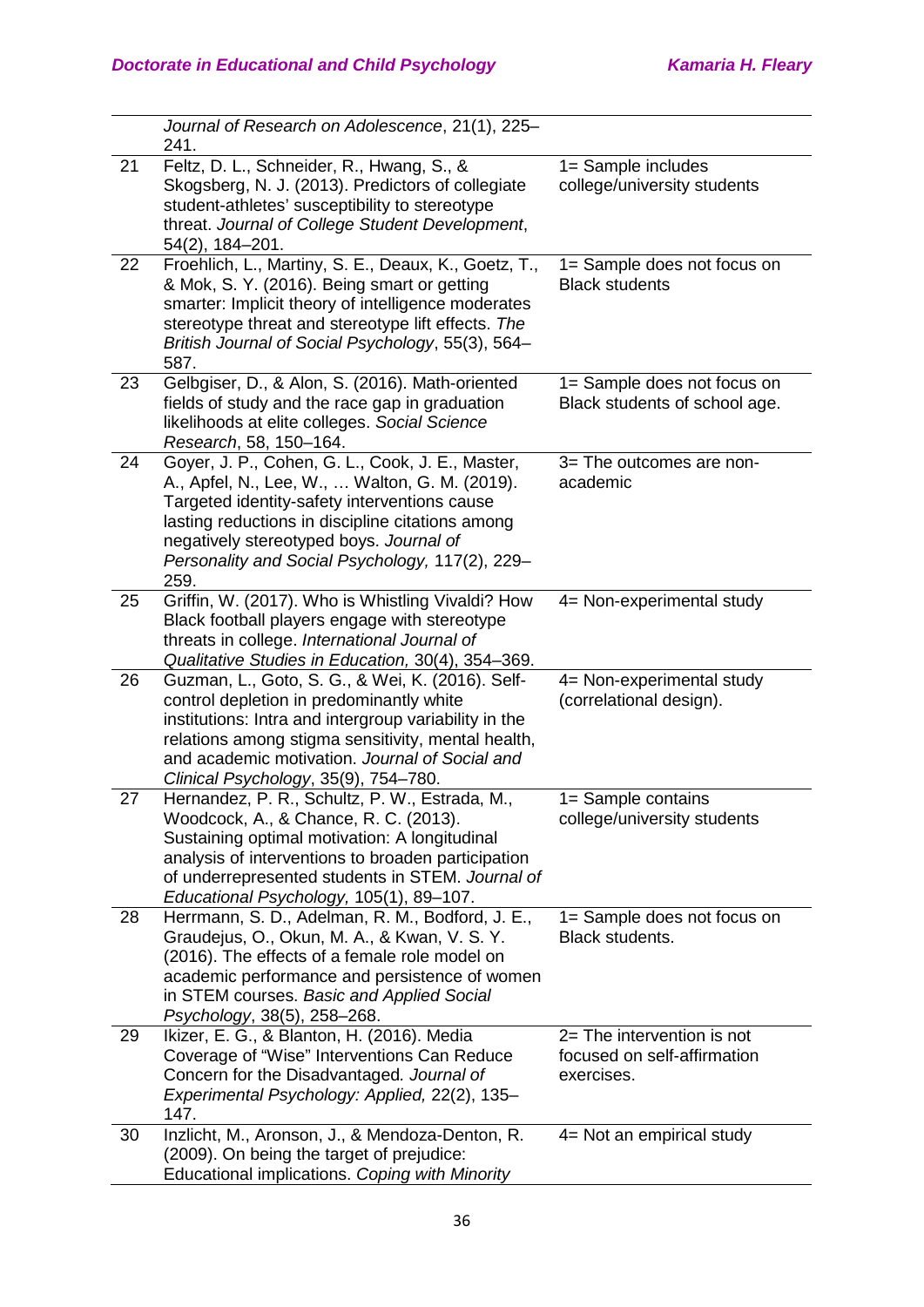|  |  |  |
|---|---|---|
|  | *Journal of Research on Adolescence*, 21(1), 225–241. |  |
| 21 | Feltz, D. L., Schneider, R., Hwang, S., & Skogsberg, N. J. (2013). Predictors of collegiate student-athletes' susceptibility to stereotype threat. *Journal of College Student Development*, 54(2), 184–201. | 1= Sample includes college/university students |
| 22 | Froehlich, L., Martiny, S. E., Deaux, K., Goetz, T., & Mok, S. Y. (2016). Being smart or getting smarter: Implicit theory of intelligence moderates stereotype threat and stereotype lift effects. *The British Journal of Social Psychology*, 55(3), 564–587. | 1= Sample does not focus on Black students |
| 23 | Gelbgiser, D., & Alon, S. (2016). Math-oriented fields of study and the race gap in graduation likelihoods at elite colleges. *Social Science Research*, 58, 150–164. | 1= Sample does not focus on Black students of school age. |
| 24 | Goyer, J. P., Cohen, G. L., Cook, J. E., Master, A., Apfel, N., Lee, W., … Walton, G. M. (2019). Targeted identity-safety interventions cause lasting reductions in discipline citations among negatively stereotyped boys. *Journal of Personality and Social Psychology,* 117(2), 229–259. | 3= The outcomes are non-academic |
| 25 | Griffin, W. (2017). Who is Whistling Vivaldi? How Black football players engage with stereotype threats in college. *International Journal of Qualitative Studies in Education,* 30(4), 354–369. | 4= Non-experimental study |
| 26 | Guzman, L., Goto, S. G., & Wei, K. (2016). Self-control depletion in predominantly white institutions: Intra and intergroup variability in the relations among stigma sensitivity, mental health, and academic motivation. *Journal of Social and Clinical Psychology*, 35(9), 754–780. | 4= Non-experimental study (correlational design). |
| 27 | Hernandez, P. R., Schultz, P. W., Estrada, M., Woodcock, A., & Chance, R. C. (2013). Sustaining optimal motivation: A longitudinal analysis of interventions to broaden participation of underrepresented students in STEM. *Journal of Educational Psychology,* 105(1), 89–107. | 1= Sample contains college/university students |
| 28 | Herrmann, S. D., Adelman, R. M., Bodford, J. E., Graudejus, O., Okun, M. A., & Kwan, V. S. Y. (2016). The effects of a female role model on academic performance and persistence of women in STEM courses. *Basic and Applied Social Psychology*, 38(5), 258–268. | 1= Sample does not focus on Black students. |
| 29 | Ikizer, E. G., & Blanton, H. (2016). Media Coverage of "Wise" Interventions Can Reduce Concern for the Disadvantaged*. Journal of Experimental Psychology: Applied,* 22(2), 135–147. | 2= The intervention is not focused on self-affirmation exercises. |
| 30 | Inzlicht, M., Aronson, J., & Mendoza-Denton, R. (2009). On being the target of prejudice: Educational implications. *Coping with Minority* | 4= Not an empirical study |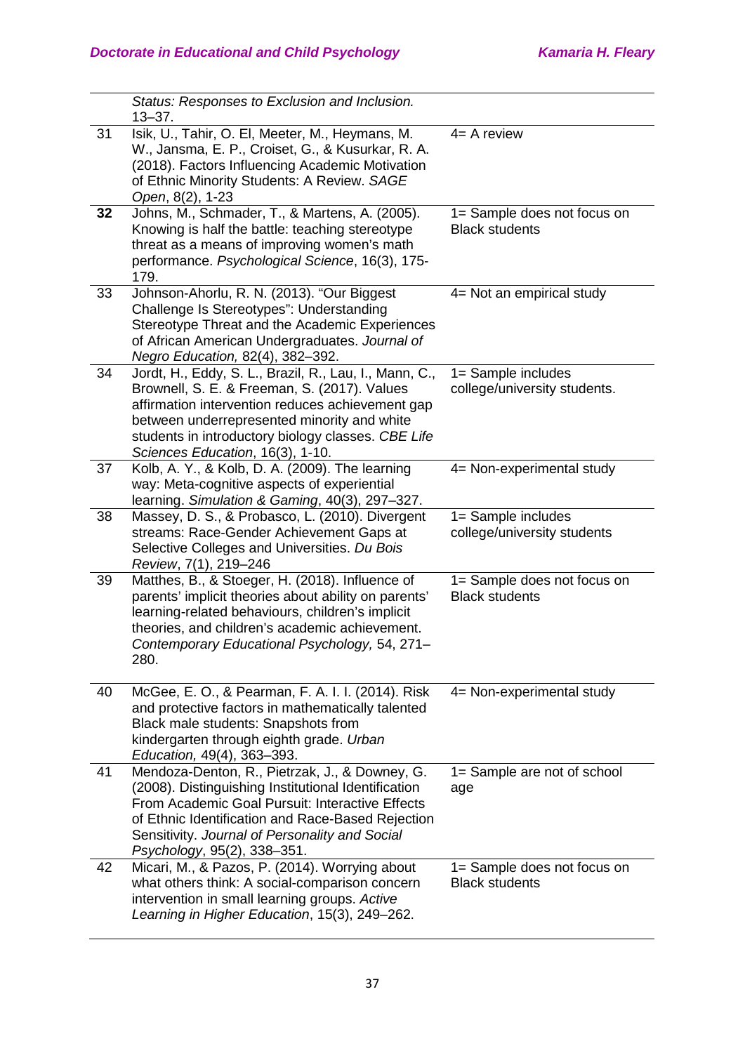| | | |
|---|---|---|
| | Status: *Responses to Exclusion and Inclusion.* 13–37. | |
| 31 | Isik, U., Tahir, O. El, Meeter, M., Heymans, M. W., Jansma, E. P., Croiset, G., & Kusurkar, R. A. (2018). Factors Influencing Academic Motivation of Ethnic Minority Students: A Review. *SAGE Open*, 8(2), 1-23 | 4= A review |
| **32** | Johns, M., Schmader, T., & Martens, A. (2005). Knowing is half the battle: teaching stereotype threat as a means of improving women's math performance. *Psychological Science*, 16(3), 175-179. | 1= Sample does not focus on Black students |
| 33 | Johnson-Ahorlu, R. N. (2013). "Our Biggest Challenge Is Stereotypes": Understanding Stereotype Threat and the Academic Experiences of African American Undergraduates. *Journal of Negro Education,* 82(4), 382–392. | 4= Not an empirical study |
| 34 | Jordt, H., Eddy, S. L., Brazil, R., Lau, I., Mann, C., Brownell, S. E. & Freeman, S. (2017). Values affirmation intervention reduces achievement gap between underrepresented minority and white students in introductory biology classes. *CBE Life Sciences Education*, 16(3), 1-10. | 1= Sample includes college/university students. |
| 37 | Kolb, A. Y., & Kolb, D. A. (2009). The learning way: Meta-cognitive aspects of experiential learning. *Simulation & Gaming*, 40(3), 297–327. | 4= Non-experimental study |
| 38 | Massey, D. S., & Probasco, L. (2010). Divergent streams: Race-Gender Achievement Gaps at Selective Colleges and Universities. *Du Bois Review*, 7(1), 219–246 | 1= Sample includes college/university students |
| 39 | Matthes, B., & Stoeger, H. (2018). Influence of parents' implicit theories about ability on parents' learning-related behaviours, children's implicit theories, and children's academic achievement. *Contemporary Educational Psychology,* 54, 271–280. | 1= Sample does not focus on Black students |
| 40 | McGee, E. O., & Pearman, F. A. I. I. (2014). Risk and protective factors in mathematically talented Black male students: Snapshots from kindergarten through eighth grade. *Urban Education,* 49(4), 363–393. | 4= Non-experimental study |
| 41 | Mendoza-Denton, R., Pietrzak, J., & Downey, G. (2008). Distinguishing Institutional Identification From Academic Goal Pursuit: Interactive Effects of Ethnic Identification and Race-Based Rejection Sensitivity. *Journal of Personality and Social Psychology*, 95(2), 338–351. | 1= Sample are not of school age |
| 42 | Micari, M., & Pazos, P. (2014). Worrying about what others think: A social-comparison concern intervention in small learning groups. *Active Learning in Higher Education*, 15(3), 249–262. | 1= Sample does not focus on Black students |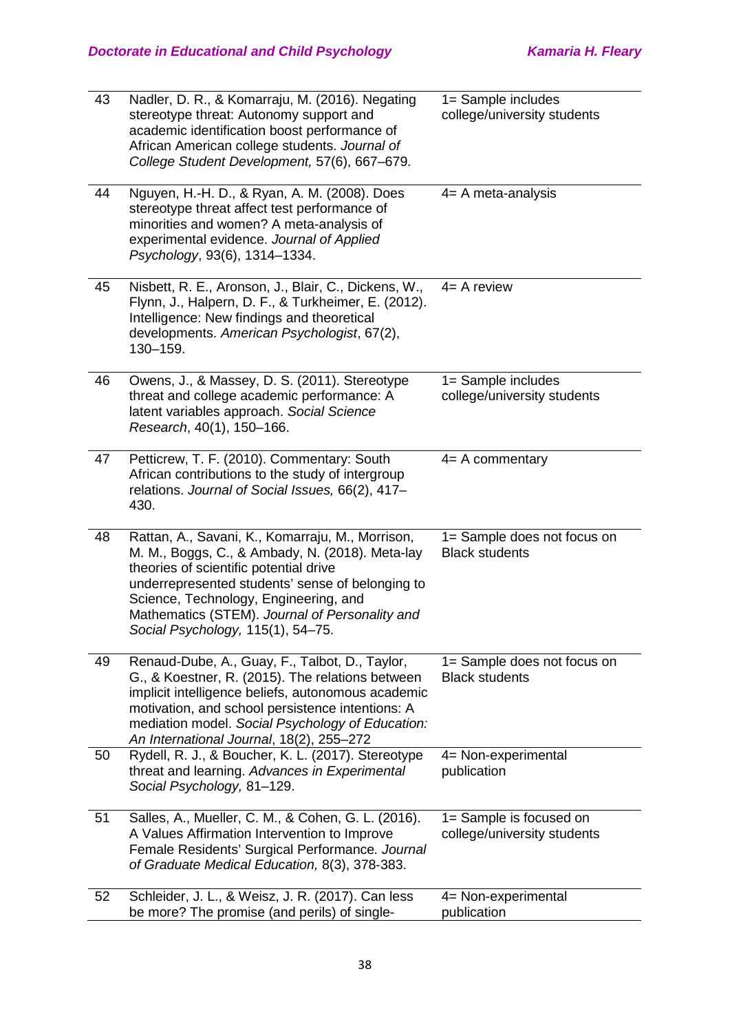| | | |
|---|---|---|
| 43 | Nadler, D. R., & Komarraju, M. (2016). Negating stereotype threat: Autonomy support and academic identification boost performance of African American college students. *Journal of College Student Development,* 57(6), 667–679. | 1= Sample includes college/university students |
| 44 | Nguyen, H.-H. D., & Ryan, A. M. (2008). Does stereotype threat affect test performance of minorities and women? A meta-analysis of experimental evidence. *Journal of Applied Psychology*, 93(6), 1314–1334. | 4= A meta-analysis |
| 45 | Nisbett, R. E., Aronson, J., Blair, C., Dickens, W., Flynn, J., Halpern, D. F., & Turkheimer, E. (2012). Intelligence: New findings and theoretical developments. *American Psychologist*, 67(2), 130–159. | 4= A review |
| 46 | Owens, J., & Massey, D. S. (2011). Stereotype threat and college academic performance: A latent variables approach. *Social Science Research*, 40(1), 150–166. | 1= Sample includes college/university students |
| 47 | Petticrew, T. F. (2010). Commentary: South African contributions to the study of intergroup relations. *Journal of Social Issues,* 66(2), 417–430. | 4= A commentary |
| 48 | Rattan, A., Savani, K., Komarraju, M., Morrison, M. M., Boggs, C., & Ambady, N. (2018). Meta-lay theories of scientific potential drive underrepresented students' sense of belonging to Science, Technology, Engineering, and Mathematics (STEM). *Journal of Personality and Social Psychology,* 115(1), 54–75. | 1= Sample does not focus on Black students |
| 49 | Renaud-Dube, A., Guay, F., Talbot, D., Taylor, G., & Koestner, R. (2015). The relations between implicit intelligence beliefs, autonomous academic motivation, and school persistence intentions: A mediation model. *Social Psychology of Education: An International Journal*, 18(2), 255–272 | 1= Sample does not focus on Black students |
| 50 | Rydell, R. J., & Boucher, K. L. (2017). Stereotype threat and learning. *Advances in Experimental Social Psychology,* 81–129. | 4= Non-experimental publication |
| 51 | Salles, A., Mueller, C. M., & Cohen, G. L. (2016). A Values Affirmation Intervention to Improve Female Residents' Surgical Performance. *Journal of Graduate Medical Education,* 8(3), 378-383. | 1= Sample is focused on college/university students |
| 52 | Schleider, J. L., & Weisz, J. R. (2017). Can less be more? The promise (and perils) of single- | 4= Non-experimental publication |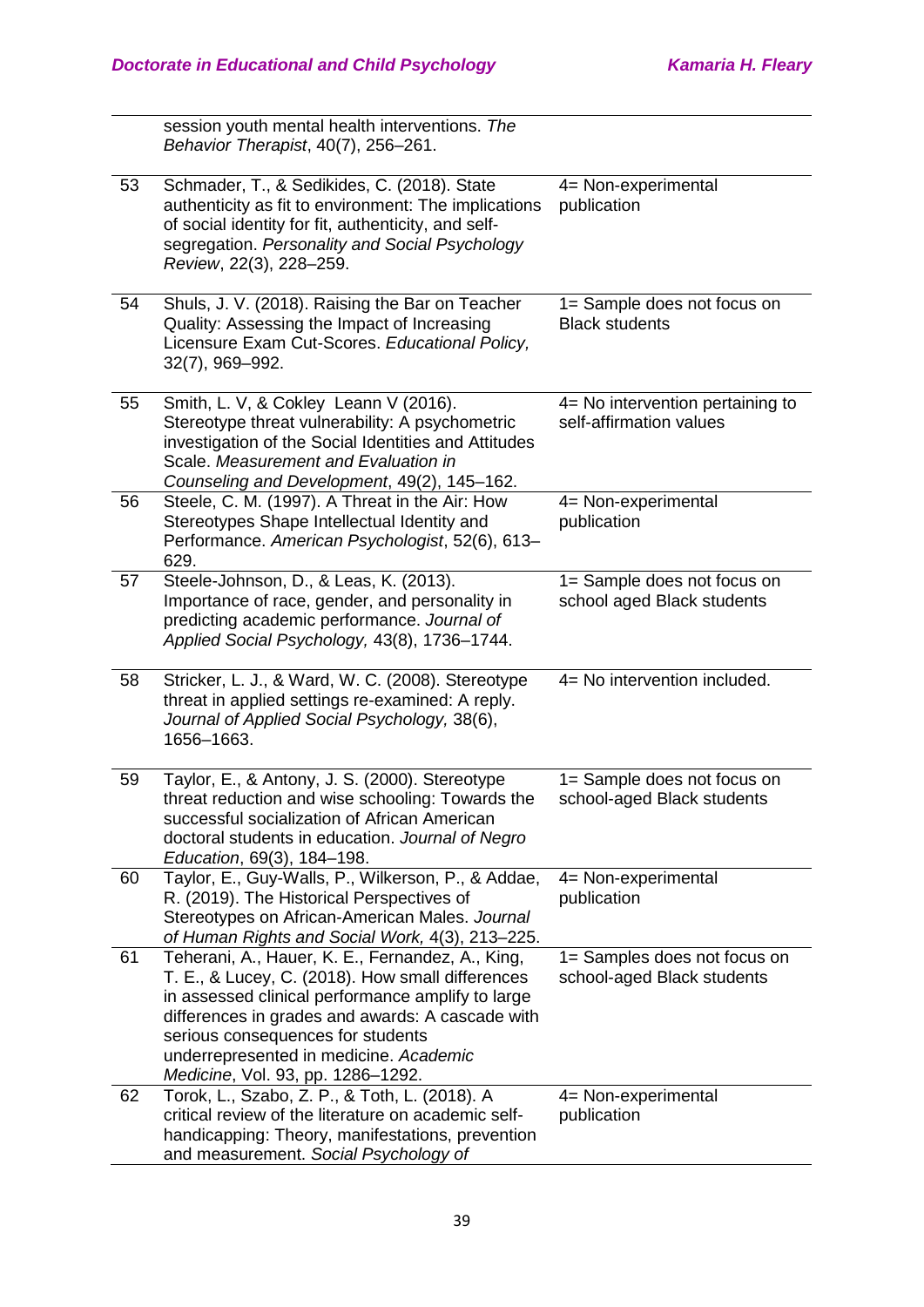| | | |
|---|---|---|
| | session youth mental health interventions. *The Behavior Therapist*, 40(7), 256–261. | |
| 53 | Schmader, T., & Sedikides, C. (2018). State authenticity as fit to environment: The implications of social identity for fit, authenticity, and self-segregation. *Personality and Social Psychology Review*, 22(3), 228–259. | 4= Non-experimental publication |
| 54 | Shuls, J. V. (2018). Raising the Bar on Teacher Quality: Assessing the Impact of Increasing Licensure Exam Cut-Scores. *Educational Policy,* 32(7), 969–992. | 1= Sample does not focus on Black students |
| 55 | Smith, L. V, & Cokley Leann V (2016). Stereotype threat vulnerability: A psychometric investigation of the Social Identities and Attitudes Scale. *Measurement and Evaluation in Counseling and Development*, 49(2), 145–162. | 4= No intervention pertaining to self-affirmation values |
| 56 | Steele, C. M. (1997). A Threat in the Air: How Stereotypes Shape Intellectual Identity and Performance. *American Psychologist*, 52(6), 613–629. | 4= Non-experimental publication |
| 57 | Steele-Johnson, D., & Leas, K. (2013). Importance of race, gender, and personality in predicting academic performance. *Journal of Applied Social Psychology,* 43(8), 1736–1744. | 1= Sample does not focus on school aged Black students |
| 58 | Stricker, L. J., & Ward, W. C. (2008). Stereotype threat in applied settings re-examined: A reply. *Journal of Applied Social Psychology,* 38(6), 1656–1663. | 4= No intervention included. |
| 59 | Taylor, E., & Antony, J. S. (2000). Stereotype threat reduction and wise schooling: Towards the successful socialization of African American doctoral students in education. *Journal of Negro Education*, 69(3), 184–198. | 1= Sample does not focus on school-aged Black students |
| 60 | Taylor, E., Guy-Walls, P., Wilkerson, P., & Addae, R. (2019). The Historical Perspectives of Stereotypes on African-American Males. *Journal of Human Rights and Social Work,* 4(3), 213–225. | 4= Non-experimental publication |
| 61 | Teherani, A., Hauer, K. E., Fernandez, A., King, T. E., & Lucey, C. (2018). How small differences in assessed clinical performance amplify to large differences in grades and awards: A cascade with serious consequences for students underrepresented in medicine. *Academic Medicine*, Vol. 93, pp. 1286–1292. | 1= Samples does not focus on school-aged Black students |
| 62 | Torok, L., Szabo, Z. P., & Toth, L. (2018). A critical review of the literature on academic self-handicapping: Theory, manifestations, prevention and measurement. *Social Psychology of* | 4= Non-experimental publication |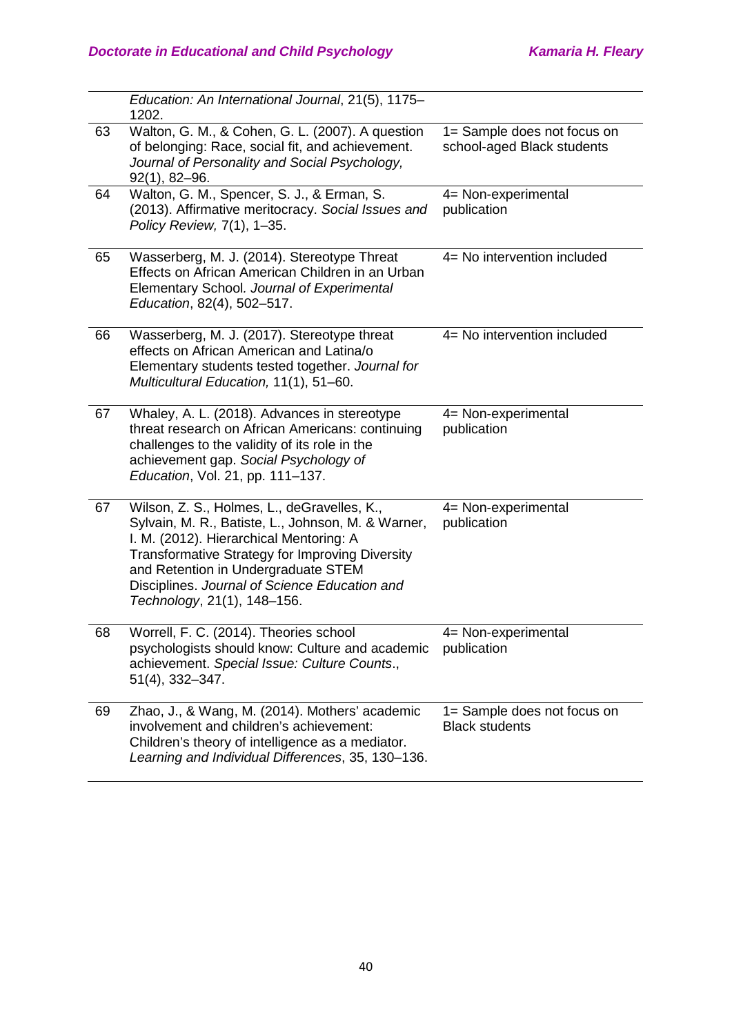| | | |
|---|---|---|
| | *Education: An International Journal*, 21(5), 1175–1202. | |
| 63 | Walton, G. M., & Cohen, G. L. (2007). A question of belonging: Race, social fit, and achievement. *Journal of Personality and Social Psychology,* 92(1), 82–96. | 1= Sample does not focus on school-aged Black students |
| 64 | Walton, G. M., Spencer, S. J., & Erman, S. (2013). Affirmative meritocracy. *Social Issues and Policy Review,* 7(1), 1–35. | 4= Non-experimental publication |
| 65 | Wasserberg, M. J. (2014). Stereotype Threat Effects on African American Children in an Urban Elementary School*. Journal of Experimental Education*, 82(4), 502–517. | 4= No intervention included |
| 66 | Wasserberg, M. J. (2017). Stereotype threat effects on African American and Latina/o Elementary students tested together. *Journal for Multicultural Education,* 11(1), 51–60. | 4= No intervention included |
| 67 | Whaley, A. L. (2018). Advances in stereotype threat research on African Americans: continuing challenges to the validity of its role in the achievement gap. *Social Psychology of Education*, Vol. 21, pp. 111–137. | 4= Non-experimental publication |
| 67 | Wilson, Z. S., Holmes, L., deGravelles, K., Sylvain, M. R., Batiste, L., Johnson, M. & Warner, I. M. (2012). Hierarchical Mentoring: A Transformative Strategy for Improving Diversity and Retention in Undergraduate STEM Disciplines. *Journal of Science Education and Technology*, 21(1), 148–156. | 4= Non-experimental publication |
| 68 | Worrell, F. C. (2014). Theories school psychologists should know: Culture and academic achievement. *Special Issue: Culture Counts*., 51(4), 332–347. | 4= Non-experimental publication |
| 69 | Zhao, J., & Wang, M. (2014). Mothers' academic involvement and children's achievement: Children's theory of intelligence as a mediator. *Learning and Individual Differences*, 35, 130–136. | 1= Sample does not focus on Black students |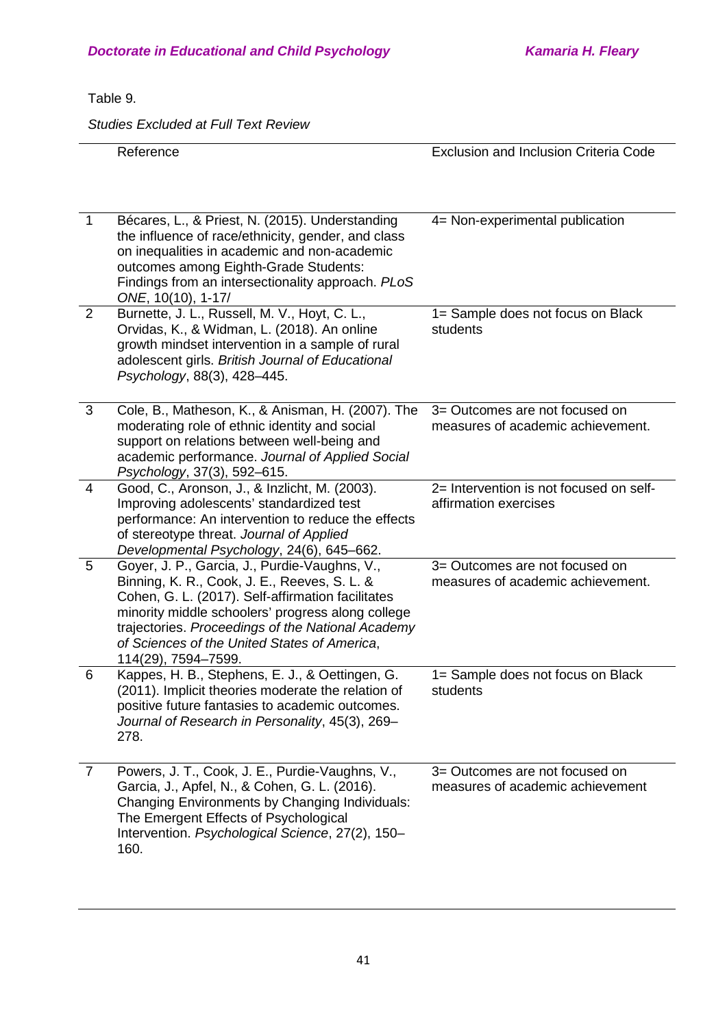Table 9.

*Studies Excluded at Full Text Review*

| | Reference | Exclusion and Inclusion Criteria Code |
|---|---|---|
| 1 | Bécares, L., & Priest, N. (2015). Understanding the influence of race/ethnicity, gender, and class on inequalities in academic and non-academic outcomes among Eighth-Grade Students: Findings from an intersectionality approach. *PLoS ONE*, 10(10), 1-17/ | 4= Non-experimental publication |
| 2 | Burnette, J. L., Russell, M. V., Hoyt, C. L., Orvidas, K., & Widman, L. (2018). An online growth mindset intervention in a sample of rural adolescent girls. *British Journal of Educational Psychology*, 88(3), 428–445. | 1= Sample does not focus on Black students |
| 3 | Cole, B., Matheson, K., & Anisman, H. (2007). The moderating role of ethnic identity and social support on relations between well-being and academic performance. *Journal of Applied Social Psychology*, 37(3), 592–615. | 3= Outcomes are not focused on measures of academic achievement. |
| 4 | Good, C., Aronson, J., & Inzlicht, M. (2003). Improving adolescents' standardized test performance: An intervention to reduce the effects of stereotype threat. *Journal of Applied Developmental Psychology*, 24(6), 645–662. | 2= Intervention is not focused on self-affirmation exercises |
| 5 | Goyer, J. P., Garcia, J., Purdie-Vaughns, V., Binning, K. R., Cook, J. E., Reeves, S. L. & Cohen, G. L. (2017). Self-affirmation facilitates minority middle schoolers' progress along college trajectories. *Proceedings of the National Academy of Sciences of the United States of America*, 114(29), 7594–7599. | 3= Outcomes are not focused on measures of academic achievement. |
| 6 | Kappes, H. B., Stephens, E. J., & Oettingen, G. (2011). Implicit theories moderate the relation of positive future fantasies to academic outcomes. *Journal of Research in Personality*, 45(3), 269–278. | 1= Sample does not focus on Black students |
| 7 | Powers, J. T., Cook, J. E., Purdie-Vaughns, V., Garcia, J., Apfel, N., & Cohen, G. L. (2016). Changing Environments by Changing Individuals: The Emergent Effects of Psychological Intervention. *Psychological Science*, 27(2), 150–160. | 3= Outcomes are not focused on measures of academic achievement |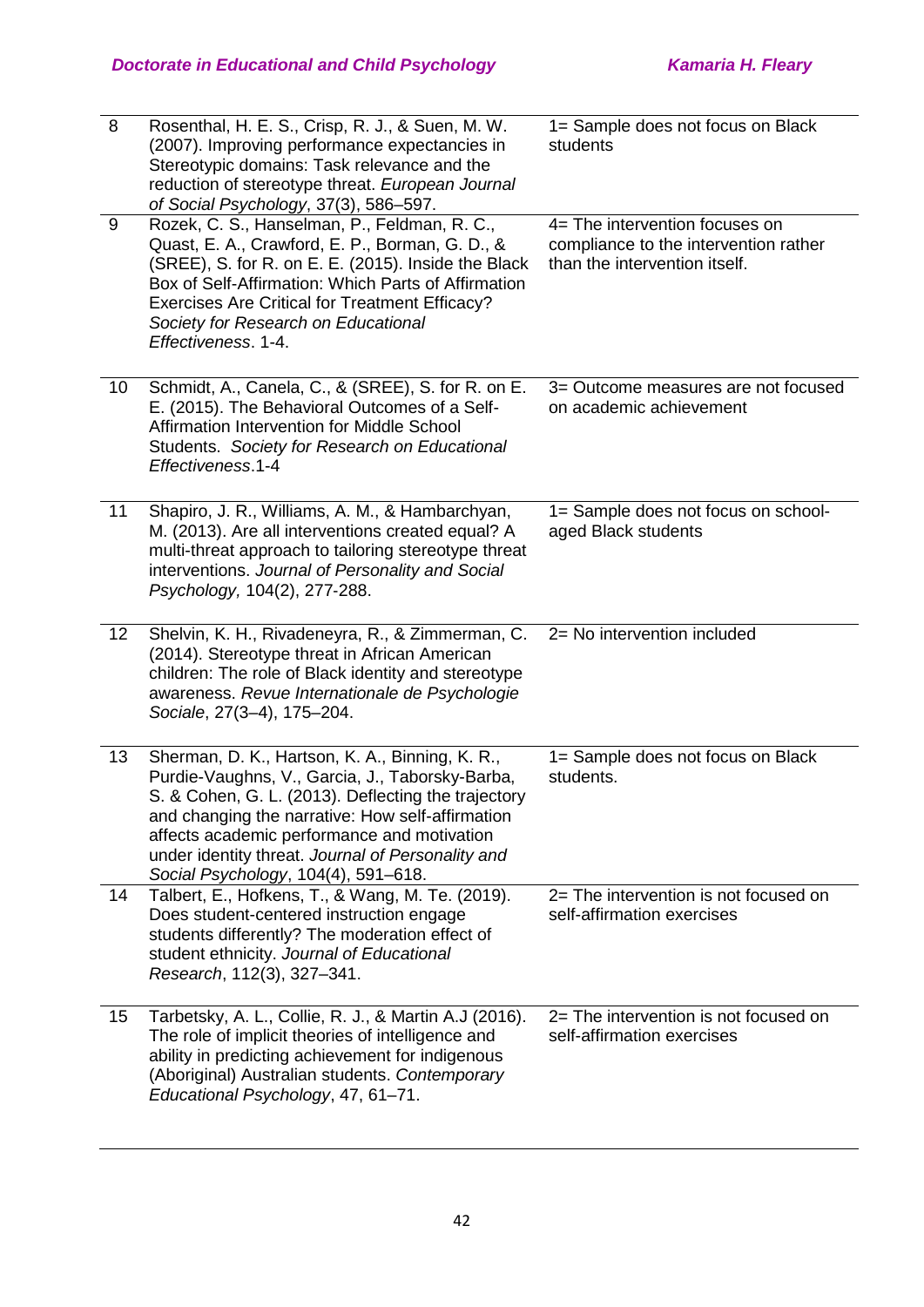| | | |
|---|---|---|
| 8 | Rosenthal, H. E. S., Crisp, R. J., & Suen, M. W. (2007). Improving performance expectancies in Stereotypic domains: Task relevance and the reduction of stereotype threat. *European Journal of Social Psychology*, 37(3), 586–597. | 1= Sample does not focus on Black students |
| 9 | Rozek, C. S., Hanselman, P., Feldman, R. C., Quast, E. A., Crawford, E. P., Borman, G. D., & (SREE), S. for R. on E. E. (2015). Inside the Black Box of Self-Affirmation: Which Parts of Affirmation Exercises Are Critical for Treatment Efficacy? *Society for Research on Educational Effectiveness*. 1-4. | 4= The intervention focuses on compliance to the intervention rather than the intervention itself. |
| 10 | Schmidt, A., Canela, C., & (SREE), S. for R. on E. E. (2015). The Behavioral Outcomes of a Self-Affirmation Intervention for Middle School Students. *Society for Research on Educational Effectiveness*.1-4 | 3= Outcome measures are not focused on academic achievement |
| 11 | Shapiro, J. R., Williams, A. M., & Hambarchyan, M. (2013). Are all interventions created equal? A multi-threat approach to tailoring stereotype threat interventions. *Journal of Personality and Social Psychology,* 104(2), 277-288. | 1= Sample does not focus on school-aged Black students |
| 12 | Shelvin, K. H., Rivadeneyra, R., & Zimmerman, C. (2014). Stereotype threat in African American children: The role of Black identity and stereotype awareness. *Revue Internationale de Psychologie Sociale*, 27(3–4), 175–204. | 2= No intervention included |
| 13 | Sherman, D. K., Hartson, K. A., Binning, K. R., Purdie-Vaughns, V., Garcia, J., Taborsky-Barba, S. & Cohen, G. L. (2013). Deflecting the trajectory and changing the narrative: How self-affirmation affects academic performance and motivation under identity threat. *Journal of Personality and Social Psychology*, 104(4), 591–618. | 1= Sample does not focus on Black students. |
| 14 | Talbert, E., Hofkens, T., & Wang, M. Te. (2019). Does student-centered instruction engage students differently? The moderation effect of student ethnicity. *Journal of Educational Research*, 112(3), 327–341. | 2= The intervention is not focused on self-affirmation exercises |
| 15 | Tarbetsky, A. L., Collie, R. J., & Martin A.J (2016). The role of implicit theories of intelligence and ability in predicting achievement for indigenous (Aboriginal) Australian students. *Contemporary Educational Psychology*, 47, 61–71. | 2= The intervention is not focused on self-affirmation exercises |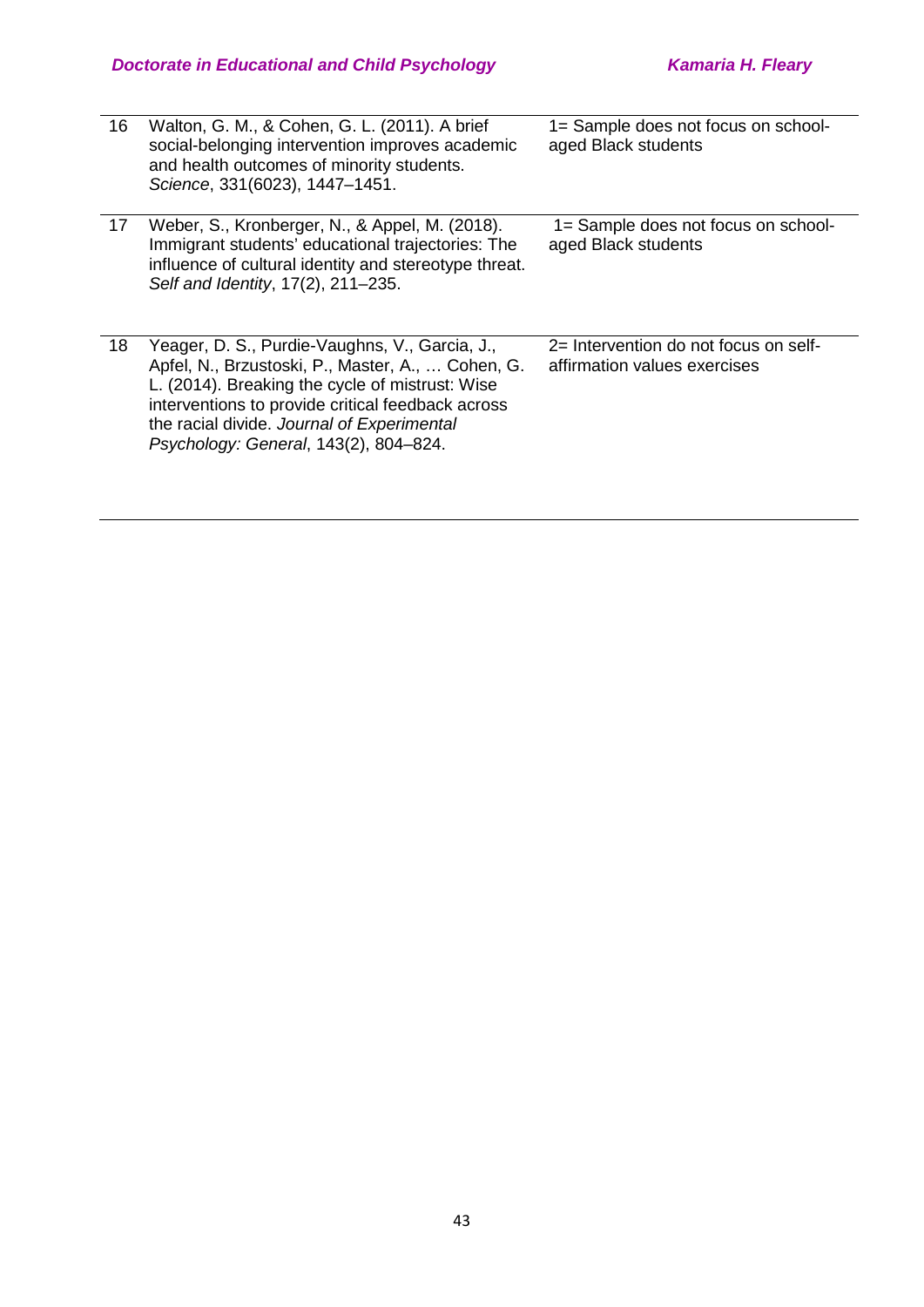| | | |
|---|---|---|
| 16 | Walton, G. M., & Cohen, G. L. (2011). A brief social-belonging intervention improves academic and health outcomes of minority students. *Science*, 331(6023), 1447–1451. | 1= Sample does not focus on school-aged Black students |
| 17 | Weber, S., Kronberger, N., & Appel, M. (2018). Immigrant students' educational trajectories: The influence of cultural identity and stereotype threat. *Self and Identity*, 17(2), 211–235. | 1= Sample does not focus on school-aged Black students |
| 18 | Yeager, D. S., Purdie-Vaughns, V., Garcia, J., Apfel, N., Brzustoski, P., Master, A., … Cohen, G. L. (2014). Breaking the cycle of mistrust: Wise interventions to provide critical feedback across the racial divide. *Journal of Experimental Psychology: General*, 143(2), 804–824. | 2= Intervention do not focus on self-affirmation values exercises |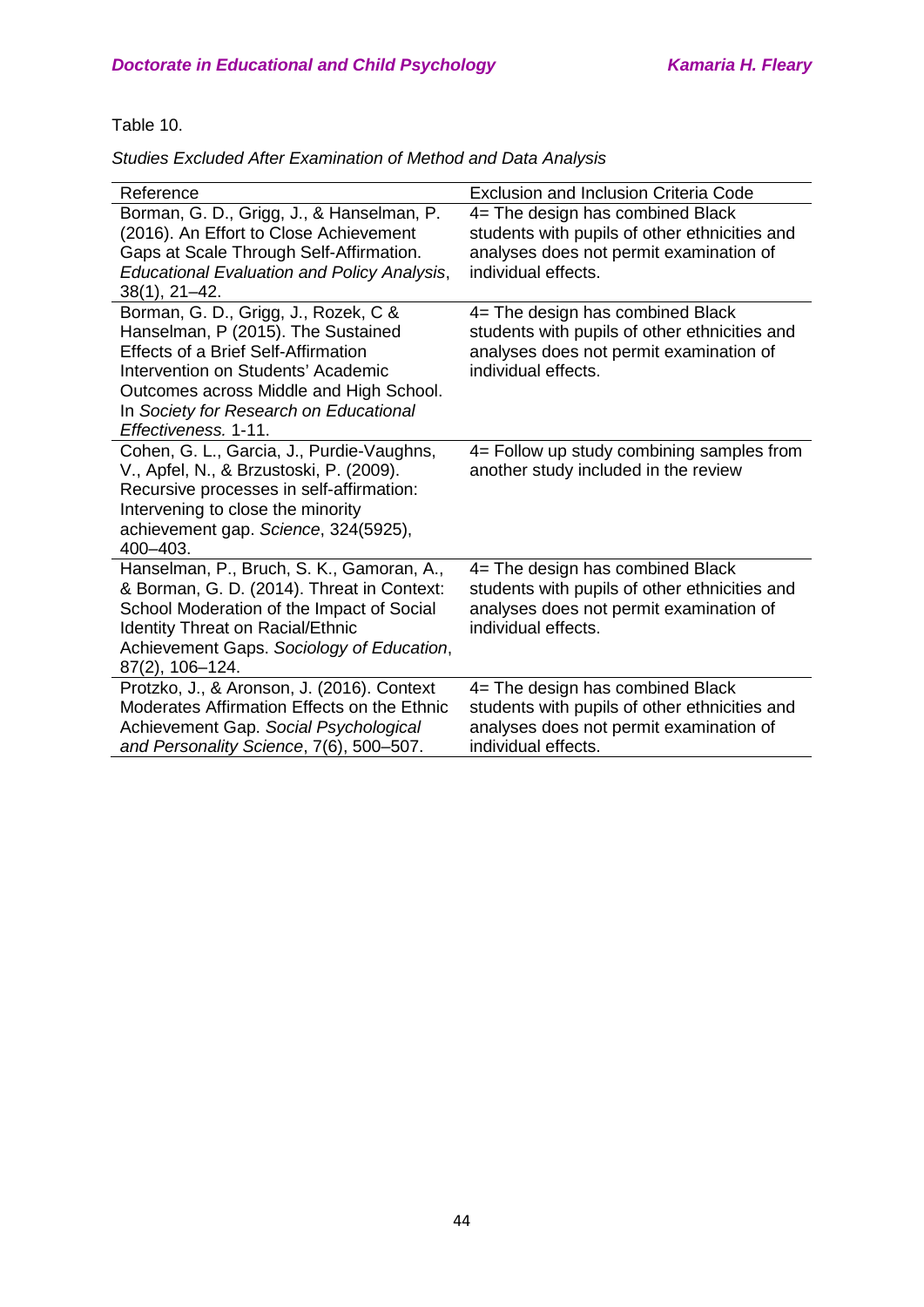Table 10.

*Studies Excluded After Examination of Method and Data Analysis*

| Reference | Exclusion and Inclusion Criteria Code |
|---|---|
| Borman, G. D., Grigg, J., & Hanselman, P. (2016). An Effort to Close Achievement Gaps at Scale Through Self-Affirmation. *Educational Evaluation and Policy Analysis*, 38(1), 21–42. | 4= The design has combined Black students with pupils of other ethnicities and analyses does not permit examination of individual effects. |
| Borman, G. D., Grigg, J., Rozek, C & Hanselman, P (2015). The Sustained Effects of a Brief Self-Affirmation Intervention on Students' Academic Outcomes across Middle and High School. In *Society for Research on Educational Effectiveness.* 1-11. | 4= The design has combined Black students with pupils of other ethnicities and analyses does not permit examination of individual effects. |
| Cohen, G. L., Garcia, J., Purdie-Vaughns, V., Apfel, N., & Brzustoski, P. (2009). Recursive processes in self-affirmation: Intervening to close the minority achievement gap. *Science*, 324(5925), 400–403. | 4= Follow up study combining samples from another study included in the review |
| Hanselman, P., Bruch, S. K., Gamoran, A., & Borman, G. D. (2014). Threat in Context: School Moderation of the Impact of Social Identity Threat on Racial/Ethnic Achievement Gaps. *Sociology of Education*, 87(2), 106–124. | 4= The design has combined Black students with pupils of other ethnicities and analyses does not permit examination of individual effects. |
| Protzko, J., & Aronson, J. (2016). Context Moderates Affirmation Effects on the Ethnic Achievement Gap. *Social Psychological and Personality Science*, 7(6), 500–507. | 4= The design has combined Black students with pupils of other ethnicities and analyses does not permit examination of individual effects. |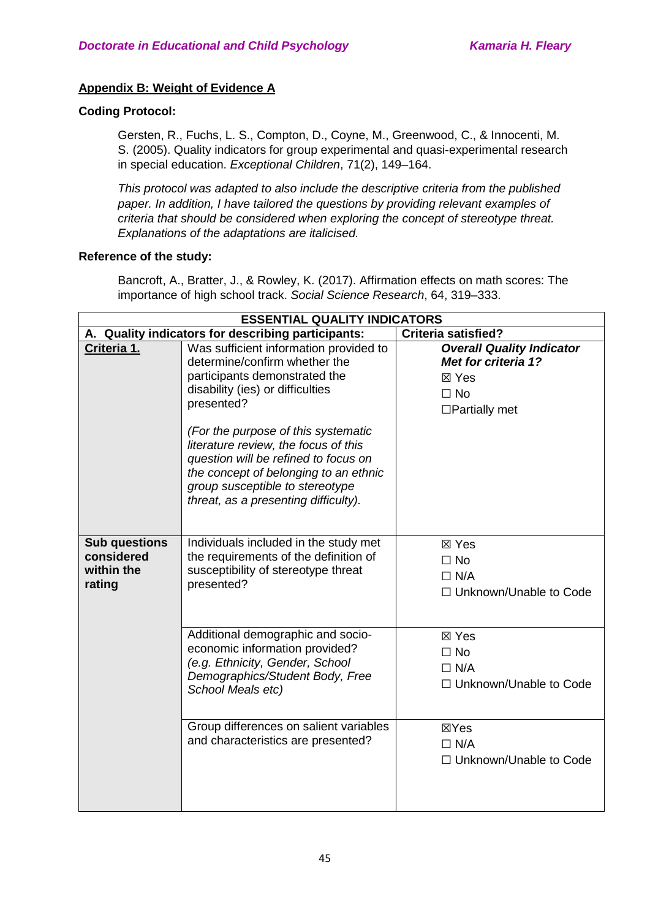## Appendix B: Weight of Evidence A

**Coding Protocol:**

Gersten, R., Fuchs, L. S., Compton, D., Coyne, M., Greenwood, C., & Innocenti, M. S. (2005). Quality indicators for group experimental and quasi-experimental research in special education. *Exceptional Children*, 71(2), 149–164.

*This protocol was adapted to also include the descriptive criteria from the published paper. In addition, I have tailored the questions by providing relevant examples of criteria that should be considered when exploring the concept of stereotype threat. Explanations of the adaptations are italicised.*

**Reference of the study:**

Bancroft, A., Bratter, J., & Rowley, K. (2017). Affirmation effects on math scores: The importance of high school track. *Social Science Research*, 64, 319–333.

| **ESSENTIAL QUALITY INDICATORS** | | |
|---|---|---|
| **A. Quality indicators for describing participants:** | | **Criteria satisfied?** |
| **Criteria 1.** | Was sufficient information provided to determine/confirm whether the participants demonstrated the disability (ies) or difficulties presented?<br><br>*(For the purpose of this systematic literature review, the focus of this question will be refined to focus on the concept of belonging to an ethnic group susceptible to stereotype threat, as a presenting difficulty).* | ***Overall Quality Indicator Met for criteria 1?***<br>☒ Yes<br>☐ No<br>☐Partially met |
| **Sub questions considered within the rating** | Individuals included in the study met the requirements of the definition of susceptibility of stereotype threat presented? | ☒ Yes<br>☐ No<br>☐ N/A<br>☐ Unknown/Unable to Code |
| | Additional demographic and socio-economic information provided? *(e.g. Ethnicity, Gender, School Demographics/Student Body, Free School Meals etc)* | ☒ Yes<br>☐ No<br>☐ N/A<br>☐ Unknown/Unable to Code |
| | Group differences on salient variables and characteristics are presented? | ☒Yes<br>☐ N/A<br>☐ Unknown/Unable to Code |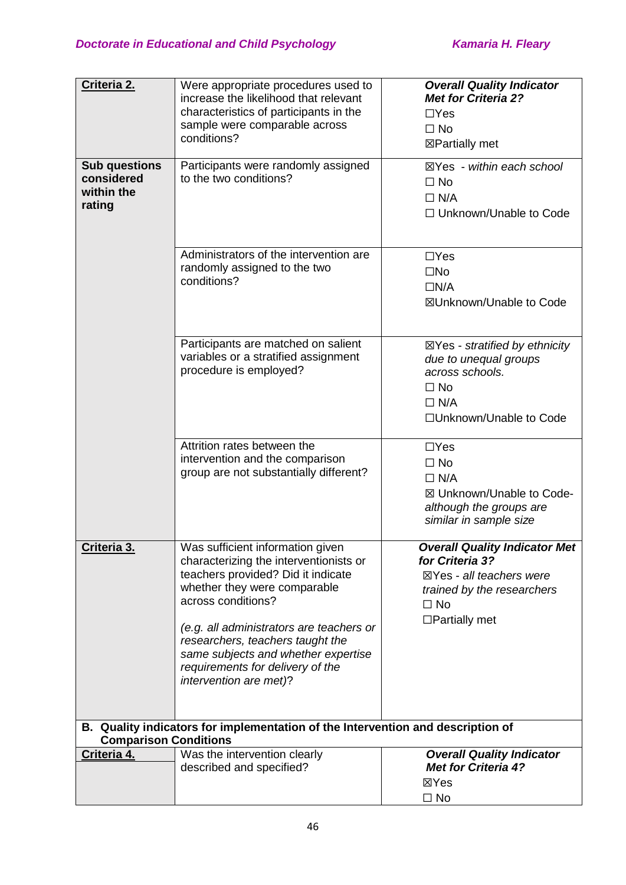| | | |
|---|---|---|
| **Criteria 2.** | Were appropriate procedures used to increase the likelihood that relevant characteristics of participants in the sample were comparable across conditions? | ***Overall Quality Indicator Met for Criteria 2?***<br>☐Yes<br>☐ No<br>☒Partially met |
| **Sub questions considered within the rating** | Participants were randomly assigned to the two conditions? | ☒Yes - *within each school*<br>☐ No<br>☐ N/A<br>☐ Unknown/Unable to Code |
| | Administrators of the intervention are randomly assigned to the two conditions? | ☐Yes<br>☐No<br>☐N/A<br>☒Unknown/Unable to Code |
| | Participants are matched on salient variables or a stratified assignment procedure is employed? | ☒Yes - *stratified by ethnicity due to unequal groups across schools.*<br>☐ No<br>☐ N/A<br>☐Unknown/Unable to Code |
| | Attrition rates between the intervention and the comparison group are not substantially different? | ☐Yes<br>☐ No<br>☐ N/A<br>☒ Unknown/Unable to Code- *although the groups are similar in sample size* |
| **Criteria 3.** | Was sufficient information given characterizing the interventionists or teachers provided? Did it indicate whether they were comparable across conditions?<br><br>*(e.g. all administrators are teachers or researchers, teachers taught the same subjects and whether expertise requirements for delivery of the intervention are met)*? | ***Overall Quality Indicator Met for Criteria 3?***<br>☒Yes - *all teachers were trained by the researchers*<br>☐ No<br>☐Partially met |
| **B. Quality indicators for implementation of the Intervention and description of Comparison Conditions** | | |
| **Criteria 4.** | Was the intervention clearly described and specified? | ***Overall Quality Indicator Met for Criteria 4?***<br>☒Yes<br>☐ No |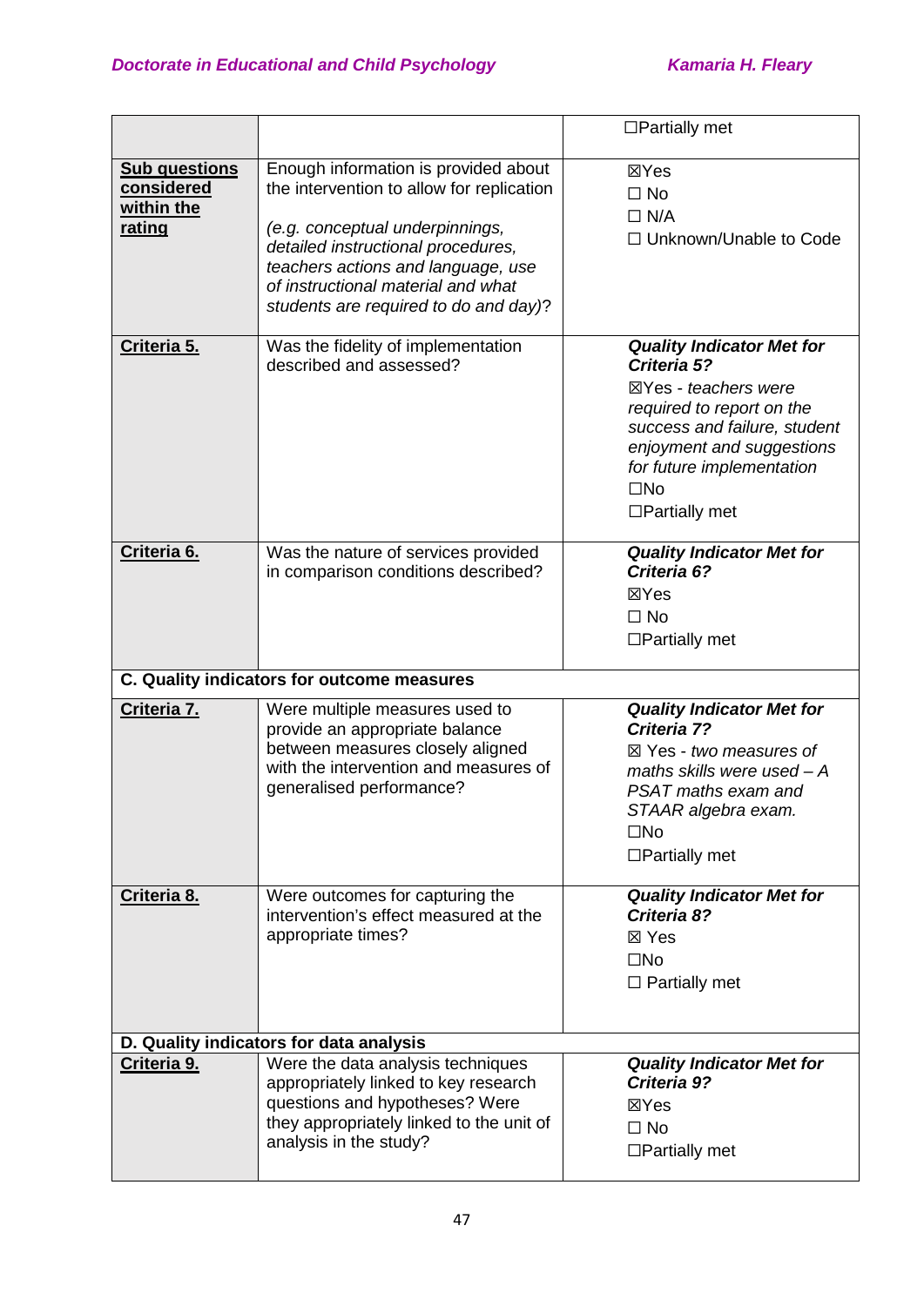| | | |
|---|---|---|
| | | ☐Partially met |
| **Sub questions considered within the rating** | Enough information is provided about the intervention to allow for replication<br><br>*(e.g. conceptual underpinnings, detailed instructional procedures, teachers actions and language, use of instructional material and what students are required to do and day)*? | ☒Yes<br>☐ No<br>☐ N/A<br>☐ Unknown/Unable to Code |
| **Criteria 5.** | Was the fidelity of implementation described and assessed? | ***Quality Indicator Met for Criteria 5?***<br>☒Yes - *teachers were required to report on the success and failure, student enjoyment and suggestions for future implementation*<br>☐No<br>☐Partially met |
| **Criteria 6.** | Was the nature of services provided in comparison conditions described? | ***Quality Indicator Met for Criteria 6?***<br>☒Yes<br>☐ No<br>☐Partially met |
| **C. Quality indicators for outcome measures** | | |
| **Criteria 7.** | Were multiple measures used to provide an appropriate balance between measures closely aligned with the intervention and measures of generalised performance? | ***Quality Indicator Met for Criteria 7?***<br>☒ Yes - *two measures of maths skills were used – A PSAT maths exam and STAAR algebra exam.*<br>☐No<br>☐Partially met |
| **Criteria 8.** | Were outcomes for capturing the intervention's effect measured at the appropriate times? | ***Quality Indicator Met for Criteria 8?***<br>☒ Yes<br>☐No<br>☐ Partially met |
| **D. Quality indicators for data analysis** | | |
| **Criteria 9.** | Were the data analysis techniques appropriately linked to key research questions and hypotheses? Were they appropriately linked to the unit of analysis in the study? | ***Quality Indicator Met for Criteria 9?***<br>☒Yes<br>☐ No<br>☐Partially met |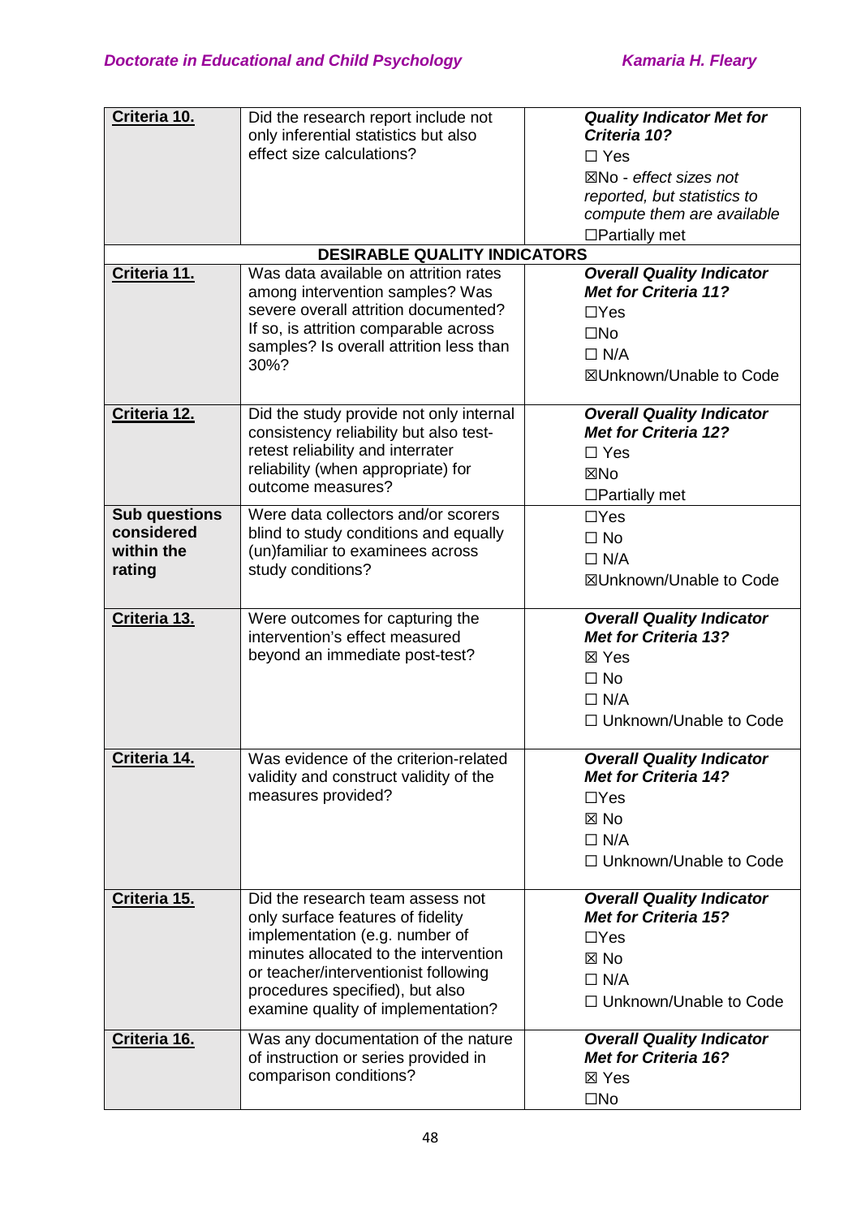| | | |
|---|---|---|
| **Criteria 10.** | Did the research report include not only inferential statistics but also effect size calculations? | ***Quality Indicator Met for Criteria 10?***<br>☐ Yes<br>☒No - *effect sizes not reported, but statistics to compute them are available*<br>☐Partially met |
| | **DESIRABLE QUALITY INDICATORS** | |
| **Criteria 11.** | Was data available on attrition rates among intervention samples? Was severe overall attrition documented? If so, is attrition comparable across samples? Is overall attrition less than 30%? | ***Overall Quality Indicator Met for Criteria 11?***<br>☐Yes<br>☐No<br>☐ N/A<br>☒Unknown/Unable to Code |
| **Criteria 12.** | Did the study provide not only internal consistency reliability but also test-retest reliability and interrater reliability (when appropriate) for outcome measures? | ***Overall Quality Indicator Met for Criteria 12?***<br>☐ Yes<br>☒No<br>☐Partially met |
| **Sub questions considered within the rating** | Were data collectors and/or scorers blind to study conditions and equally (un)familiar to examinees across study conditions? | ☐Yes<br>☐ No<br>☐ N/A<br>☒Unknown/Unable to Code |
| **Criteria 13.** | Were outcomes for capturing the intervention's effect measured beyond an immediate post-test? | ***Overall Quality Indicator Met for Criteria 13?***<br>☒ Yes<br>☐ No<br>☐ N/A<br>☐ Unknown/Unable to Code |
| **Criteria 14.** | Was evidence of the criterion-related validity and construct validity of the measures provided? | ***Overall Quality Indicator Met for Criteria 14?***<br>☐Yes<br>☒ No<br>☐ N/A<br>☐ Unknown/Unable to Code |
| **Criteria 15.** | Did the research team assess not only surface features of fidelity implementation (e.g. number of minutes allocated to the intervention or teacher/interventionist following procedures specified), but also examine quality of implementation? | ***Overall Quality Indicator Met for Criteria 15?***<br>☐Yes<br>☒ No<br>☐ N/A<br>☐ Unknown/Unable to Code |
| **Criteria 16.** | Was any documentation of the nature of instruction or series provided in comparison conditions? | ***Overall Quality Indicator Met for Criteria 16?***<br>☒ Yes<br>☐No |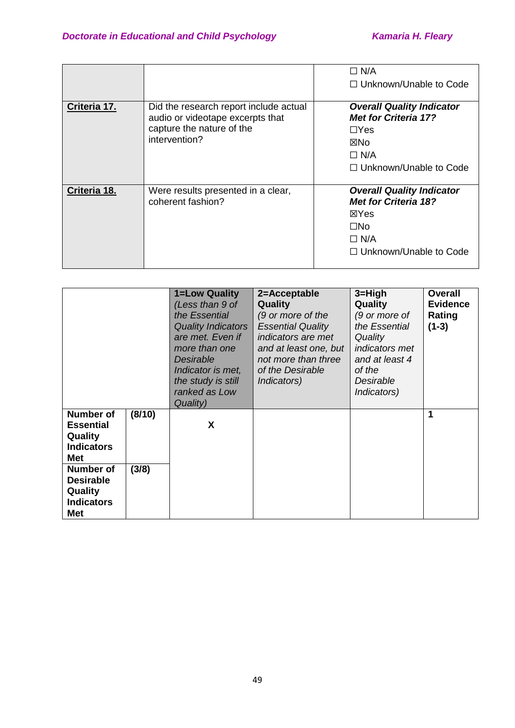| | | |
|---|---|---|
| | | ☐ N/A<br>☐ Unknown/Unable to Code |
| **Criteria 17.** | Did the research report include actual audio or videotape excerpts that capture the nature of the intervention? | ***Overall Quality Indicator Met for Criteria 17?***<br>☐Yes<br>☒No<br>☐ N/A<br>☐ Unknown/Unable to Code |
| **Criteria 18.** | Were results presented in a clear, coherent fashion? | ***Overall Quality Indicator Met for Criteria 18?***<br>☒Yes<br>☐No<br>☐ N/A<br>☐ Unknown/Unable to Code |

| | | **1=Low Quality** *(Less than 9 of the Essential Quality Indicators are met. Even if more than one Desirable Indicator is met, the study is still ranked as Low Quality)* | **2=Acceptable Quality** *(9 or more of the Essential Quality indicators are met and at least one, but not more than three of the Desirable Indicators)* | **3=High Quality** *(9 or more of the Essential Quality indicators met and at least 4 of the Desirable Indicators)* | **Overall Evidence Rating (1-3)** |
|---|---|---|---|---|---|
| **Number of Essential Quality Indicators Met** | **(8/10)** | **X** | | | **1** |
| **Number of Desirable Quality Indicators Met** | **(3/8)** | | | | |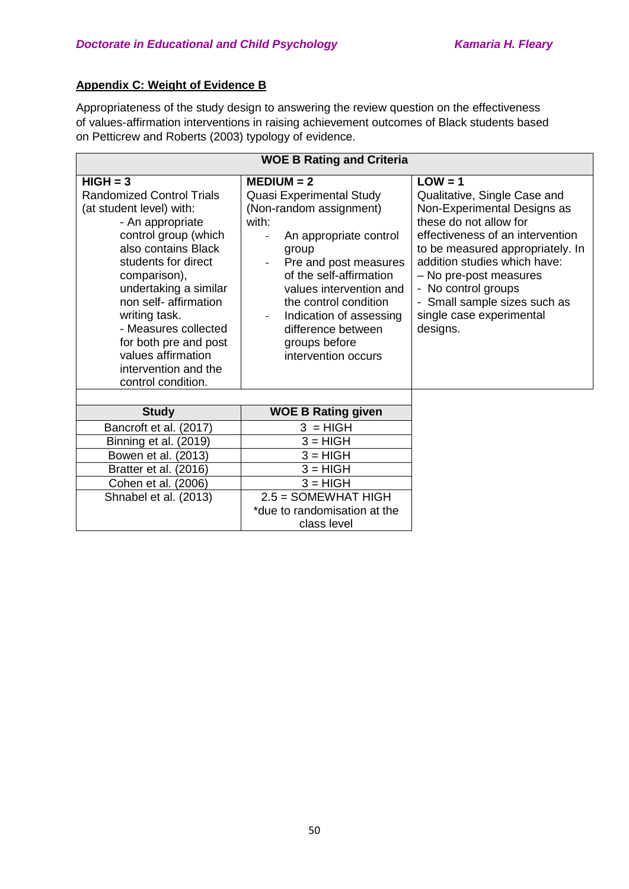## Appendix C: Weight of Evidence B

Appropriateness of the study design to answering the review question on the effectiveness of values-affirmation interventions in raising achievement outcomes of Black students based on Petticrew and Roberts (2003) typology of evidence.

| WOE B Rating and Criteria | | |
|---|---|---|
| **HIGH = 3**<br>Randomized Control Trials (at student level) with:<br>- An appropriate control group (which also contains Black students for direct comparison), undertaking a similar non self- affirmation writing task.<br>- Measures collected for both pre and post values affirmation intervention and the control condition. | **MEDIUM = 2**<br>Quasi Experimental Study (Non-random assignment) with:<br>- An appropriate control group<br>- Pre and post measures of the self-affirmation values intervention and the control condition<br>- Indication of assessing difference between groups before intervention occurs | **LOW = 1**<br>Qualitative, Single Case and Non-Experimental Designs as these do not allow for effectiveness of an intervention to be measured appropriately. In addition studies which have:<br>– No pre-post measures<br>- No control groups<br>- Small sample sizes such as single case experimental designs. |

| Study | WOE B Rating given |
|---|---|
| Bancroft et al. (2017) | 3 = HIGH |
| Binning et al. (2019) | 3 = HIGH |
| Bowen et al. (2013) | 3 = HIGH |
| Bratter et al. (2016) | 3 = HIGH |
| Cohen et al. (2006) | 3 = HIGH |
| Shnabel et al. (2013) | 2.5 = SOMEWHAT HIGH<br>*due to randomisation at the class level |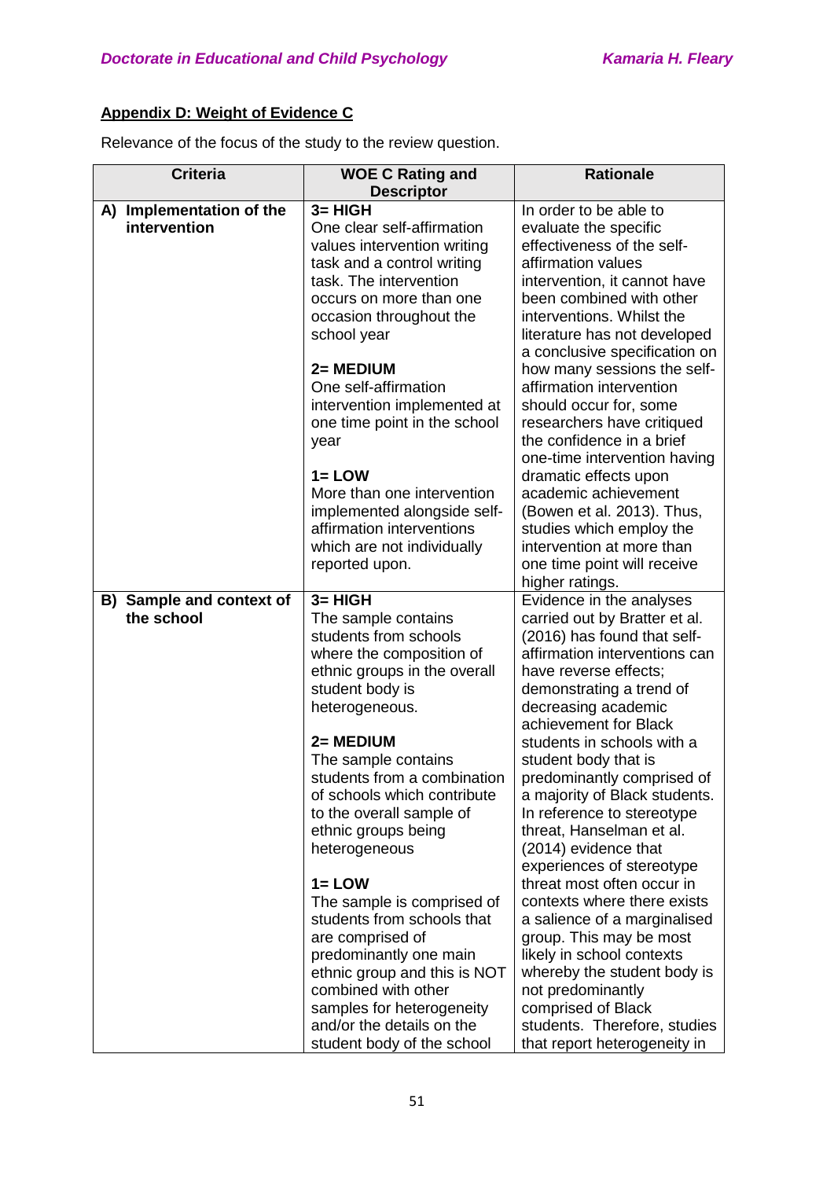**Appendix D: Weight of Evidence C**

Relevance of the focus of the study to the review question.

| Criteria | WOE C Rating and Descriptor | Rationale |
|---|---|---|
| **A) Implementation of the intervention** | **3= HIGH**<br>One clear self-affirmation values intervention writing task and a control writing task. The intervention occurs on more than one occasion throughout the school year<br><br>**2= MEDIUM**<br>One self-affirmation intervention implemented at one time point in the school year<br><br>**1= LOW**<br>More than one intervention implemented alongside self-affirmation interventions which are not individually reported upon. | In order to be able to evaluate the specific effectiveness of the self-affirmation values intervention, it cannot have been combined with other interventions. Whilst the literature has not developed a conclusive specification on how many sessions the self-affirmation intervention should occur for, some researchers have critiqued the confidence in a brief one-time intervention having dramatic effects upon academic achievement (Bowen et al. 2013). Thus, studies which employ the intervention at more than one time point will receive higher ratings. |
| **B) Sample and context of the school** | **3= HIGH**<br>The sample contains students from schools where the composition of ethnic groups in the overall student body is heterogeneous.<br><br>**2= MEDIUM**<br>The sample contains students from a combination of schools which contribute to the overall sample of ethnic groups being heterogeneous<br><br>**1= LOW**<br>The sample is comprised of students from schools that are comprised of predominantly one main ethnic group and this is NOT combined with other samples for heterogeneity and/or the details on the student body of the school | Evidence in the analyses carried out by Bratter et al. (2016) has found that self-affirmation interventions can have reverse effects; demonstrating a trend of decreasing academic achievement for Black students in schools with a student body that is predominantly comprised of a majority of Black students. In reference to stereotype threat, Hanselman et al. (2014) evidence that experiences of stereotype threat most often occur in contexts where there exists a salience of a marginalised group. This may be most likely in school contexts whereby the student body is not predominantly comprised of Black students. Therefore, studies that report heterogeneity in |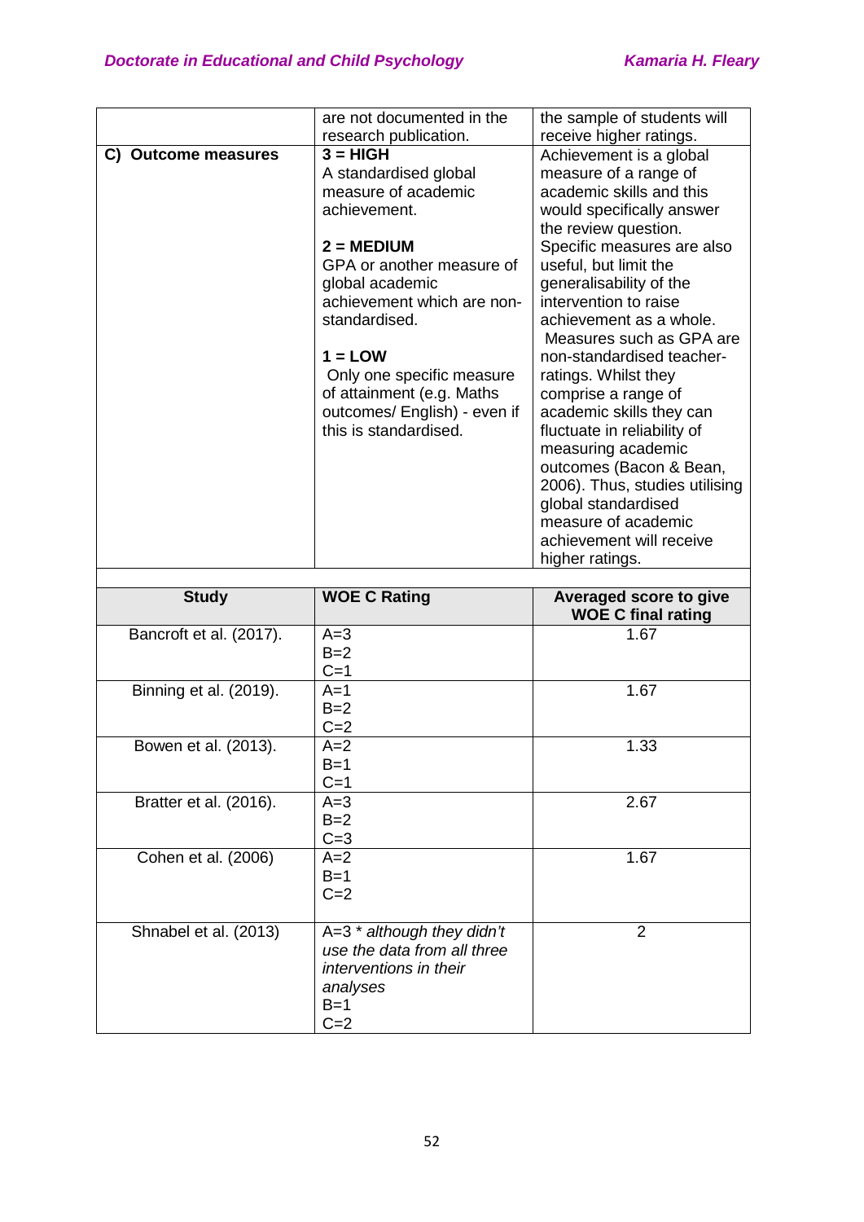| | | |
|---|---|---|
| | are not documented in the research publication. | the sample of students will receive higher ratings. |
| **C) Outcome measures** | **3 = HIGH**<br>A standardised global measure of academic achievement.<br><br>**2 = MEDIUM**<br>GPA or another measure of global academic achievement which are non-standardised.<br><br>**1 = LOW**<br>Only one specific measure of attainment (e.g. Maths outcomes/ English) - even if this is standardised. | Achievement is a global measure of a range of academic skills and this would specifically answer the review question. Specific measures are also useful, but limit the generalisability of the intervention to raise achievement as a whole. Measures such as GPA are non-standardised teacher-ratings. Whilst they comprise a range of academic skills they can fluctuate in reliability of measuring academic outcomes (Bacon & Bean, 2006). Thus, studies utilising global standardised measure of academic achievement will receive higher ratings. |

| Study | WOE C Rating | Averaged score to give WOE C final rating |
|---|---|---|
| Bancroft et al. (2017). | A=3<br>B=2<br>C=1 | 1.67 |
| Binning et al. (2019). | A=1<br>B=2<br>C=2 | 1.67 |
| Bowen et al. (2013). | A=2<br>B=1<br>C=1 | 1.33 |
| Bratter et al. (2016). | A=3<br>B=2<br>C=3 | 2.67 |
| Cohen et al. (2006) | A=2<br>B=1<br>C=2 | 1.67 |
| Shnabel et al. (2013) | A=3 * *although they didn't use the data from all three interventions in their analyses*<br>B=1<br>C=2 | 2 |